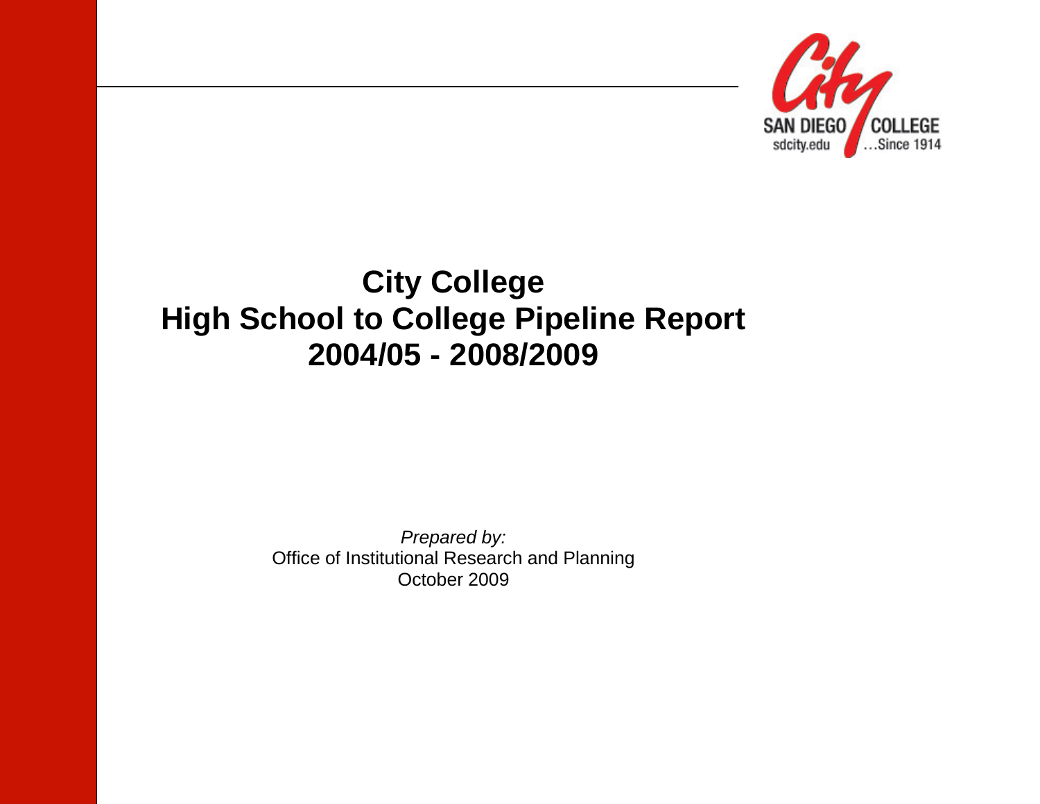# City College
# High School to College Pipeline Report
# 2004/05 - 2008/2009

*Prepared by:*
Office of Institutional Research and Planning
October 2009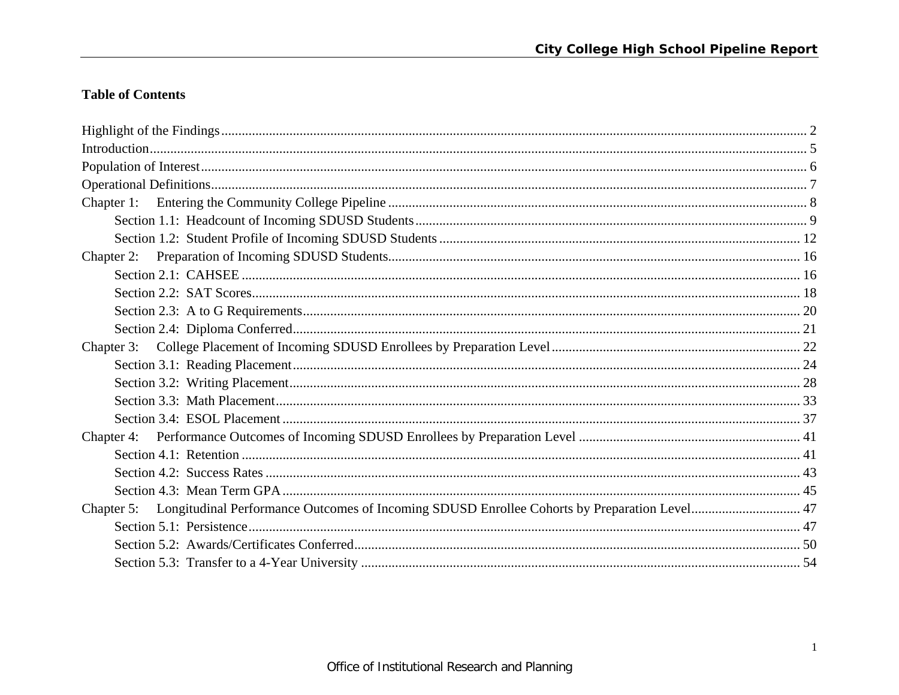## Table of Contents

Highlight of the Findings ..... 2
Introduction ..... 5
Population of Interest ..... 6
Operational Definitions ..... 7
Chapter 1: Entering the Community College Pipeline ..... 8
- Section 1.1: Headcount of Incoming SDUSD Students ..... 9
- Section 1.2: Student Profile of Incoming SDUSD Students ..... 12

Chapter 2: Preparation of Incoming SDUSD Students ..... 16
- Section 2.1: CAHSEE ..... 16
- Section 2.2: SAT Scores ..... 18
- Section 2.3: A to G Requirements ..... 20
- Section 2.4: Diploma Conferred ..... 21

Chapter 3: College Placement of Incoming SDUSD Enrollees by Preparation Level ..... 22
- Section 3.1: Reading Placement ..... 24
- Section 3.2: Writing Placement ..... 28
- Section 3.3: Math Placement ..... 33
- Section 3.4: ESOL Placement ..... 37

Chapter 4: Performance Outcomes of Incoming SDUSD Enrollees by Preparation Level ..... 41
- Section 4.1: Retention ..... 41
- Section 4.2: Success Rates ..... 43
- Section 4.3: Mean Term GPA ..... 45

Chapter 5: Longitudinal Performance Outcomes of Incoming SDUSD Enrollee Cohorts by Preparation Level ..... 47
- Section 5.1: Persistence ..... 47
- Section 5.2: Awards/Certificates Conferred ..... 50
- Section 5.3: Transfer to a 4-Year University ..... 54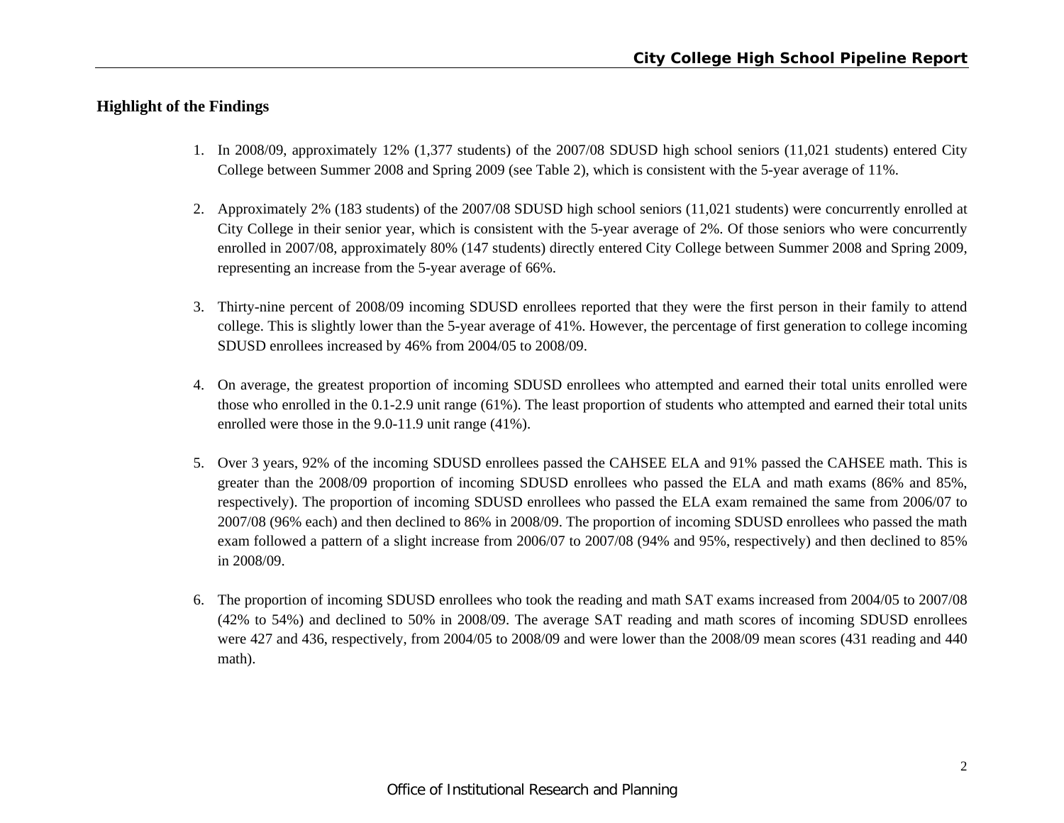## Highlight of the Findings

1. In 2008/09, approximately 12% (1,377 students) of the 2007/08 SDUSD high school seniors (11,021 students) entered City College between Summer 2008 and Spring 2009 (see Table 2), which is consistent with the 5-year average of 11%.

2. Approximately 2% (183 students) of the 2007/08 SDUSD high school seniors (11,021 students) were concurrently enrolled at City College in their senior year, which is consistent with the 5-year average of 2%. Of those seniors who were concurrently enrolled in 2007/08, approximately 80% (147 students) directly entered City College between Summer 2008 and Spring 2009, representing an increase from the 5-year average of 66%.

3. Thirty-nine percent of 2008/09 incoming SDUSD enrollees reported that they were the first person in their family to attend college. This is slightly lower than the 5-year average of 41%. However, the percentage of first generation to college incoming SDUSD enrollees increased by 46% from 2004/05 to 2008/09.

4. On average, the greatest proportion of incoming SDUSD enrollees who attempted and earned their total units enrolled were those who enrolled in the 0.1-2.9 unit range (61%). The least proportion of students who attempted and earned their total units enrolled were those in the 9.0-11.9 unit range (41%).

5. Over 3 years, 92% of the incoming SDUSD enrollees passed the CAHSEE ELA and 91% passed the CAHSEE math. This is greater than the 2008/09 proportion of incoming SDUSD enrollees who passed the ELA and math exams (86% and 85%, respectively). The proportion of incoming SDUSD enrollees who passed the ELA exam remained the same from 2006/07 to 2007/08 (96% each) and then declined to 86% in 2008/09. The proportion of incoming SDUSD enrollees who passed the math exam followed a pattern of a slight increase from 2006/07 to 2007/08 (94% and 95%, respectively) and then declined to 85% in 2008/09.

6. The proportion of incoming SDUSD enrollees who took the reading and math SAT exams increased from 2004/05 to 2007/08 (42% to 54%) and declined to 50% in 2008/09. The average SAT reading and math scores of incoming SDUSD enrollees were 427 and 436, respectively, from 2004/05 to 2008/09 and were lower than the 2008/09 mean scores (431 reading and 440 math).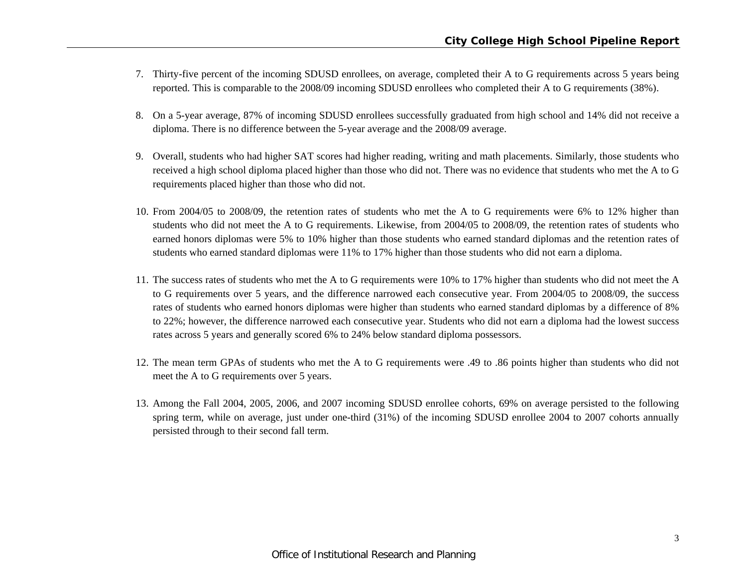7. Thirty-five percent of the incoming SDUSD enrollees, on average, completed their A to G requirements across 5 years being reported. This is comparable to the 2008/09 incoming SDUSD enrollees who completed their A to G requirements (38%).

8. On a 5-year average, 87% of incoming SDUSD enrollees successfully graduated from high school and 14% did not receive a diploma. There is no difference between the 5-year average and the 2008/09 average.

9. Overall, students who had higher SAT scores had higher reading, writing and math placements. Similarly, those students who received a high school diploma placed higher than those who did not. There was no evidence that students who met the A to G requirements placed higher than those who did not.

10. From 2004/05 to 2008/09, the retention rates of students who met the A to G requirements were 6% to 12% higher than students who did not meet the A to G requirements. Likewise, from 2004/05 to 2008/09, the retention rates of students who earned honors diplomas were 5% to 10% higher than those students who earned standard diplomas and the retention rates of students who earned standard diplomas were 11% to 17% higher than those students who did not earn a diploma.

11. The success rates of students who met the A to G requirements were 10% to 17% higher than students who did not meet the A to G requirements over 5 years, and the difference narrowed each consecutive year. From 2004/05 to 2008/09, the success rates of students who earned honors diplomas were higher than students who earned standard diplomas by a difference of 8% to 22%; however, the difference narrowed each consecutive year. Students who did not earn a diploma had the lowest success rates across 5 years and generally scored 6% to 24% below standard diploma possessors.

12. The mean term GPAs of students who met the A to G requirements were .49 to .86 points higher than students who did not meet the A to G requirements over 5 years.

13. Among the Fall 2004, 2005, 2006, and 2007 incoming SDUSD enrollee cohorts, 69% on average persisted to the following spring term, while on average, just under one-third (31%) of the incoming SDUSD enrollee 2004 to 2007 cohorts annually persisted through to their second fall term.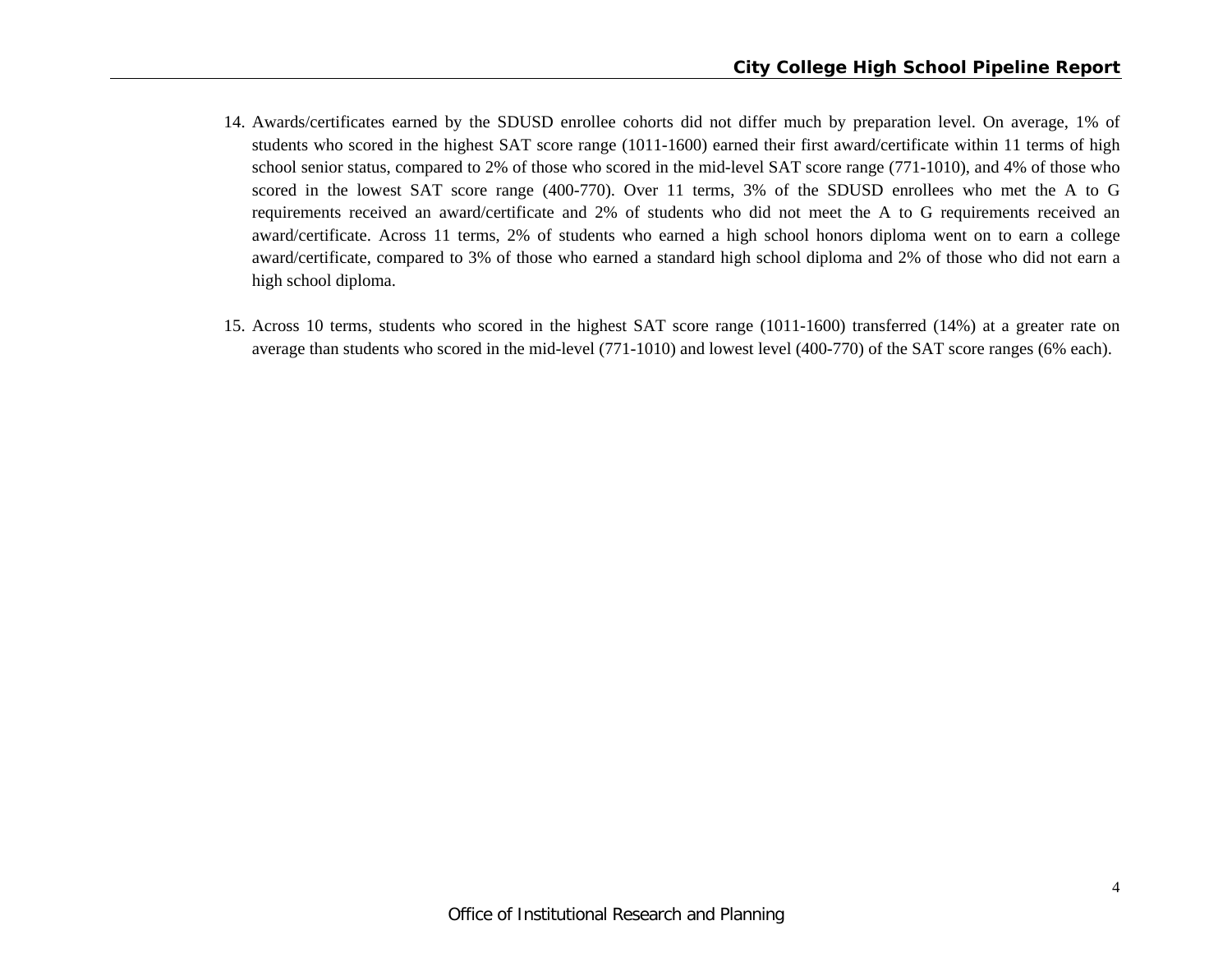14. Awards/certificates earned by the SDUSD enrollee cohorts did not differ much by preparation level. On average, 1% of students who scored in the highest SAT score range (1011-1600) earned their first award/certificate within 11 terms of high school senior status, compared to 2% of those who scored in the mid-level SAT score range (771-1010), and 4% of those who scored in the lowest SAT score range (400-770). Over 11 terms, 3% of the SDUSD enrollees who met the A to G requirements received an award/certificate and 2% of students who did not meet the A to G requirements received an award/certificate. Across 11 terms, 2% of students who earned a high school honors diploma went on to earn a college award/certificate, compared to 3% of those who earned a standard high school diploma and 2% of those who did not earn a high school diploma.

15. Across 10 terms, students who scored in the highest SAT score range (1011-1600) transferred (14%) at a greater rate on average than students who scored in the mid-level (771-1010) and lowest level (400-770) of the SAT score ranges (6% each).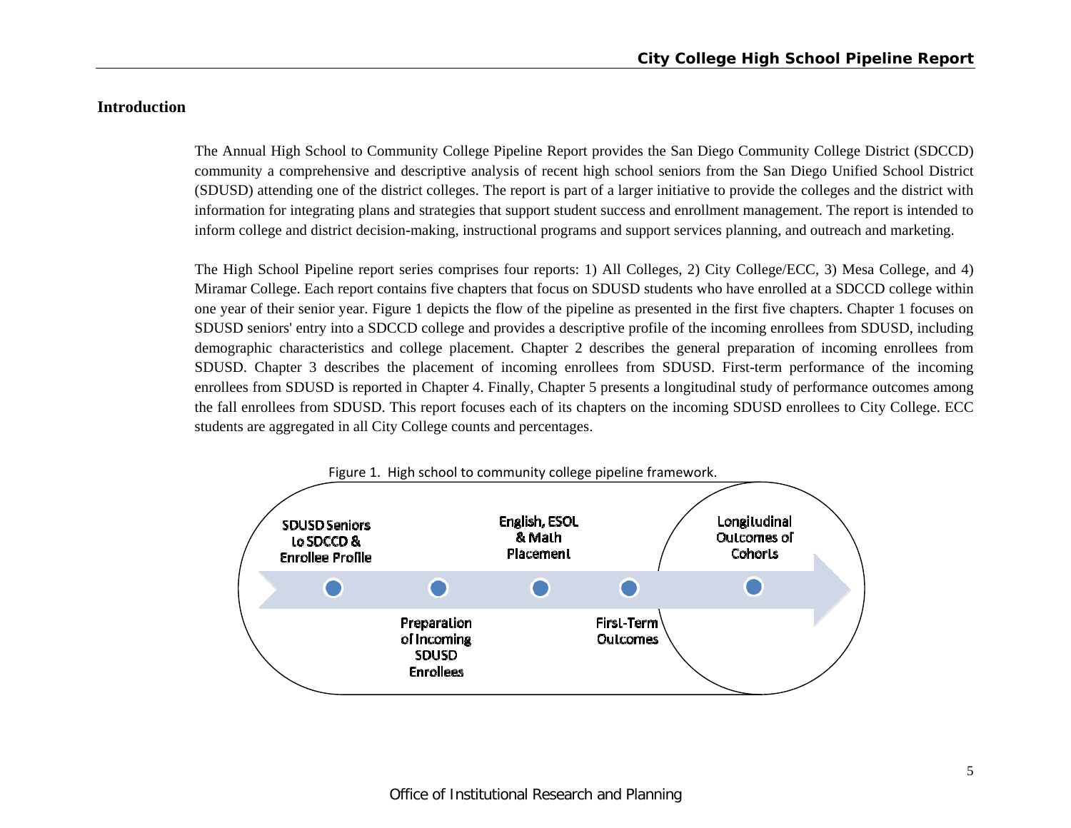## Introduction

The Annual High School to Community College Pipeline Report provides the San Diego Community College District (SDCCD) community a comprehensive and descriptive analysis of recent high school seniors from the San Diego Unified School District (SDUSD) attending one of the district colleges. The report is part of a larger initiative to provide the colleges and the district with information for integrating plans and strategies that support student success and enrollment management. The report is intended to inform college and district decision-making, instructional programs and support services planning, and outreach and marketing.

The High School Pipeline report series comprises four reports: 1) All Colleges, 2) City College/ECC, 3) Mesa College, and 4) Miramar College. Each report contains five chapters that focus on SDUSD students who have enrolled at a SDCCD college within one year of their senior year. Figure 1 depicts the flow of the pipeline as presented in the first five chapters. Chapter 1 focuses on SDUSD seniors' entry into a SDCCD college and provides a descriptive profile of the incoming enrollees from SDUSD, including demographic characteristics and college placement. Chapter 2 describes the general preparation of incoming enrollees from SDUSD. Chapter 3 describes the placement of incoming enrollees from SDUSD. First-term performance of the incoming enrollees from SDUSD is reported in Chapter 4. Finally, Chapter 5 presents a longitudinal study of performance outcomes among the fall enrollees from SDUSD. This report focuses each of its chapters on the incoming SDUSD enrollees to City College. ECC students are aggregated in all City College counts and percentages.

Figure 1. High school to community college pipeline framework.

SDUSD Seniors to SDCCD & Enrollee Profile → Preparation of Incoming SDUSD Enrollees → English, ESOL & Math Placement → First-Term Outcomes → Longitudinal Outcomes of Cohorts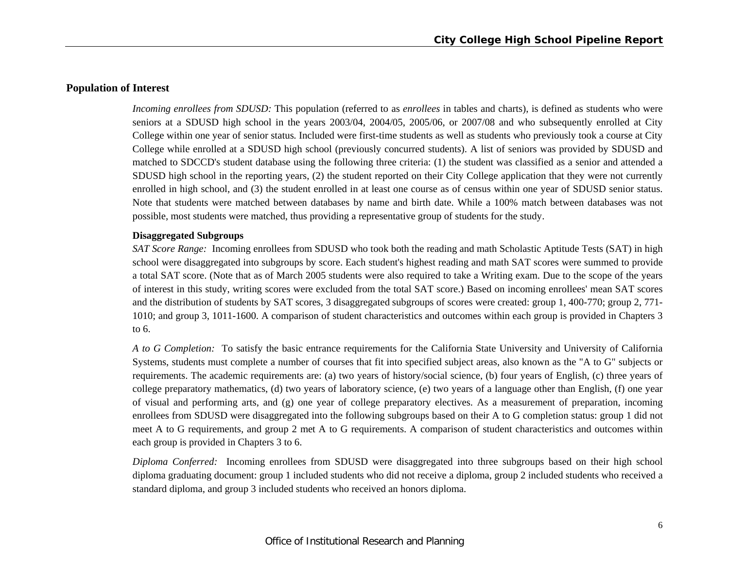## Population of Interest

*Incoming enrollees from SDUSD:* This population (referred to as *enrollees* in tables and charts), is defined as students who were seniors at a SDUSD high school in the years 2003/04, 2004/05, 2005/06, or 2007/08 and who subsequently enrolled at City College within one year of senior status. Included were first-time students as well as students who previously took a course at City College while enrolled at a SDUSD high school (previously concurred students). A list of seniors was provided by SDUSD and matched to SDCCD's student database using the following three criteria: (1) the student was classified as a senior and attended a SDUSD high school in the reporting years, (2) the student reported on their City College application that they were not currently enrolled in high school, and (3) the student enrolled in at least one course as of census within one year of SDUSD senior status. Note that students were matched between databases by name and birth date. While a 100% match between databases was not possible, most students were matched, thus providing a representative group of students for the study.

### Disaggregated Subgroups

*SAT Score Range:* Incoming enrollees from SDUSD who took both the reading and math Scholastic Aptitude Tests (SAT) in high school were disaggregated into subgroups by score. Each student's highest reading and math SAT scores were summed to provide a total SAT score. (Note that as of March 2005 students were also required to take a Writing exam. Due to the scope of the years of interest in this study, writing scores were excluded from the total SAT score.) Based on incoming enrollees' mean SAT scores and the distribution of students by SAT scores, 3 disaggregated subgroups of scores were created: group 1, 400-770; group 2, 771-1010; and group 3, 1011-1600. A comparison of student characteristics and outcomes within each group is provided in Chapters 3 to 6.

*A to G Completion:* To satisfy the basic entrance requirements for the California State University and University of California Systems, students must complete a number of courses that fit into specified subject areas, also known as the "A to G" subjects or requirements. The academic requirements are: (a) two years of history/social science, (b) four years of English, (c) three years of college preparatory mathematics, (d) two years of laboratory science, (e) two years of a language other than English, (f) one year of visual and performing arts, and (g) one year of college preparatory electives. As a measurement of preparation, incoming enrollees from SDUSD were disaggregated into the following subgroups based on their A to G completion status: group 1 did not meet A to G requirements, and group 2 met A to G requirements. A comparison of student characteristics and outcomes within each group is provided in Chapters 3 to 6.

*Diploma Conferred:* Incoming enrollees from SDUSD were disaggregated into three subgroups based on their high school diploma graduating document: group 1 included students who did not receive a diploma, group 2 included students who received a standard diploma, and group 3 included students who received an honors diploma.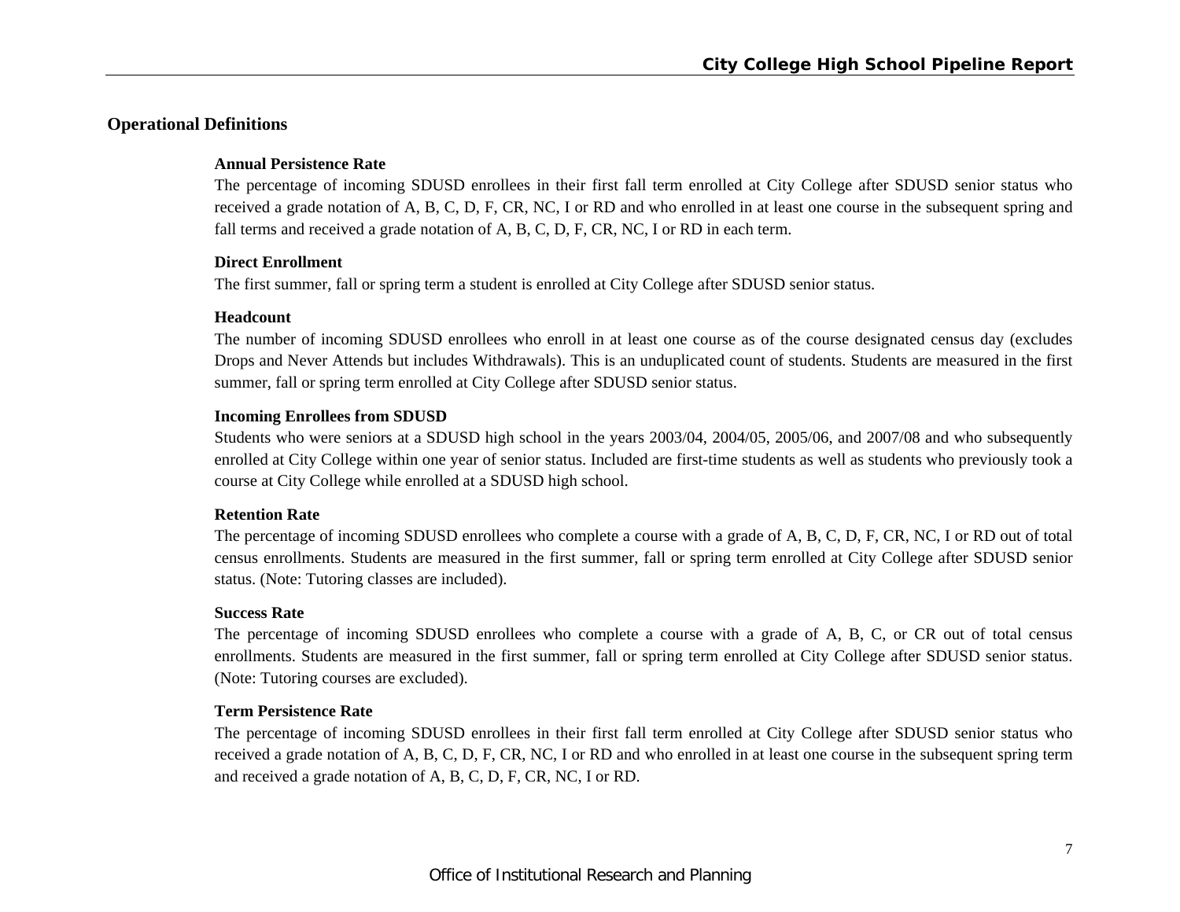## Operational Definitions

### Annual Persistence Rate

The percentage of incoming SDUSD enrollees in their first fall term enrolled at City College after SDUSD senior status who received a grade notation of A, B, C, D, F, CR, NC, I or RD and who enrolled in at least one course in the subsequent spring and fall terms and received a grade notation of A, B, C, D, F, CR, NC, I or RD in each term.

### Direct Enrollment

The first summer, fall or spring term a student is enrolled at City College after SDUSD senior status.

### Headcount

The number of incoming SDUSD enrollees who enroll in at least one course as of the course designated census day (excludes Drops and Never Attends but includes Withdrawals). This is an unduplicated count of students. Students are measured in the first summer, fall or spring term enrolled at City College after SDUSD senior status.

### Incoming Enrollees from SDUSD

Students who were seniors at a SDUSD high school in the years 2003/04, 2004/05, 2005/06, and 2007/08 and who subsequently enrolled at City College within one year of senior status. Included are first-time students as well as students who previously took a course at City College while enrolled at a SDUSD high school.

### Retention Rate

The percentage of incoming SDUSD enrollees who complete a course with a grade of A, B, C, D, F, CR, NC, I or RD out of total census enrollments. Students are measured in the first summer, fall or spring term enrolled at City College after SDUSD senior status. (Note: Tutoring classes are included).

### Success Rate

The percentage of incoming SDUSD enrollees who complete a course with a grade of A, B, C, or CR out of total census enrollments. Students are measured in the first summer, fall or spring term enrolled at City College after SDUSD senior status. (Note: Tutoring courses are excluded).

### Term Persistence Rate

The percentage of incoming SDUSD enrollees in their first fall term enrolled at City College after SDUSD senior status who received a grade notation of A, B, C, D, F, CR, NC, I or RD and who enrolled in at least one course in the subsequent spring term and received a grade notation of A, B, C, D, F, CR, NC, I or RD.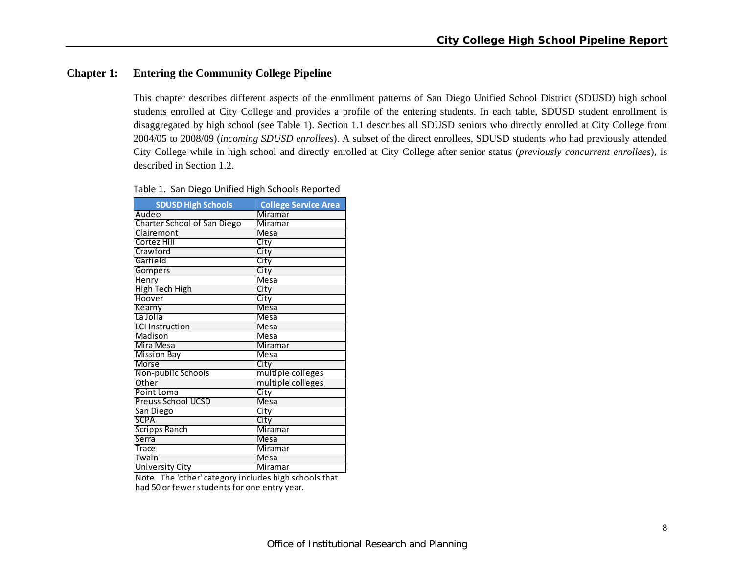## Chapter 1: Entering the Community College Pipeline

This chapter describes different aspects of the enrollment patterns of San Diego Unified School District (SDUSD) high school students enrolled at City College and provides a profile of the entering students. In each table, SDUSD student enrollment is disaggregated by high school (see Table 1). Section 1.1 describes all SDUSD seniors who directly enrolled at City College from 2004/05 to 2008/09 (*incoming SDUSD enrollees*). A subset of the direct enrollees, SDUSD students who had previously attended City College while in high school and directly enrolled at City College after senior status (*previously concurrent enrollees*), is described in Section 1.2.

Table 1. San Diego Unified High Schools Reported

| SDUSD High Schools | College Service Area |
|---|---|
| Audeo | Miramar |
| Charter School of San Diego | Miramar |
| Clairemont | Mesa |
| Cortez Hill | City |
| Crawford | City |
| Garfield | City |
| Gompers | City |
| Henry | Mesa |
| High Tech High | City |
| Hoover | City |
| Kearny | Mesa |
| La Jolla | Mesa |
| LCI Instruction | Mesa |
| Madison | Mesa |
| Mira Mesa | Miramar |
| Mission Bay | Mesa |
| Morse | City |
| Non-public Schools | multiple colleges |
| Other | multiple colleges |
| Point Loma | City |
| Preuss School UCSD | Mesa |
| San Diego | City |
| SCPA | City |
| Scripps Ranch | Miramar |
| Serra | Mesa |
| Trace | Miramar |
| Twain | Mesa |
| University City | Miramar |

Note. The 'other' category includes high schools that had 50 or fewer students for one entry year.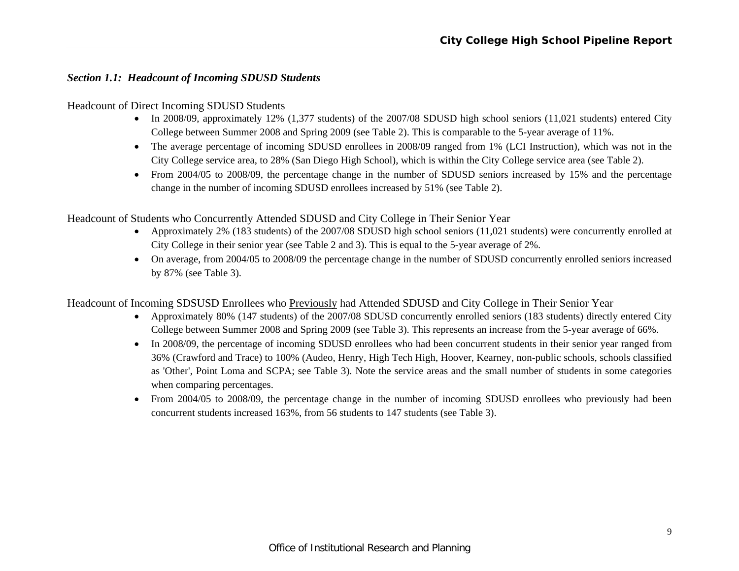### *Section 1.1: Headcount of Incoming SDUSD Students*

Headcount of Direct Incoming SDUSD Students

- In 2008/09, approximately 12% (1,377 students) of the 2007/08 SDUSD high school seniors (11,021 students) entered City College between Summer 2008 and Spring 2009 (see Table 2). This is comparable to the 5-year average of 11%.
- The average percentage of incoming SDUSD enrollees in 2008/09 ranged from 1% (LCI Instruction), which was not in the City College service area, to 28% (San Diego High School), which is within the City College service area (see Table 2).
- From 2004/05 to 2008/09, the percentage change in the number of SDUSD seniors increased by 15% and the percentage change in the number of incoming SDUSD enrollees increased by 51% (see Table 2).

Headcount of Students who Concurrently Attended SDUSD and City College in Their Senior Year

- Approximately 2% (183 students) of the 2007/08 SDUSD high school seniors (11,021 students) were concurrently enrolled at City College in their senior year (see Table 2 and 3). This is equal to the 5-year average of 2%.
- On average, from 2004/05 to 2008/09 the percentage change in the number of SDUSD concurrently enrolled seniors increased by 87% (see Table 3).

Headcount of Incoming SDSUSD Enrollees who Previously had Attended SDUSD and City College in Their Senior Year

- Approximately 80% (147 students) of the 2007/08 SDUSD concurrently enrolled seniors (183 students) directly entered City College between Summer 2008 and Spring 2009 (see Table 3). This represents an increase from the 5-year average of 66%.
- In 2008/09, the percentage of incoming SDUSD enrollees who had been concurrent students in their senior year ranged from 36% (Crawford and Trace) to 100% (Audeo, Henry, High Tech High, Hoover, Kearney, non-public schools, schools classified as 'Other', Point Loma and SCPA; see Table 3). Note the service areas and the small number of students in some categories when comparing percentages.
- From 2004/05 to 2008/09, the percentage change in the number of incoming SDUSD enrollees who previously had been concurrent students increased 163%, from 56 students to 147 students (see Table 3).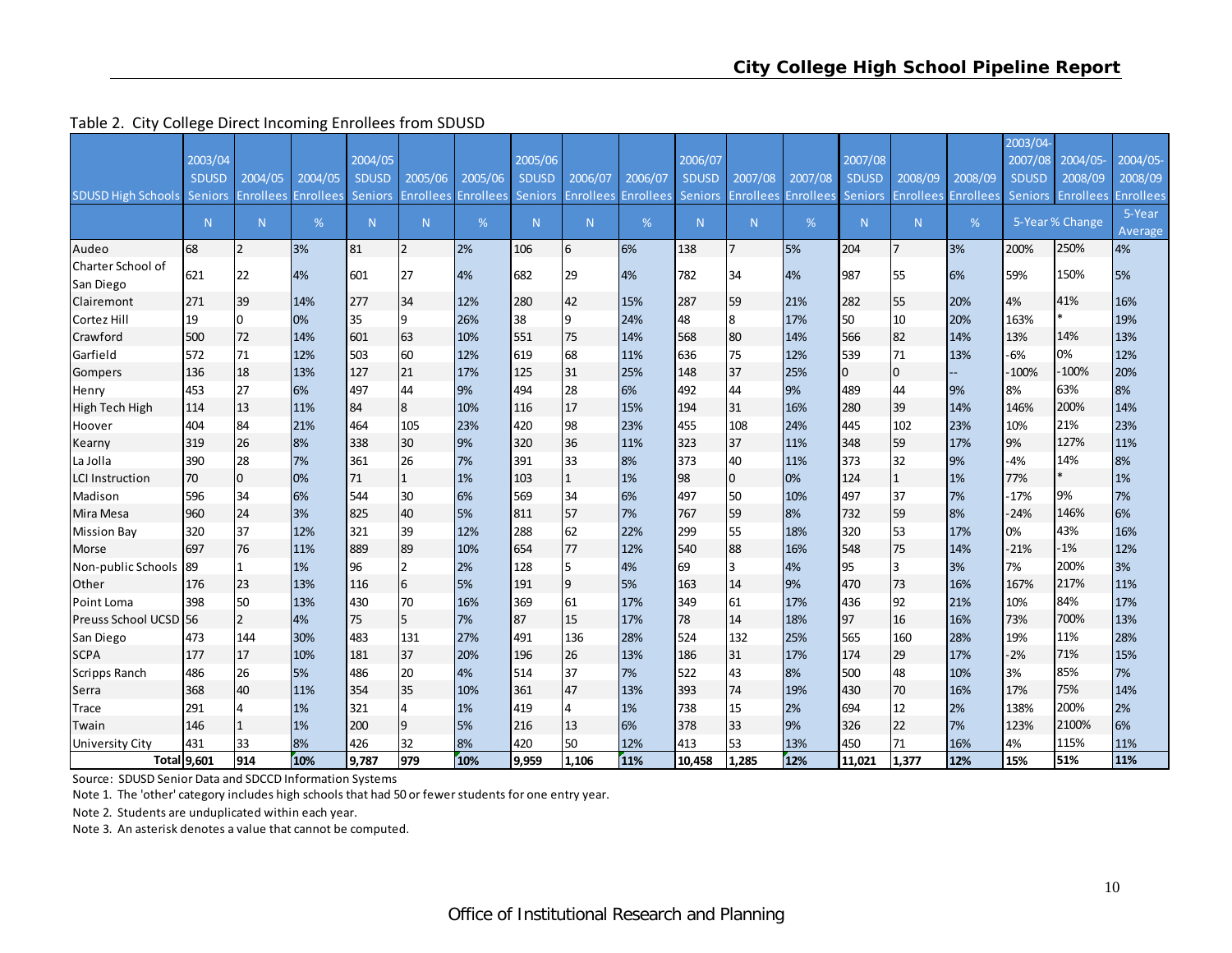Table 2. City College Direct Incoming Enrollees from SDUSD

| SDUSD High Schools | 2003/04 SDUSD Seniors | 2004/05 Enrollees | 2004/05 Enrollees | 2004/05 SDUSD Seniors | 2005/06 Enrollees | 2005/06 Enrollees | 2005/06 SDUSD Seniors | 2006/07 Enrollees | 2006/07 Enrollees | 2006/07 SDUSD Seniors | 2007/08 Enrollees | 2007/08 Enrollees | 2007/08 SDUSD Seniors | 2008/09 Enrollees | 2008/09 Enrollees | 2003/04-2007/08 SDUSD Seniors | 2004/05-2008/09 Enrollees | 2004/05-2008/09 Enrollees |
|---|---|---|---|---|---|---|---|---|---|---|---|---|---|---|---|---|---|---|
| | N | N | % | N | N | % | N | N | % | N | N | % | N | N | % | 5-Year % Change | | 5-Year Average |
| Audeo | 68 | 2 | 3% | 81 | 2 | 2% | 106 | 6 | 6% | 138 | 7 | 5% | 204 | 7 | 3% | 200% | 250% | 4% |
| Charter School of San Diego | 621 | 22 | 4% | 601 | 27 | 4% | 682 | 29 | 4% | 782 | 34 | 4% | 987 | 55 | 6% | 59% | 150% | 5% |
| Clairemont | 271 | 39 | 14% | 277 | 34 | 12% | 280 | 42 | 15% | 287 | 59 | 21% | 282 | 55 | 20% | 4% | 41% | 16% |
| Cortez Hill | 19 | 0 | 0% | 35 | 9 | 26% | 38 | 9 | 24% | 48 | 8 | 17% | 50 | 10 | 20% | 163% | * | 19% |
| Crawford | 500 | 72 | 14% | 601 | 63 | 10% | 551 | 75 | 14% | 568 | 80 | 14% | 566 | 82 | 14% | 13% | 14% | 13% |
| Garfield | 572 | 71 | 12% | 503 | 60 | 12% | 619 | 68 | 11% | 636 | 75 | 12% | 539 | 71 | 13% | -6% | 0% | 12% |
| Gompers | 136 | 18 | 13% | 127 | 21 | 17% | 125 | 31 | 25% | 148 | 37 | 25% | 0 | 0 | -- | -100% | -100% | 20% |
| Henry | 453 | 27 | 6% | 497 | 44 | 9% | 494 | 28 | 6% | 492 | 44 | 9% | 489 | 44 | 9% | 8% | 63% | 8% |
| High Tech High | 114 | 13 | 11% | 84 | 8 | 10% | 116 | 17 | 15% | 194 | 31 | 16% | 280 | 39 | 14% | 146% | 200% | 14% |
| Hoover | 404 | 84 | 21% | 464 | 105 | 23% | 420 | 98 | 23% | 455 | 108 | 24% | 445 | 102 | 23% | 10% | 21% | 23% |
| Kearny | 319 | 26 | 8% | 338 | 30 | 9% | 320 | 36 | 11% | 323 | 37 | 11% | 348 | 59 | 17% | 9% | 127% | 11% |
| La Jolla | 390 | 28 | 7% | 361 | 26 | 7% | 391 | 33 | 8% | 373 | 40 | 11% | 373 | 32 | 9% | -4% | 14% | 8% |
| LCI Instruction | 70 | 0 | 0% | 71 | 1 | 1% | 103 | 1 | 1% | 98 | 0 | 0% | 124 | 1 | 1% | 77% | * | 1% |
| Madison | 596 | 34 | 6% | 544 | 30 | 6% | 569 | 34 | 6% | 497 | 50 | 10% | 497 | 37 | 7% | -17% | 9% | 7% |
| Mira Mesa | 960 | 24 | 3% | 825 | 40 | 5% | 811 | 57 | 7% | 767 | 59 | 8% | 732 | 59 | 8% | -24% | 146% | 6% |
| Mission Bay | 320 | 37 | 12% | 321 | 39 | 12% | 288 | 62 | 22% | 299 | 55 | 18% | 320 | 53 | 17% | 0% | 43% | 16% |
| Morse | 697 | 76 | 11% | 889 | 89 | 10% | 654 | 77 | 12% | 540 | 88 | 16% | 548 | 75 | 14% | -21% | -1% | 12% |
| Non-public Schools | 89 | 1 | 1% | 96 | 2 | 2% | 128 | 5 | 4% | 69 | 3 | 4% | 95 | 3 | 3% | 7% | 200% | 3% |
| Other | 176 | 23 | 13% | 116 | 6 | 5% | 191 | 9 | 5% | 163 | 14 | 9% | 470 | 73 | 16% | 167% | 217% | 11% |
| Point Loma | 398 | 50 | 13% | 430 | 70 | 16% | 369 | 61 | 17% | 349 | 61 | 17% | 436 | 92 | 21% | 10% | 84% | 17% |
| Preuss School UCSD | 56 | 2 | 4% | 75 | 5 | 7% | 87 | 15 | 17% | 78 | 14 | 18% | 97 | 16 | 16% | 73% | 700% | 13% |
| San Diego | 473 | 144 | 30% | 483 | 131 | 27% | 491 | 136 | 28% | 524 | 132 | 25% | 565 | 160 | 28% | 19% | 11% | 28% |
| SCPA | 177 | 17 | 10% | 181 | 37 | 20% | 196 | 26 | 13% | 186 | 31 | 17% | 174 | 29 | 17% | -2% | 71% | 15% |
| Scripps Ranch | 486 | 26 | 5% | 486 | 20 | 4% | 514 | 37 | 7% | 522 | 43 | 8% | 500 | 48 | 10% | 3% | 85% | 7% |
| Serra | 368 | 40 | 11% | 354 | 35 | 10% | 361 | 47 | 13% | 393 | 74 | 19% | 430 | 70 | 16% | 17% | 75% | 14% |
| Trace | 291 | 4 | 1% | 321 | 4 | 1% | 419 | 4 | 1% | 738 | 15 | 2% | 694 | 12 | 2% | 138% | 200% | 2% |
| Twain | 146 | 1 | 1% | 200 | 9 | 5% | 216 | 13 | 6% | 378 | 33 | 9% | 326 | 22 | 7% | 123% | 2100% | 6% |
| University City | 431 | 33 | 8% | 426 | 32 | 8% | 420 | 50 | 12% | 413 | 53 | 13% | 450 | 71 | 16% | 4% | 115% | 11% |
| **Total** | **9,601** | **914** | **10%** | **9,787** | **979** | **10%** | **9,959** | **1,106** | **11%** | **10,458** | **1,285** | **12%** | **11,021** | **1,377** | **12%** | **15%** | **51%** | **11%** |

Source: SDUSD Senior Data and SDCCD Information Systems

Note 1. The 'other' category includes high schools that had 50 or fewer students for one entry year.

Note 2. Students are unduplicated within each year.

Note 3. An asterisk denotes a value that cannot be computed.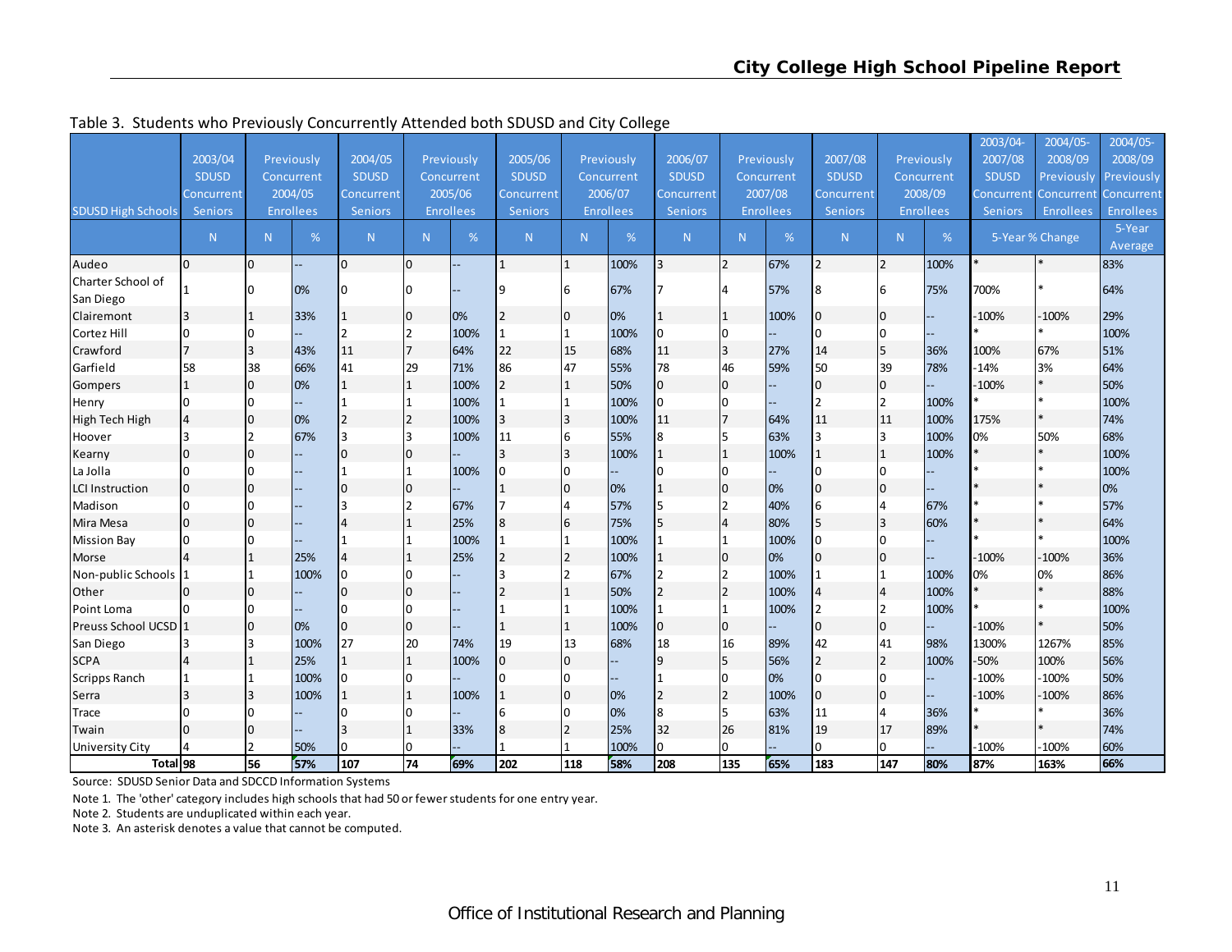Table 3. Students who Previously Concurrently Attended both SDUSD and City College

| SDUSD High Schools | 2003/04 SDUSD Concurrent Seniors | Previously Concurrent 2004/05 Enrollees | | 2004/05 SDUSD Concurrent Seniors | Previously Concurrent 2005/06 Enrollees | | 2005/06 SDUSD Concurrent Seniors | Previously Concurrent 2006/07 Enrollees | | 2006/07 SDUSD Concurrent Seniors | Previously Concurrent 2007/08 Enrollees | | 2007/08 SDUSD Concurrent Seniors | Previously Concurrent 2008/09 Enrollees | | 2003/04-2007/08 SDUSD Concurrent Seniors | 2004/05-2008/09 Previously Concurrent Enrollees | 2004/05-2008/09 Previously Concurrent Enrollees |
|---|---|---|---|---|---|---|---|---|---|---|---|---|---|---|---|---|---|---|
| | N | N | % | N | N | % | N | N | % | N | N | % | N | N | % | 5-Year % Change | | 5-Year Average |
| Audeo | 0 | 0 | -- | 0 | 0 | -- | 1 | 1 | 100% | 3 | 2 | 67% | 2 | 2 | 100% | * | * | 83% |
| Charter School of San Diego | 1 | 0 | 0% | 0 | 0 | -- | 9 | 6 | 67% | 7 | 4 | 57% | 8 | 6 | 75% | 700% | * | 64% |
| Clairemont | 3 | 1 | 33% | 1 | 0 | 0% | 2 | 0 | 0% | 1 | 1 | 100% | 0 | 0 | -- | -100% | -100% | 29% |
| Cortez Hill | 0 | 0 | -- | 2 | 2 | 100% | 1 | 1 | 100% | 0 | 0 | -- | 0 | 0 | -- | * | * | 100% |
| Crawford | 7 | 3 | 43% | 11 | 7 | 64% | 22 | 15 | 68% | 11 | 3 | 27% | 14 | 5 | 36% | 100% | 67% | 51% |
| Garfield | 58 | 38 | 66% | 41 | 29 | 71% | 86 | 47 | 55% | 78 | 46 | 59% | 50 | 39 | 78% | -14% | 3% | 64% |
| Gompers | 1 | 0 | 0% | 1 | 1 | 100% | 2 | 1 | 50% | 0 | 0 | -- | 0 | 0 | -- | -100% | * | 50% |
| Henry | 0 | 0 | -- | 1 | 1 | 100% | 1 | 1 | 100% | 0 | 0 | -- | 2 | 2 | 100% | * | * | 100% |
| High Tech High | 4 | 0 | 0% | 2 | 2 | 100% | 3 | 3 | 100% | 11 | 7 | 64% | 11 | 11 | 100% | 175% | * | 74% |
| Hoover | 3 | 2 | 67% | 3 | 3 | 100% | 11 | 6 | 55% | 8 | 5 | 63% | 3 | 3 | 100% | 0% | 50% | 68% |
| Kearny | 0 | 0 | -- | 0 | 0 | -- | 3 | 3 | 100% | 1 | 1 | 100% | 1 | 1 | 100% | * | * | 100% |
| La Jolla | 0 | 0 | -- | 1 | 1 | 100% | 0 | 0 | -- | 0 | 0 | -- | 0 | 0 | -- | * | * | 100% |
| LCI Instruction | 0 | 0 | -- | 0 | 0 | -- | 1 | 0 | 0% | 1 | 0 | 0% | 0 | 0 | -- | * | * | 0% |
| Madison | 0 | 0 | -- | 3 | 2 | 67% | 7 | 4 | 57% | 5 | 2 | 40% | 6 | 4 | 67% | * | * | 57% |
| Mira Mesa | 0 | 0 | -- | 4 | 1 | 25% | 8 | 6 | 75% | 5 | 4 | 80% | 5 | 3 | 60% | * | * | 64% |
| Mission Bay | 0 | 0 | -- | 1 | 1 | 100% | 1 | 1 | 100% | 1 | 1 | 100% | 0 | 0 | -- | * | * | 100% |
| Morse | 4 | 1 | 25% | 4 | 1 | 25% | 2 | 2 | 100% | 1 | 0 | 0% | 0 | 0 | -- | -100% | -100% | 36% |
| Non-public Schools | 1 | 1 | 100% | 0 | 0 | -- | 3 | 2 | 67% | 2 | 2 | 100% | 1 | 1 | 100% | 0% | 0% | 86% |
| Other | 0 | 0 | -- | 0 | 0 | -- | 2 | 1 | 50% | 2 | 2 | 100% | 4 | 4 | 100% | * | * | 88% |
| Point Loma | 0 | 0 | -- | 0 | 0 | -- | 1 | 1 | 100% | 1 | 1 | 100% | 2 | 2 | 100% | * | * | 100% |
| Preuss School UCSD | 1 | 0 | 0% | 0 | 0 | -- | 1 | 1 | 100% | 0 | 0 | -- | 0 | 0 | -- | -100% | * | 50% |
| San Diego | 3 | 3 | 100% | 27 | 20 | 74% | 19 | 13 | 68% | 18 | 16 | 89% | 42 | 41 | 98% | 1300% | 1267% | 85% |
| SCPA | 4 | 1 | 25% | 1 | 1 | 100% | 0 | 0 | -- | 9 | 5 | 56% | 2 | 2 | 100% | -50% | 100% | 56% |
| Scripps Ranch | 1 | 1 | 100% | 0 | 0 | -- | 0 | 0 | -- | 1 | 0 | 0% | 0 | 0 | -- | -100% | -100% | 50% |
| Serra | 3 | 3 | 100% | 1 | 1 | 100% | 1 | 0 | 0% | 2 | 2 | 100% | 0 | 0 | -- | -100% | -100% | 86% |
| Trace | 0 | 0 | -- | 0 | 0 | -- | 6 | 0 | 0% | 8 | 5 | 63% | 11 | 4 | 36% | * | * | 36% |
| Twain | 0 | 0 | -- | 3 | 1 | 33% | 8 | 2 | 25% | 32 | 26 | 81% | 19 | 17 | 89% | * | * | 74% |
| University City | 4 | 2 | 50% | 0 | 0 | -- | 1 | 1 | 100% | 0 | 0 | -- | 0 | 0 | -- | -100% | -100% | 60% |
| **Total** | **98** | **56** | **57%** | **107** | **74** | **69%** | **202** | **118** | **58%** | **208** | **135** | **65%** | **183** | **147** | **80%** | **87%** | **163%** | **66%** |

Source: SDUSD Senior Data and SDCCD Information Systems

Note 1. The 'other' category includes high schools that had 50 or fewer students for one entry year.

Note 2. Students are unduplicated within each year.

Note 3. An asterisk denotes a value that cannot be computed.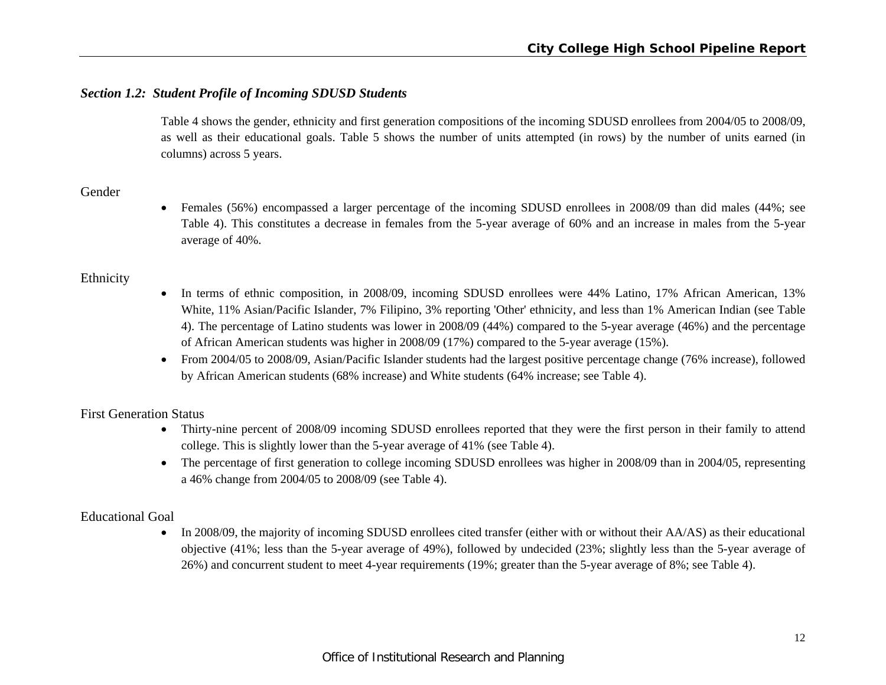### *Section 1.2: Student Profile of Incoming SDUSD Students*

Table 4 shows the gender, ethnicity and first generation compositions of the incoming SDUSD enrollees from 2004/05 to 2008/09, as well as their educational goals. Table 5 shows the number of units attempted (in rows) by the number of units earned (in columns) across 5 years.

Gender

- Females (56%) encompassed a larger percentage of the incoming SDUSD enrollees in 2008/09 than did males (44%; see Table 4). This constitutes a decrease in females from the 5-year average of 60% and an increase in males from the 5-year average of 40%.

Ethnicity

- In terms of ethnic composition, in 2008/09, incoming SDUSD enrollees were 44% Latino, 17% African American, 13% White, 11% Asian/Pacific Islander, 7% Filipino, 3% reporting 'Other' ethnicity, and less than 1% American Indian (see Table 4). The percentage of Latino students was lower in 2008/09 (44%) compared to the 5-year average (46%) and the percentage of African American students was higher in 2008/09 (17%) compared to the 5-year average (15%).
- From 2004/05 to 2008/09, Asian/Pacific Islander students had the largest positive percentage change (76% increase), followed by African American students (68% increase) and White students (64% increase; see Table 4).

First Generation Status

- Thirty-nine percent of 2008/09 incoming SDUSD enrollees reported that they were the first person in their family to attend college. This is slightly lower than the 5-year average of 41% (see Table 4).
- The percentage of first generation to college incoming SDUSD enrollees was higher in 2008/09 than in 2004/05, representing a 46% change from 2004/05 to 2008/09 (see Table 4).

Educational Goal

- In 2008/09, the majority of incoming SDUSD enrollees cited transfer (either with or without their AA/AS) as their educational objective (41%; less than the 5-year average of 49%), followed by undecided (23%; slightly less than the 5-year average of 26%) and concurrent student to meet 4-year requirements (19%; greater than the 5-year average of 8%; see Table 4).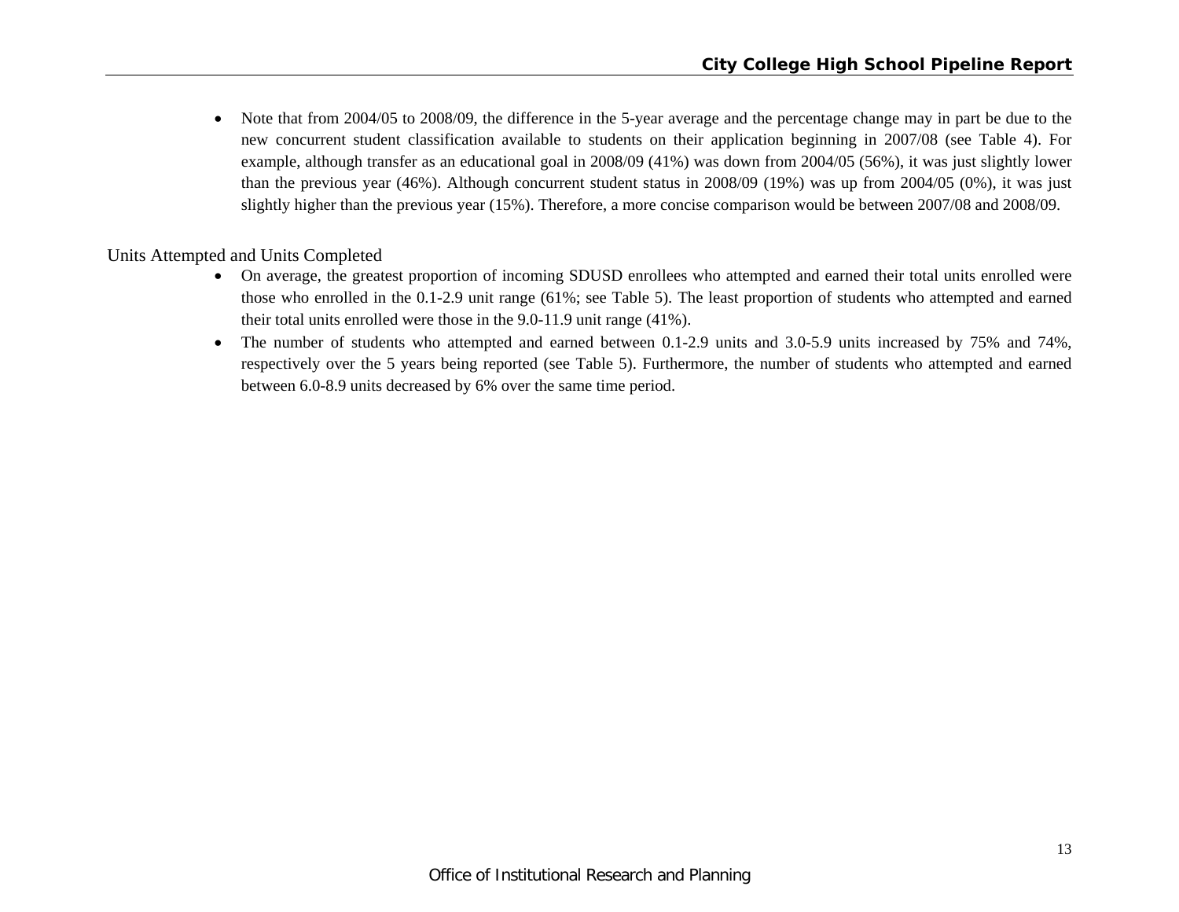- Note that from 2004/05 to 2008/09, the difference in the 5-year average and the percentage change may in part be due to the new concurrent student classification available to students on their application beginning in 2007/08 (see Table 4). For example, although transfer as an educational goal in 2008/09 (41%) was down from 2004/05 (56%), it was just slightly lower than the previous year (46%). Although concurrent student status in 2008/09 (19%) was up from 2004/05 (0%), it was just slightly higher than the previous year (15%). Therefore, a more concise comparison would be between 2007/08 and 2008/09.

## Units Attempted and Units Completed

- On average, the greatest proportion of incoming SDUSD enrollees who attempted and earned their total units enrolled were those who enrolled in the 0.1-2.9 unit range (61%; see Table 5). The least proportion of students who attempted and earned their total units enrolled were those in the 9.0-11.9 unit range (41%).
- The number of students who attempted and earned between 0.1-2.9 units and 3.0-5.9 units increased by 75% and 74%, respectively over the 5 years being reported (see Table 5). Furthermore, the number of students who attempted and earned between 6.0-8.9 units decreased by 6% over the same time period.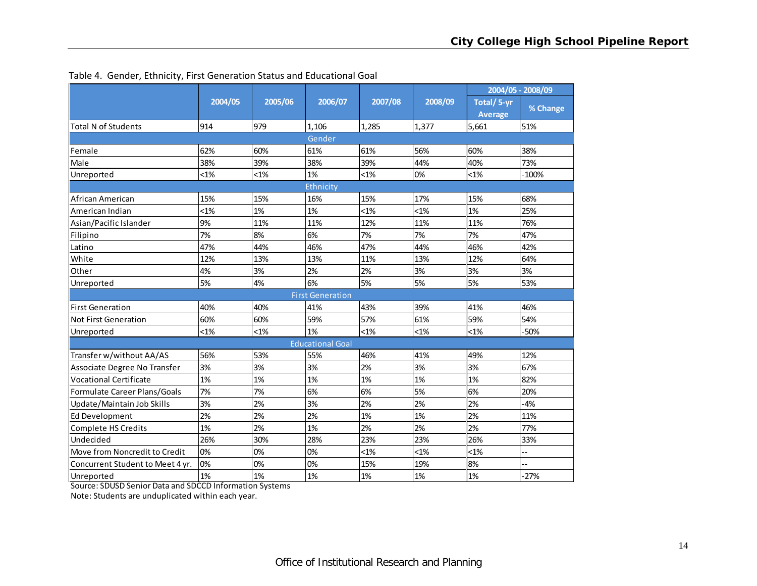Table 4. Gender, Ethnicity, First Generation Status and Educational Goal

| | 2004/05 | 2005/06 | 2006/07 | 2007/08 | 2008/09 | 2004/05 - 2008/09 | |
|---|---|---|---|---|---|---|---|
| | | | | | | Total/ 5-yr Average | % Change |
| Total N of Students | 914 | 979 | 1,106 | 1,285 | 1,377 | 5,661 | 51% |
| **Gender** | | | | | | | |
| Female | 62% | 60% | 61% | 61% | 56% | 60% | 38% |
| Male | 38% | 39% | 38% | 39% | 44% | 40% | 73% |
| Unreported | <1% | <1% | 1% | <1% | 0% | <1% | -100% |
| **Ethnicity** | | | | | | | |
| African American | 15% | 15% | 16% | 15% | 17% | 15% | 68% |
| American Indian | <1% | 1% | 1% | <1% | <1% | 1% | 25% |
| Asian/Pacific Islander | 9% | 11% | 11% | 12% | 11% | 11% | 76% |
| Filipino | 7% | 8% | 6% | 7% | 7% | 7% | 47% |
| Latino | 47% | 44% | 46% | 47% | 44% | 46% | 42% |
| White | 12% | 13% | 13% | 11% | 13% | 12% | 64% |
| Other | 4% | 3% | 2% | 2% | 3% | 3% | 3% |
| Unreported | 5% | 4% | 6% | 5% | 5% | 5% | 53% |
| **First Generation** | | | | | | | |
| First Generation | 40% | 40% | 41% | 43% | 39% | 41% | 46% |
| Not First Generation | 60% | 60% | 59% | 57% | 61% | 59% | 54% |
| Unreported | <1% | <1% | 1% | <1% | <1% | <1% | -50% |
| **Educational Goal** | | | | | | | |
| Transfer w/without AA/AS | 56% | 53% | 55% | 46% | 41% | 49% | 12% |
| Associate Degree No Transfer | 3% | 3% | 3% | 2% | 3% | 3% | 67% |
| Vocational Certificate | 1% | 1% | 1% | 1% | 1% | 1% | 82% |
| Formulate Career Plans/Goals | 7% | 7% | 6% | 6% | 5% | 6% | 20% |
| Update/Maintain Job Skills | 3% | 2% | 3% | 2% | 2% | 2% | -4% |
| Ed Development | 2% | 2% | 2% | 1% | 1% | 2% | 11% |
| Complete HS Credits | 1% | 2% | 1% | 2% | 2% | 2% | 77% |
| Undecided | 26% | 30% | 28% | 23% | 23% | 26% | 33% |
| Move from Noncredit to Credit | 0% | 0% | 0% | <1% | <1% | <1% | -- |
| Concurrent Student to Meet 4 yr. | 0% | 0% | 0% | 15% | 19% | 8% | -- |
| Unreported | 1% | 1% | 1% | 1% | 1% | 1% | -27% |

Source: SDUSD Senior Data and SDCCD Information Systems

Note: Students are unduplicated within each year.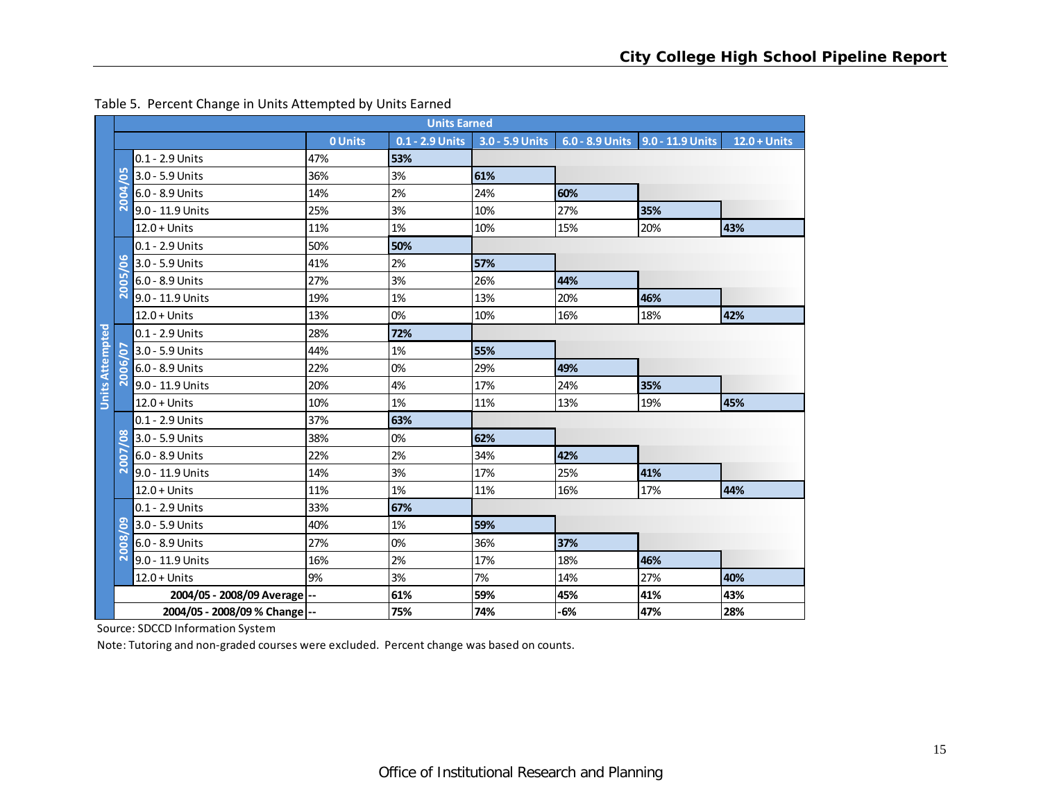Table 5. Percent Change in Units Attempted by Units Earned

| Units Attempted | | Units Earned | | | | | |
|---|---|---|---|---|---|---|---|
| | | 0 Units | 0.1 - 2.9 Units | 3.0 - 5.9 Units | 6.0 - 8.9 Units | 9.0 - 11.9 Units | 12.0 + Units |
| 2004/05 | 0.1 - 2.9 Units | 47% | **53%** | | | | |
| | 3.0 - 5.9 Units | 36% | 3% | **61%** | | | |
| | 6.0 - 8.9 Units | 14% | 2% | 24% | **60%** | | |
| | 9.0 - 11.9 Units | 25% | 3% | 10% | 27% | **35%** | |
| | 12.0 + Units | 11% | 1% | 10% | 15% | 20% | **43%** |
| 2005/06 | 0.1 - 2.9 Units | 50% | **50%** | | | | |
| | 3.0 - 5.9 Units | 41% | 2% | **57%** | | | |
| | 6.0 - 8.9 Units | 27% | 3% | 26% | **44%** | | |
| | 9.0 - 11.9 Units | 19% | 1% | 13% | 20% | **46%** | |
| | 12.0 + Units | 13% | 0% | 10% | 16% | 18% | **42%** |
| 2006/07 | 0.1 - 2.9 Units | 28% | **72%** | | | | |
| | 3.0 - 5.9 Units | 44% | 1% | **55%** | | | |
| | 6.0 - 8.9 Units | 22% | 0% | 29% | **49%** | | |
| | 9.0 - 11.9 Units | 20% | 4% | 17% | 24% | **35%** | |
| | 12.0 + Units | 10% | 1% | 11% | 13% | 19% | **45%** |
| 2007/08 | 0.1 - 2.9 Units | 37% | **63%** | | | | |
| | 3.0 - 5.9 Units | 38% | 0% | **62%** | | | |
| | 6.0 - 8.9 Units | 22% | 2% | 34% | **42%** | | |
| | 9.0 - 11.9 Units | 14% | 3% | 17% | 25% | **41%** | |
| | 12.0 + Units | 11% | 1% | 11% | 16% | 17% | **44%** |
| 2008/09 | 0.1 - 2.9 Units | 33% | **67%** | | | | |
| | 3.0 - 5.9 Units | 40% | 1% | **59%** | | | |
| | 6.0 - 8.9 Units | 27% | 0% | 36% | **37%** | | |
| | 9.0 - 11.9 Units | 16% | 2% | 17% | 18% | **46%** | |
| | 12.0 + Units | 9% | 3% | 7% | 14% | 27% | **40%** |
| **2004/05 - 2008/09 Average** | | -- | **61%** | **59%** | **45%** | **41%** | **43%** |
| **2004/05 - 2008/09 % Change** | | -- | **75%** | **74%** | **-6%** | **47%** | **28%** |

Source: SDCCD Information System

Note: Tutoring and non-graded courses were excluded. Percent change was based on counts.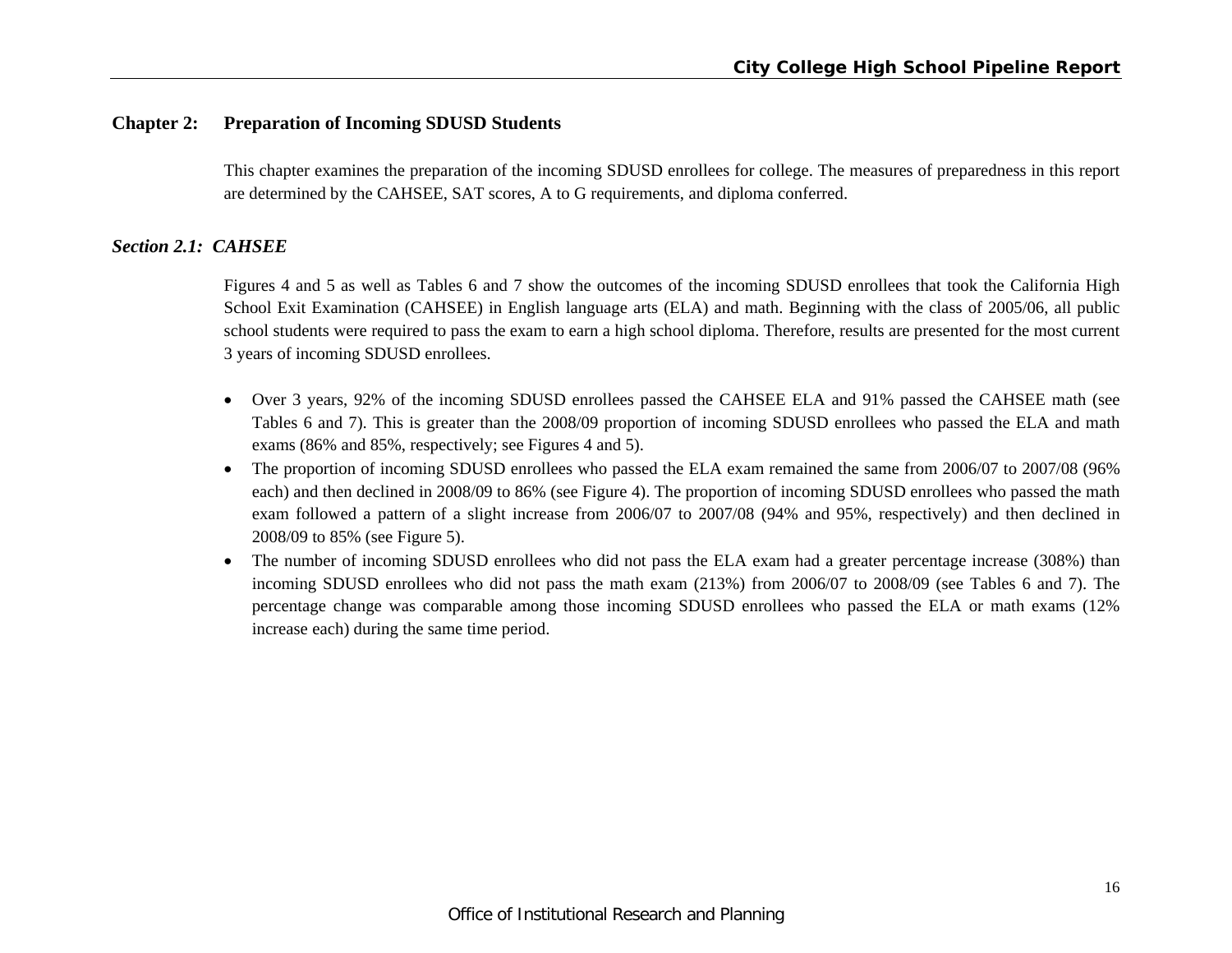## Chapter 2: Preparation of Incoming SDUSD Students

This chapter examines the preparation of the incoming SDUSD enrollees for college. The measures of preparedness in this report are determined by the CAHSEE, SAT scores, A to G requirements, and diploma conferred.

### *Section 2.1: CAHSEE*

Figures 4 and 5 as well as Tables 6 and 7 show the outcomes of the incoming SDUSD enrollees that took the California High School Exit Examination (CAHSEE) in English language arts (ELA) and math. Beginning with the class of 2005/06, all public school students were required to pass the exam to earn a high school diploma. Therefore, results are presented for the most current 3 years of incoming SDUSD enrollees.

- Over 3 years, 92% of the incoming SDUSD enrollees passed the CAHSEE ELA and 91% passed the CAHSEE math (see Tables 6 and 7). This is greater than the 2008/09 proportion of incoming SDUSD enrollees who passed the ELA and math exams (86% and 85%, respectively; see Figures 4 and 5).
- The proportion of incoming SDUSD enrollees who passed the ELA exam remained the same from 2006/07 to 2007/08 (96% each) and then declined in 2008/09 to 86% (see Figure 4). The proportion of incoming SDUSD enrollees who passed the math exam followed a pattern of a slight increase from 2006/07 to 2007/08 (94% and 95%, respectively) and then declined in 2008/09 to 85% (see Figure 5).
- The number of incoming SDUSD enrollees who did not pass the ELA exam had a greater percentage increase (308%) than incoming SDUSD enrollees who did not pass the math exam (213%) from 2006/07 to 2008/09 (see Tables 6 and 7). The percentage change was comparable among those incoming SDUSD enrollees who passed the ELA or math exams (12% increase each) during the same time period.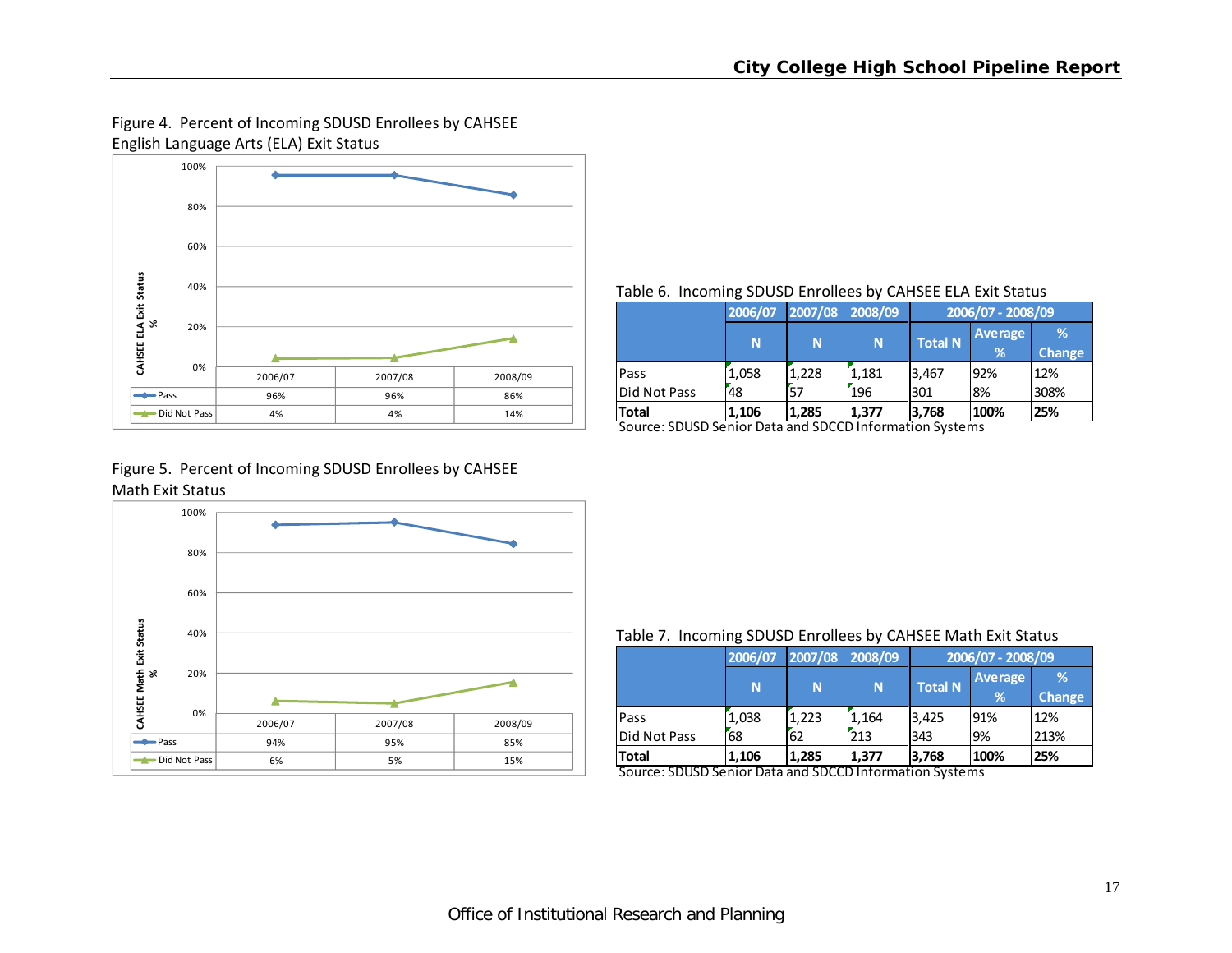Figure 4. Percent of Incoming SDUSD Enrollees by CAHSEE English Language Arts (ELA) Exit Status

| | 2006/07 | 2007/08 | 2008/09 |
|---|---|---|---|
| Pass | 96% | 96% | 86% |
| Did Not Pass | 4% | 4% | 14% |

Table 6. Incoming SDUSD Enrollees by CAHSEE ELA Exit Status

| | 2006/07 | 2007/08 | 2008/09 | 2006/07 - 2008/09 | | |
|---|---|---|---|---|---|---|
| | N | N | N | Total N | Average % | % Change |
| Pass | 1,058 | 1,228 | 1,181 | 3,467 | 92% | 12% |
| Did Not Pass | 48 | 57 | 196 | 301 | 8% | 308% |
| **Total** | **1,106** | **1,285** | **1,377** | **3,768** | **100%** | **25%** |

Source: SDUSD Senior Data and SDCCD Information Systems

Figure 5. Percent of Incoming SDUSD Enrollees by CAHSEE Math Exit Status

| | 2006/07 | 2007/08 | 2008/09 |
|---|---|---|---|
| Pass | 94% | 95% | 85% |
| Did Not Pass | 6% | 5% | 15% |

Table 7. Incoming SDUSD Enrollees by CAHSEE Math Exit Status

| | 2006/07 | 2007/08 | 2008/09 | 2006/07 - 2008/09 | | |
|---|---|---|---|---|---|---|
| | N | N | N | Total N | Average % | % Change |
| Pass | 1,038 | 1,223 | 1,164 | 3,425 | 91% | 12% |
| Did Not Pass | 68 | 62 | 213 | 343 | 9% | 213% |
| **Total** | **1,106** | **1,285** | **1,377** | **3,768** | **100%** | **25%** |

Source: SDUSD Senior Data and SDCCD Information Systems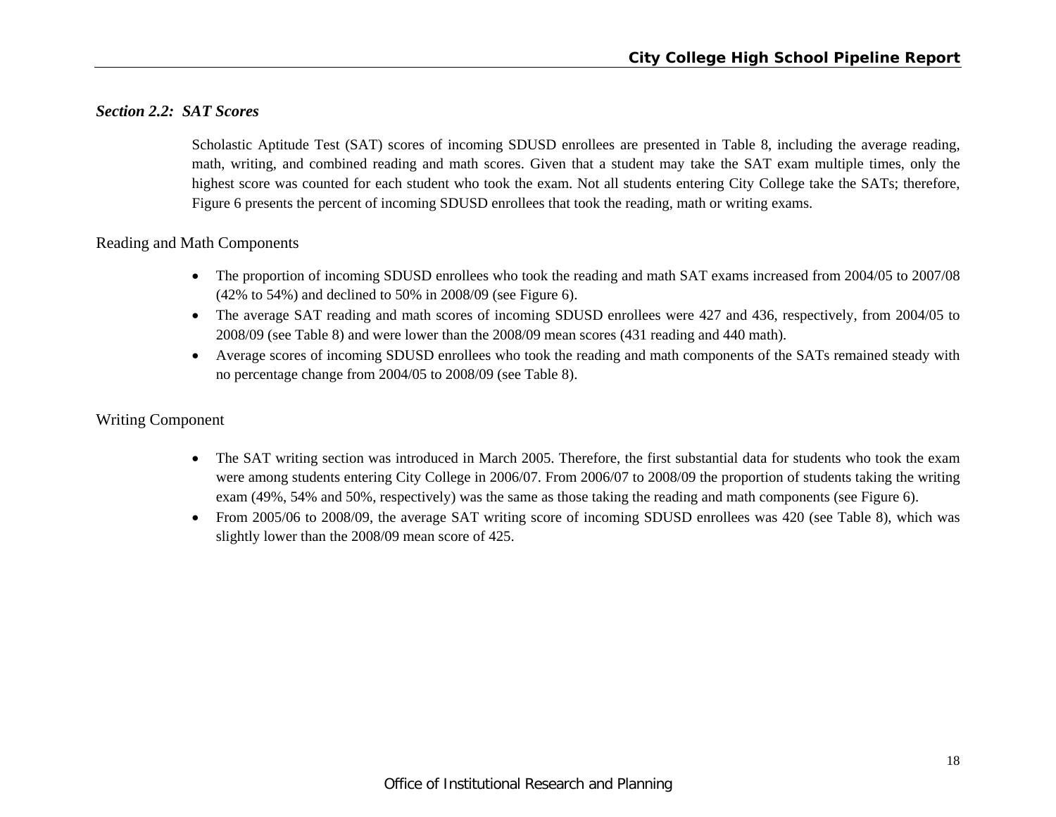### *Section 2.2: SAT Scores*

Scholastic Aptitude Test (SAT) scores of incoming SDUSD enrollees are presented in Table 8, including the average reading, math, writing, and combined reading and math scores. Given that a student may take the SAT exam multiple times, only the highest score was counted for each student who took the exam. Not all students entering City College take the SATs; therefore, Figure 6 presents the percent of incoming SDUSD enrollees that took the reading, math or writing exams.

#### Reading and Math Components

- The proportion of incoming SDUSD enrollees who took the reading and math SAT exams increased from 2004/05 to 2007/08 (42% to 54%) and declined to 50% in 2008/09 (see Figure 6).
- The average SAT reading and math scores of incoming SDUSD enrollees were 427 and 436, respectively, from 2004/05 to 2008/09 (see Table 8) and were lower than the 2008/09 mean scores (431 reading and 440 math).
- Average scores of incoming SDUSD enrollees who took the reading and math components of the SATs remained steady with no percentage change from 2004/05 to 2008/09 (see Table 8).

#### Writing Component

- The SAT writing section was introduced in March 2005. Therefore, the first substantial data for students who took the exam were among students entering City College in 2006/07. From 2006/07 to 2008/09 the proportion of students taking the writing exam (49%, 54% and 50%, respectively) was the same as those taking the reading and math components (see Figure 6).
- From 2005/06 to 2008/09, the average SAT writing score of incoming SDUSD enrollees was 420 (see Table 8), which was slightly lower than the 2008/09 mean score of 425.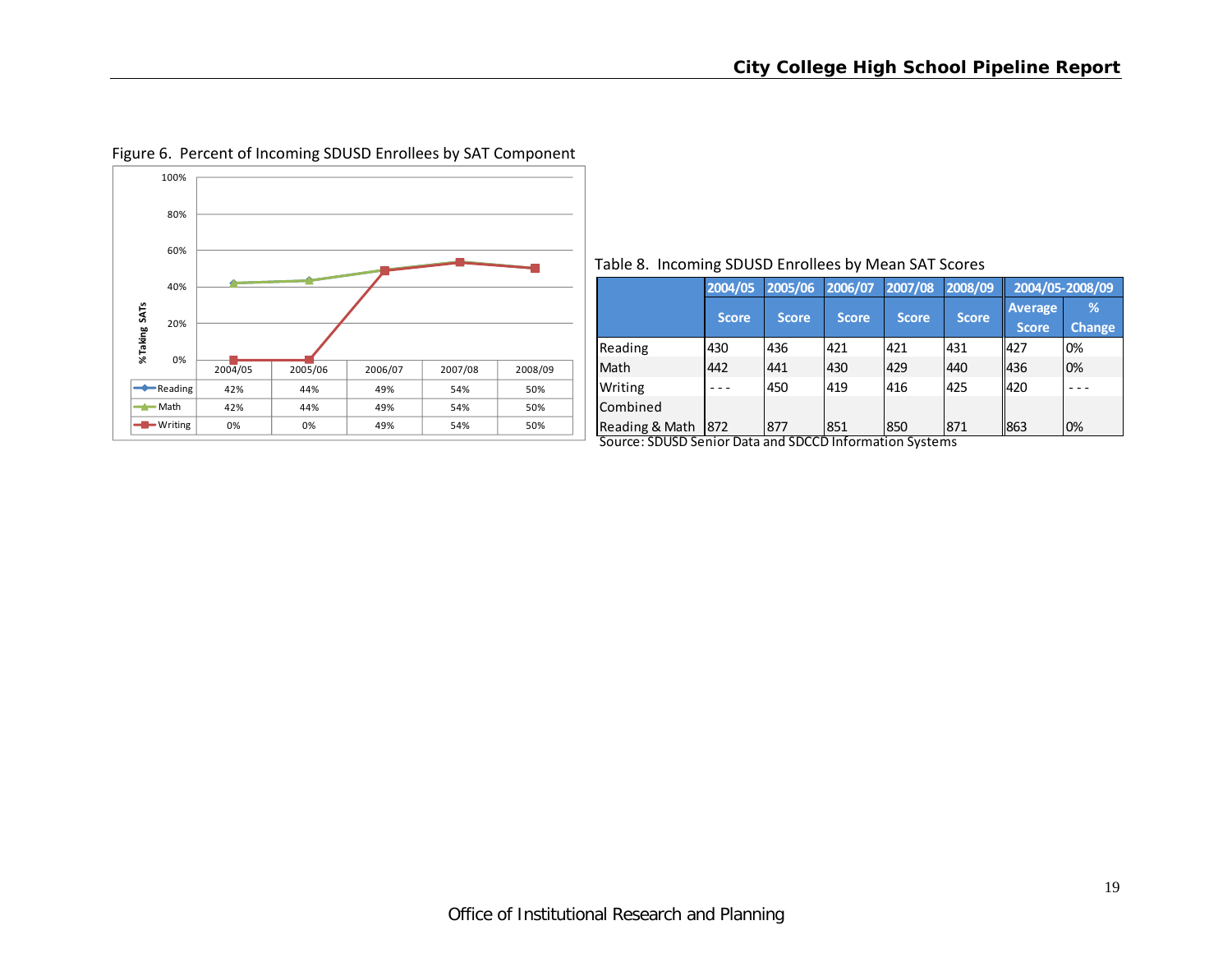Figure 6. Percent of Incoming SDUSD Enrollees by SAT Component

| | 2004/05 | 2005/06 | 2006/07 | 2007/08 | 2008/09 |
|---|---|---|---|---|---|
| Reading | 42% | 44% | 49% | 54% | 50% |
| Math | 42% | 44% | 49% | 54% | 50% |
| Writing | 0% | 0% | 49% | 54% | 50% |

Table 8. Incoming SDUSD Enrollees by Mean SAT Scores

| | 2004/05 | 2005/06 | 2006/07 | 2007/08 | 2008/09 | 2004/05-2008/09 | |
|---|---|---|---|---|---|---|---|
| | Score | Score | Score | Score | Score | Average Score | % Change |
| Reading | 430 | 436 | 421 | 421 | 431 | 427 | 0% |
| Math | 442 | 441 | 430 | 429 | 440 | 436 | 0% |
| Writing | - - - | 450 | 419 | 416 | 425 | 420 | - - - |
| Combined Reading & Math | 872 | 877 | 851 | 850 | 871 | 863 | 0% |

Source: SDUSD Senior Data and SDCCD Information Systems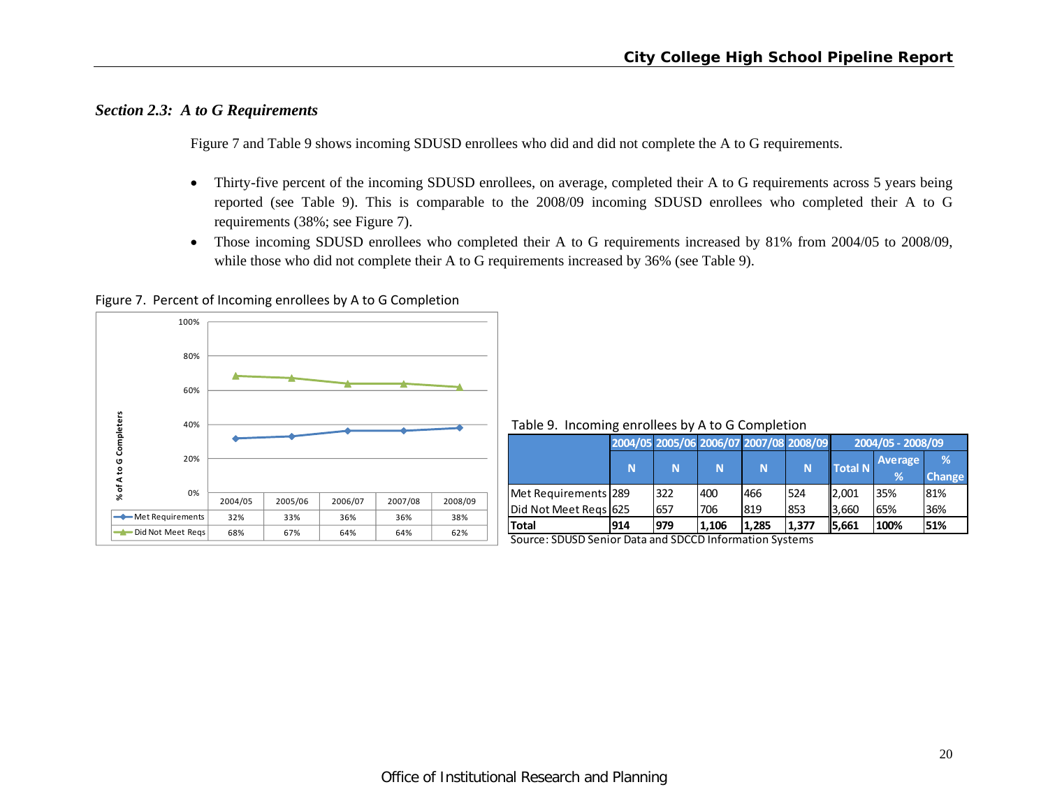### *Section 2.3: A to G Requirements*

Figure 7 and Table 9 shows incoming SDUSD enrollees who did and did not complete the A to G requirements.

- Thirty-five percent of the incoming SDUSD enrollees, on average, completed their A to G requirements across 5 years being reported (see Table 9). This is comparable to the 2008/09 incoming SDUSD enrollees who completed their A to G requirements (38%; see Figure 7).
- Those incoming SDUSD enrollees who completed their A to G requirements increased by 81% from 2004/05 to 2008/09, while those who did not complete their A to G requirements increased by 36% (see Table 9).

Figure 7. Percent of Incoming enrollees by A to G Completion

| | 2004/05 | 2005/06 | 2006/07 | 2007/08 | 2008/09 |
|---|---|---|---|---|---|
| Met Requirements | 32% | 33% | 36% | 36% | 38% |
| Did Not Meet Reqs | 68% | 67% | 64% | 64% | 62% |

Table 9. Incoming enrollees by A to G Completion

| | 2004/05 | 2005/06 | 2006/07 | 2007/08 | 2008/09 | 2004/05 - 2008/09 | | |
|---|---|---|---|---|---|---|---|---|
| | N | N | N | N | N | Total N | Average % | % Change |
| Met Requirements | 289 | 322 | 400 | 466 | 524 | 2,001 | 35% | 81% |
| Did Not Meet Reqs | 625 | 657 | 706 | 819 | 853 | 3,660 | 65% | 36% |
| **Total** | **914** | **979** | **1,106** | **1,285** | **1,377** | **5,661** | **100%** | **51%** |

Source: SDUSD Senior Data and SDCCD Information Systems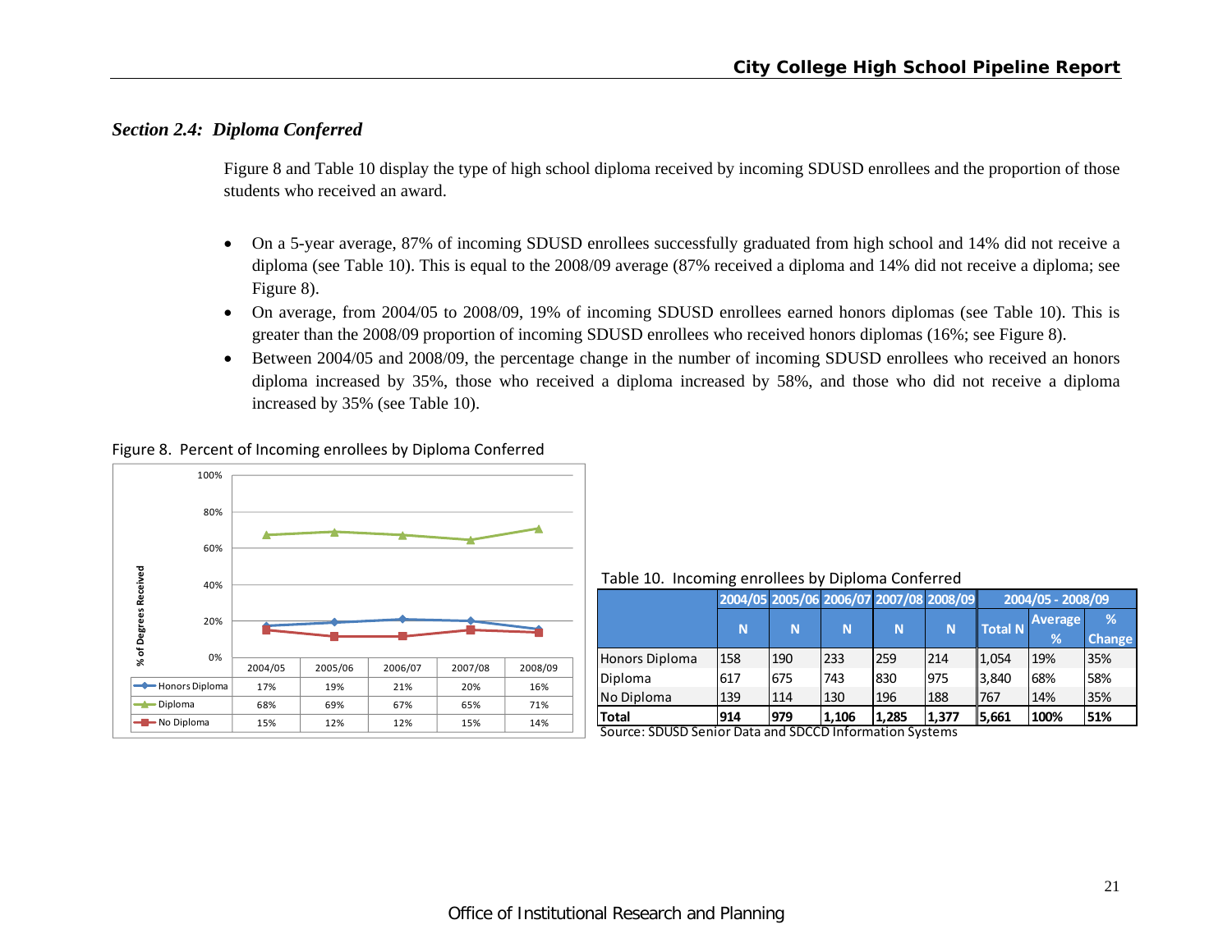### *Section 2.4: Diploma Conferred*

Figure 8 and Table 10 display the type of high school diploma received by incoming SDUSD enrollees and the proportion of those students who received an award.

- On a 5-year average, 87% of incoming SDUSD enrollees successfully graduated from high school and 14% did not receive a diploma (see Table 10). This is equal to the 2008/09 average (87% received a diploma and 14% did not receive a diploma; see Figure 8).
- On average, from 2004/05 to 2008/09, 19% of incoming SDUSD enrollees earned honors diplomas (see Table 10). This is greater than the 2008/09 proportion of incoming SDUSD enrollees who received honors diplomas (16%; see Figure 8).
- Between 2004/05 and 2008/09, the percentage change in the number of incoming SDUSD enrollees who received an honors diploma increased by 35%, those who received a diploma increased by 58%, and those who did not receive a diploma increased by 35% (see Table 10).

Figure 8. Percent of Incoming enrollees by Diploma Conferred

| | 2004/05 | 2005/06 | 2006/07 | 2007/08 | 2008/09 |
|---|---|---|---|---|---|
| Honors Diploma | 17% | 19% | 21% | 20% | 16% |
| Diploma | 68% | 69% | 67% | 65% | 71% |
| No Diploma | 15% | 12% | 12% | 15% | 14% |

Table 10. Incoming enrollees by Diploma Conferred

| | 2004/05 | 2005/06 | 2006/07 | 2007/08 | 2008/09 | 2004/05 - 2008/09 | | |
|---|---|---|---|---|---|---|---|---|
| | N | N | N | N | N | Total N | Average % | % Change |
| Honors Diploma | 158 | 190 | 233 | 259 | 214 | 1,054 | 19% | 35% |
| Diploma | 617 | 675 | 743 | 830 | 975 | 3,840 | 68% | 58% |
| No Diploma | 139 | 114 | 130 | 196 | 188 | 767 | 14% | 35% |
| **Total** | **914** | **979** | **1,106** | **1,285** | **1,377** | **5,661** | **100%** | **51%** |

Source: SDUSD Senior Data and SDCCD Information Systems

Office of Institutional Research and Planning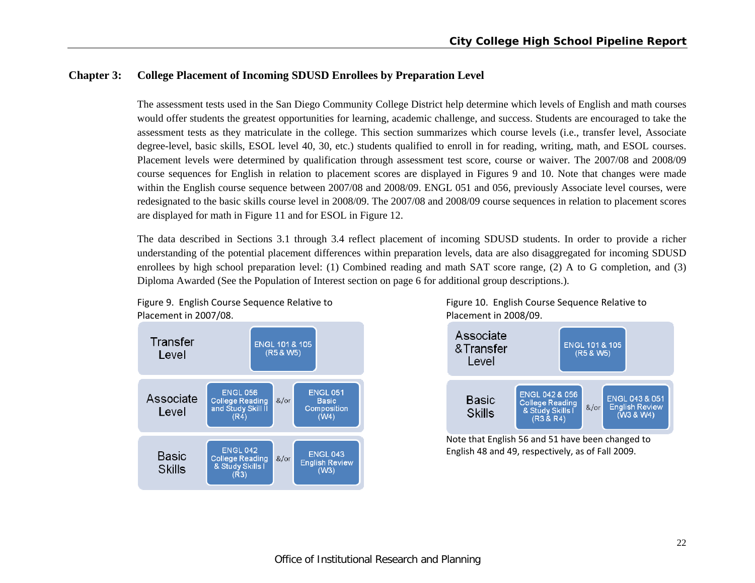## Chapter 3: College Placement of Incoming SDUSD Enrollees by Preparation Level

The assessment tests used in the San Diego Community College District help determine which levels of English and math courses would offer students the greatest opportunities for learning, academic challenge, and success. Students are encouraged to take the assessment tests as they matriculate in the college. This section summarizes which course levels (i.e., transfer level, Associate degree-level, basic skills, ESOL level 40, 30, etc.) students qualified to enroll in for reading, writing, math, and ESOL courses. Placement levels were determined by qualification through assessment test score, course or waiver. The 2007/08 and 2008/09 course sequences for English in relation to placement scores are displayed in Figures 9 and 10. Note that changes were made within the English course sequence between 2007/08 and 2008/09. ENGL 051 and 056, previously Associate level courses, were redesignated to the basic skills course level in 2008/09. The 2007/08 and 2008/09 course sequences in relation to placement scores are displayed for math in Figure 11 and for ESOL in Figure 12.

The data described in Sections 3.1 through 3.4 reflect placement of incoming SDUSD students. In order to provide a richer understanding of the potential placement differences within preparation levels, data are also disaggregated for incoming SDUSD enrollees by high school preparation level: (1) Combined reading and math SAT score range, (2) A to G completion, and (3) Diploma Awarded (See the Population of Interest section on page 6 for additional group descriptions.).

Figure 9. English Course Sequence Relative to Placement in 2007/08.

| Level | Course | | Course |
|---|---|---|---|
| Transfer Level | ENGL 101 & 105 (R5 & W5) | | |
| Associate Level | ENGL 056 College Reading and Study Skill II (R4) | &/or | ENGL 051 Basic Composition (W4) |
| Basic Skills | ENGL 042 College Reading & Study Skills I (R3) | &/or | ENGL 043 English Review (W3) |

Figure 10. English Course Sequence Relative to Placement in 2008/09.

| Level | Course | | Course |
|---|---|---|---|
| Associate & Transfer Level | ENGL 101 & 105 (R5 & W5) | | |
| Basic Skills | ENGL 042 & 056 College Reading & Study Skills I (R3 & R4) | &/or | ENGL 043 & 051 English Review (W3 & W4) |

Note that English 56 and 51 have been changed to English 48 and 49, respectively, as of Fall 2009.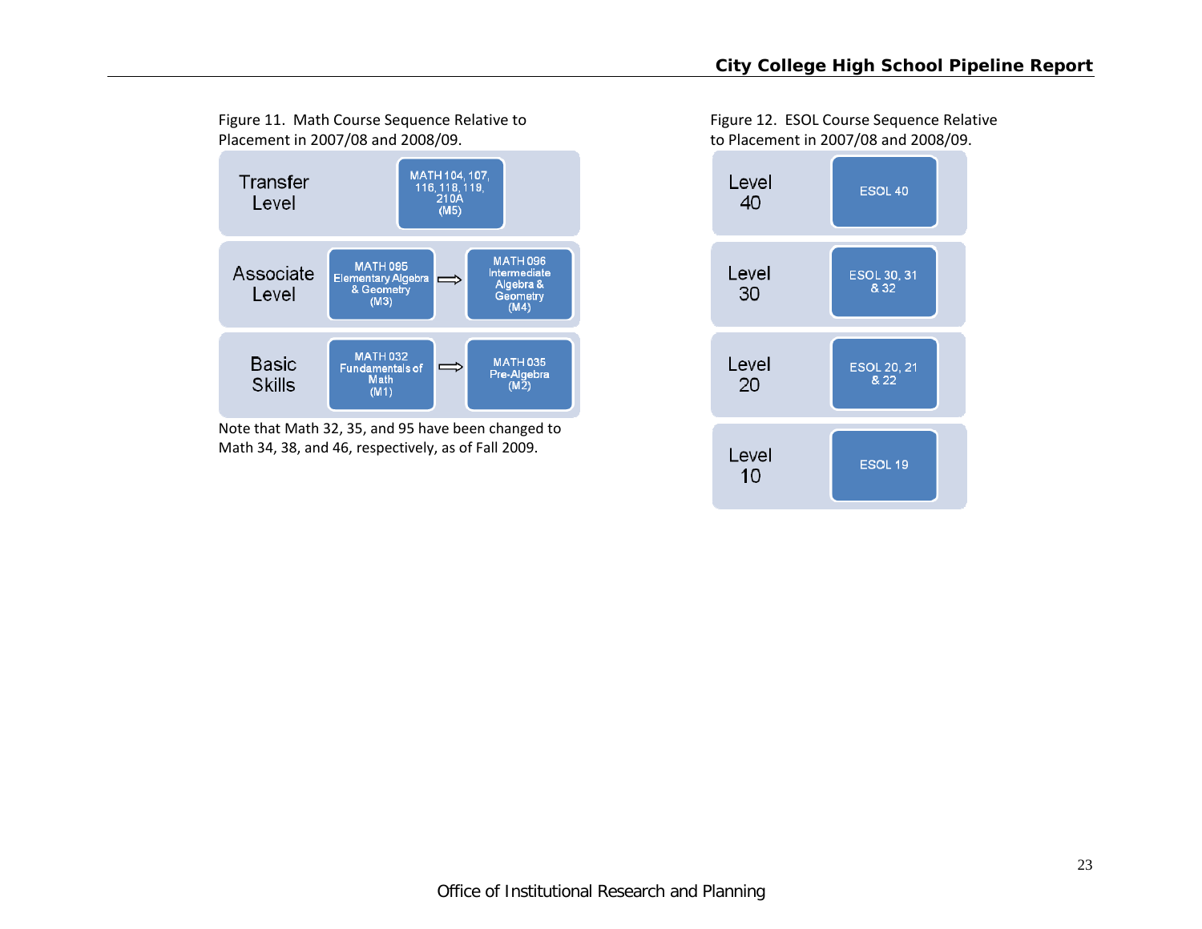Figure 11. Math Course Sequence Relative to Placement in 2007/08 and 2008/09.

| Level | Courses |
| --- | --- |
| Transfer Level | MATH 104, 107, 116, 118, 119, 210A (M5) |
| Associate Level | MATH 095 Elementary Algebra & Geometry (M3) ⇨ MATH 096 Intermediate Algebra & Geometry (M4) |
| Basic Skills | MATH 032 Fundamentals of Math (M1) ⇨ MATH 035 Pre-Algebra (M2) |

Note that Math 32, 35, and 95 have been changed to Math 34, 38, and 46, respectively, as of Fall 2009.

Figure 12. ESOL Course Sequence Relative to Placement in 2007/08 and 2008/09.

| Level | Courses |
| --- | --- |
| Level 40 | ESOL 40 |
| Level 30 | ESOL 30, 31 & 32 |
| Level 20 | ESOL 20, 21 & 22 |
| Level 10 | ESOL 19 |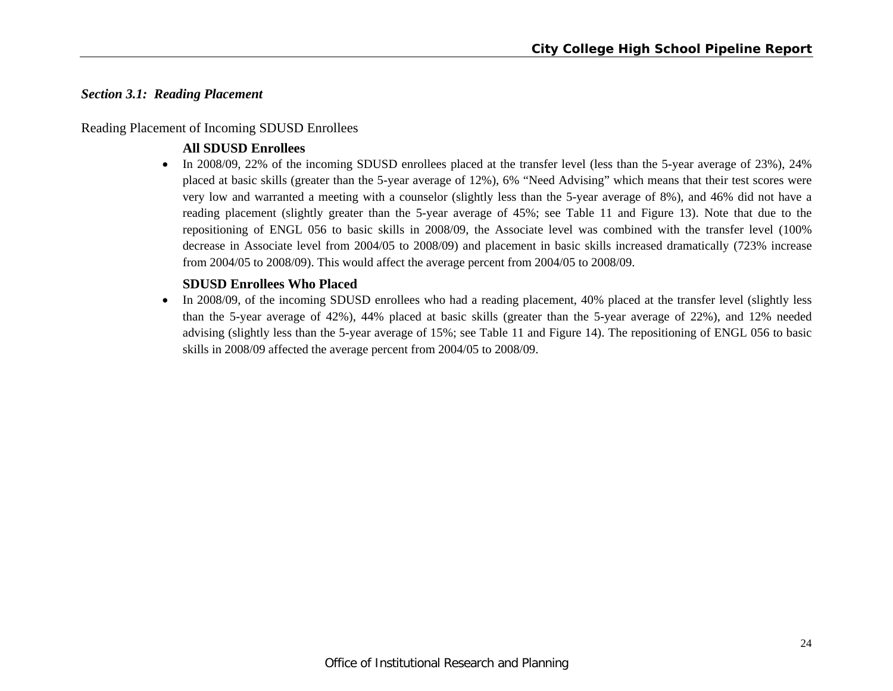### *Section 3.1: Reading Placement*

Reading Placement of Incoming SDUSD Enrollees

**All SDUSD Enrollees**

- In 2008/09, 22% of the incoming SDUSD enrollees placed at the transfer level (less than the 5-year average of 23%), 24% placed at basic skills (greater than the 5-year average of 12%), 6% "Need Advising" which means that their test scores were very low and warranted a meeting with a counselor (slightly less than the 5-year average of 8%), and 46% did not have a reading placement (slightly greater than the 5-year average of 45%; see Table 11 and Figure 13). Note that due to the repositioning of ENGL 056 to basic skills in 2008/09, the Associate level was combined with the transfer level (100% decrease in Associate level from 2004/05 to 2008/09) and placement in basic skills increased dramatically (723% increase from 2004/05 to 2008/09). This would affect the average percent from 2004/05 to 2008/09.

**SDUSD Enrollees Who Placed**

- In 2008/09, of the incoming SDUSD enrollees who had a reading placement, 40% placed at the transfer level (slightly less than the 5-year average of 42%), 44% placed at basic skills (greater than the 5-year average of 22%), and 12% needed advising (slightly less than the 5-year average of 15%; see Table 11 and Figure 14). The repositioning of ENGL 056 to basic skills in 2008/09 affected the average percent from 2004/05 to 2008/09.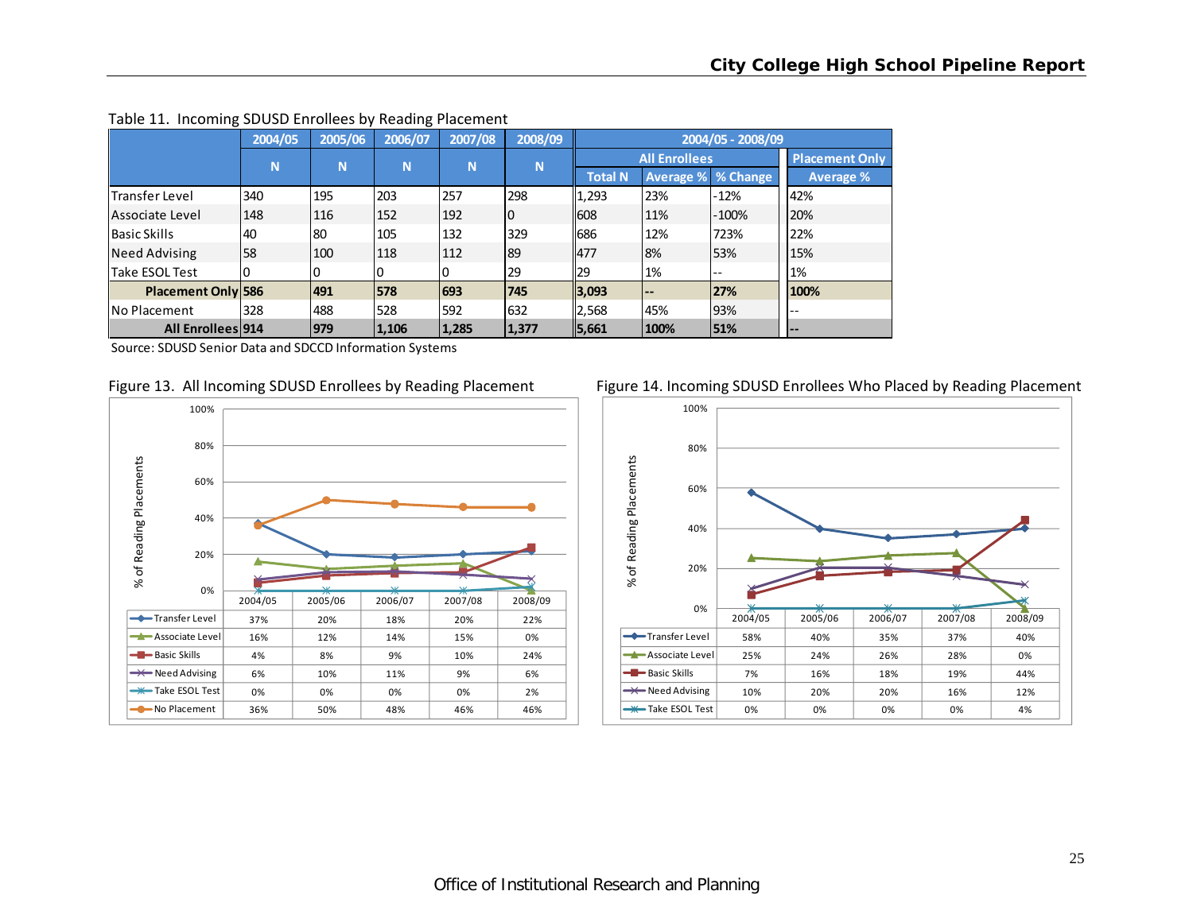Table 11. Incoming SDUSD Enrollees by Reading Placement

| | 2004/05 | 2005/06 | 2006/07 | 2007/08 | 2008/09 | 2004/05 - 2008/09 | | | |
|---|---|---|---|---|---|---|---|---|---|
| | | | | | | All Enrollees | | | Placement Only |
| | N | N | N | N | N | Total N | Average % | % Change | Average % |
| Transfer Level | 340 | 195 | 203 | 257 | 298 | 1,293 | 23% | -12% | 42% |
| Associate Level | 148 | 116 | 152 | 192 | 0 | 608 | 11% | -100% | 20% |
| Basic Skills | 40 | 80 | 105 | 132 | 329 | 686 | 12% | 723% | 22% |
| Need Advising | 58 | 100 | 118 | 112 | 89 | 477 | 8% | 53% | 15% |
| Take ESOL Test | 0 | 0 | 0 | 0 | 29 | 29 | 1% | -- | 1% |
| **Placement Only** | **586** | **491** | **578** | **693** | **745** | **3,093** | **--** | **27%** | **100%** |
| No Placement | 328 | 488 | 528 | 592 | 632 | 2,568 | 45% | 93% | -- |
| **All Enrollees** | **914** | **979** | **1,106** | **1,285** | **1,377** | **5,661** | **100%** | **51%** | **--** |

Source: SDUSD Senior Data and SDCCD Information Systems

Figure 13. All Incoming SDUSD Enrollees by Reading Placement

| | 2004/05 | 2005/06 | 2006/07 | 2007/08 | 2008/09 |
|---|---|---|---|---|---|
| Transfer Level | 37% | 20% | 18% | 20% | 22% |
| Associate Level | 16% | 12% | 14% | 15% | 0% |
| Basic Skills | 4% | 8% | 9% | 10% | 24% |
| Need Advising | 6% | 10% | 11% | 9% | 6% |
| Take ESOL Test | 0% | 0% | 0% | 0% | 2% |
| No Placement | 36% | 50% | 48% | 46% | 46% |

Figure 14. Incoming SDUSD Enrollees Who Placed by Reading Placement

| | 2004/05 | 2005/06 | 2006/07 | 2007/08 | 2008/09 |
|---|---|---|---|---|---|
| Transfer Level | 58% | 40% | 35% | 37% | 40% |
| Associate Level | 25% | 24% | 26% | 28% | 0% |
| Basic Skills | 7% | 16% | 18% | 19% | 44% |
| Need Advising | 10% | 20% | 20% | 16% | 12% |
| Take ESOL Test | 0% | 0% | 0% | 0% | 4% |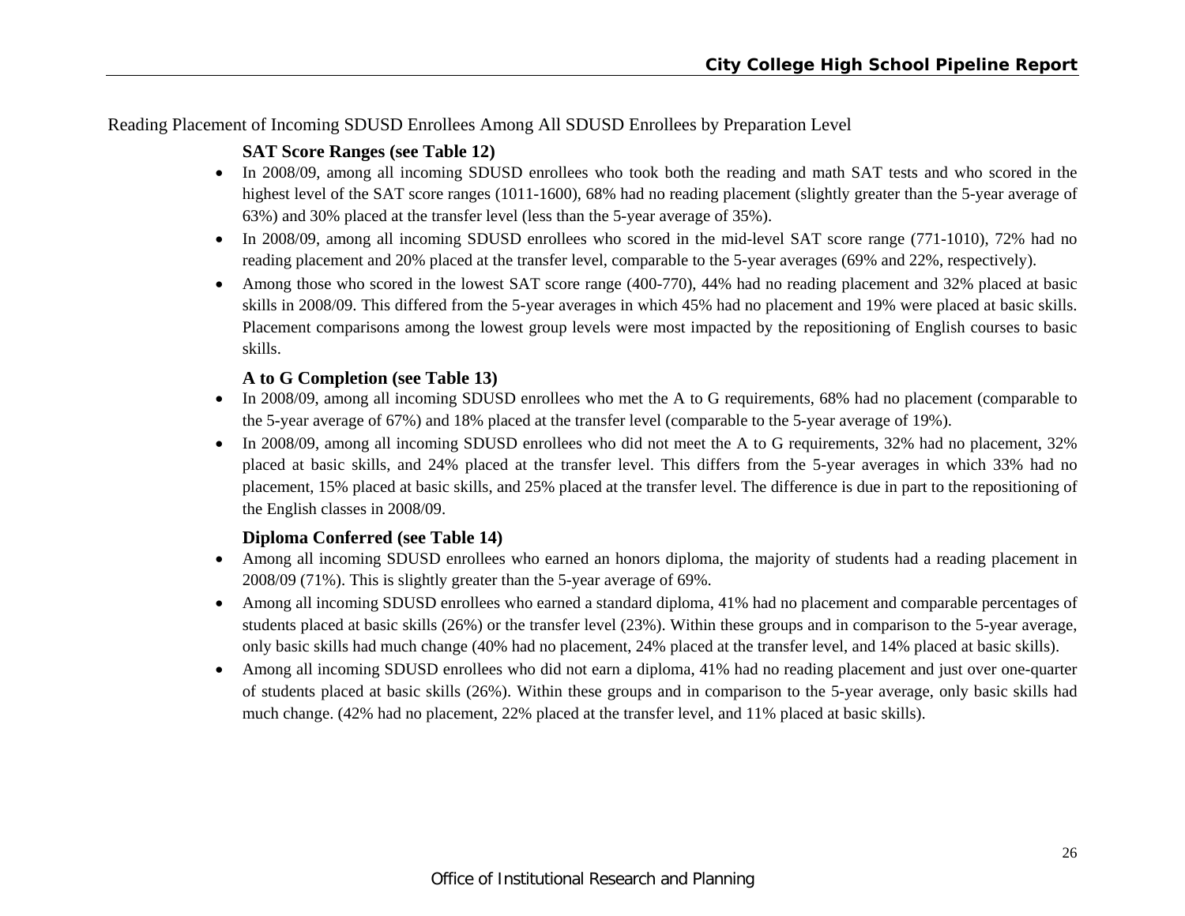Reading Placement of Incoming SDUSD Enrollees Among All SDUSD Enrollees by Preparation Level

### SAT Score Ranges (see Table 12)

- In 2008/09, among all incoming SDUSD enrollees who took both the reading and math SAT tests and who scored in the highest level of the SAT score ranges (1011-1600), 68% had no reading placement (slightly greater than the 5-year average of 63%) and 30% placed at the transfer level (less than the 5-year average of 35%).
- In 2008/09, among all incoming SDUSD enrollees who scored in the mid-level SAT score range (771-1010), 72% had no reading placement and 20% placed at the transfer level, comparable to the 5-year averages (69% and 22%, respectively).
- Among those who scored in the lowest SAT score range (400-770), 44% had no reading placement and 32% placed at basic skills in 2008/09. This differed from the 5-year averages in which 45% had no placement and 19% were placed at basic skills. Placement comparisons among the lowest group levels were most impacted by the repositioning of English courses to basic skills.

### A to G Completion (see Table 13)

- In 2008/09, among all incoming SDUSD enrollees who met the A to G requirements, 68% had no placement (comparable to the 5-year average of 67%) and 18% placed at the transfer level (comparable to the 5-year average of 19%).
- In 2008/09, among all incoming SDUSD enrollees who did not meet the A to G requirements, 32% had no placement, 32% placed at basic skills, and 24% placed at the transfer level. This differs from the 5-year averages in which 33% had no placement, 15% placed at basic skills, and 25% placed at the transfer level. The difference is due in part to the repositioning of the English classes in 2008/09.

### Diploma Conferred (see Table 14)

- Among all incoming SDUSD enrollees who earned an honors diploma, the majority of students had a reading placement in 2008/09 (71%). This is slightly greater than the 5-year average of 69%.
- Among all incoming SDUSD enrollees who earned a standard diploma, 41% had no placement and comparable percentages of students placed at basic skills (26%) or the transfer level (23%). Within these groups and in comparison to the 5-year average, only basic skills had much change (40% had no placement, 24% placed at the transfer level, and 14% placed at basic skills).
- Among all incoming SDUSD enrollees who did not earn a diploma, 41% had no reading placement and just over one-quarter of students placed at basic skills (26%). Within these groups and in comparison to the 5-year average, only basic skills had much change. (42% had no placement, 22% placed at the transfer level, and 11% placed at basic skills).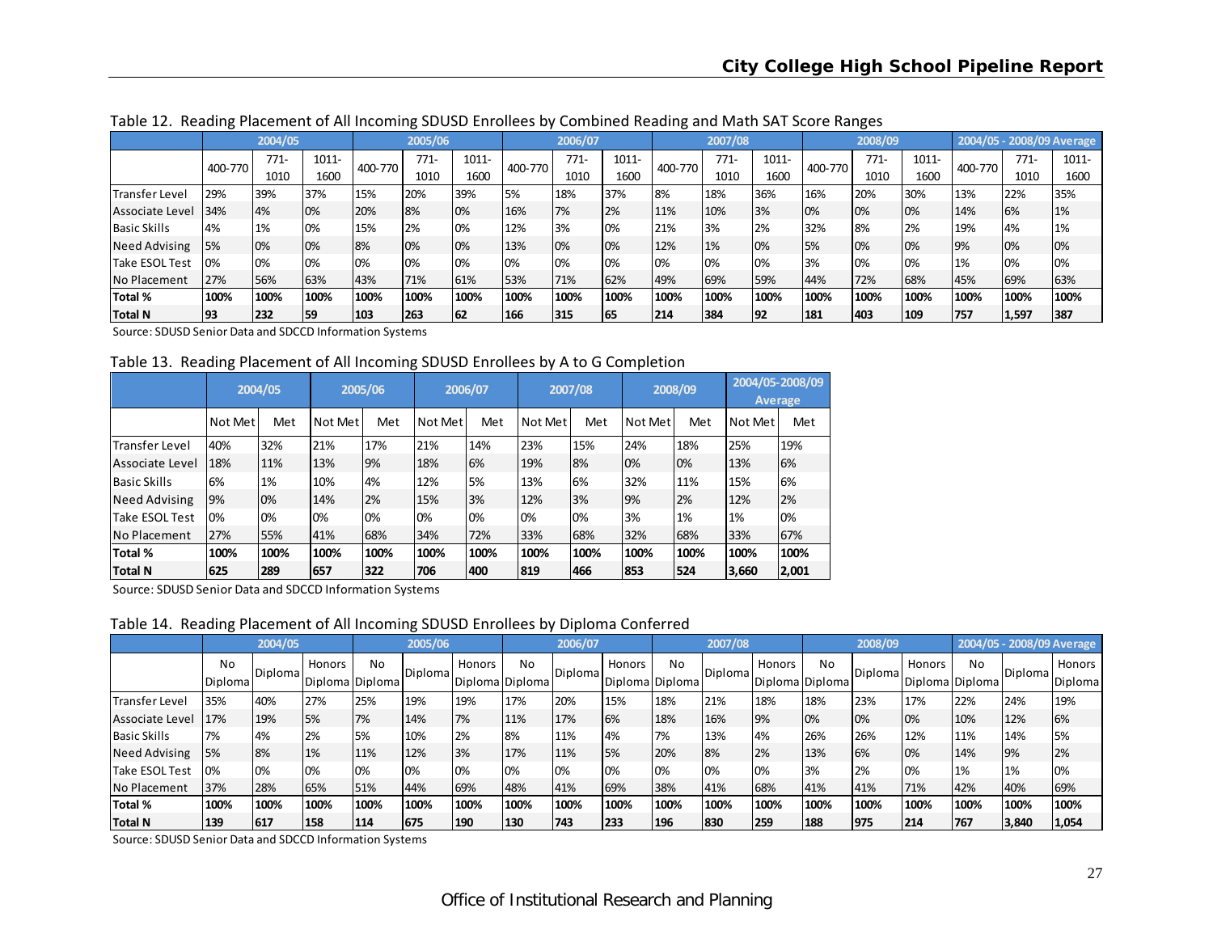Table 12. Reading Placement of All Incoming SDUSD Enrollees by Combined Reading and Math SAT Score Ranges

| | 2004/05 | | | 2005/06 | | | 2006/07 | | | 2007/08 | | | 2008/09 | | | 2004/05 - 2008/09 Average | | |
|---|---|---|---|---|---|---|---|---|---|---|---|---|---|---|---|---|---|---|
| | 400-770 | 771-1010 | 1011-1600 | 400-770 | 771-1010 | 1011-1600 | 400-770 | 771-1010 | 1011-1600 | 400-770 | 771-1010 | 1011-1600 | 400-770 | 771-1010 | 1011-1600 | 400-770 | 771-1010 | 1011-1600 |
| Transfer Level | 29% | 39% | 37% | 15% | 20% | 39% | 5% | 18% | 37% | 8% | 18% | 36% | 16% | 20% | 30% | 13% | 22% | 35% |
| Associate Level | 34% | 4% | 0% | 20% | 8% | 0% | 16% | 7% | 2% | 11% | 10% | 3% | 0% | 0% | 0% | 14% | 6% | 1% |
| Basic Skills | 4% | 1% | 0% | 15% | 2% | 0% | 12% | 3% | 0% | 21% | 3% | 2% | 32% | 8% | 2% | 19% | 4% | 1% |
| Need Advising | 5% | 0% | 0% | 8% | 0% | 0% | 13% | 0% | 0% | 12% | 1% | 0% | 5% | 0% | 0% | 9% | 0% | 0% |
| Take ESOL Test | 0% | 0% | 0% | 0% | 0% | 0% | 0% | 0% | 0% | 0% | 0% | 0% | 3% | 0% | 0% | 1% | 0% | 0% |
| No Placement | 27% | 56% | 63% | 43% | 71% | 61% | 53% | 71% | 62% | 49% | 69% | 59% | 44% | 72% | 68% | 45% | 69% | 63% |
| **Total %** | **100%** | **100%** | **100%** | **100%** | **100%** | **100%** | **100%** | **100%** | **100%** | **100%** | **100%** | **100%** | **100%** | **100%** | **100%** | **100%** | **100%** | **100%** |
| **Total N** | **93** | **232** | **59** | **103** | **263** | **62** | **166** | **315** | **65** | **214** | **384** | **92** | **181** | **403** | **109** | **757** | **1,597** | **387** |

Source: SDUSD Senior Data and SDCCD Information Systems

Table 13. Reading Placement of All Incoming SDUSD Enrollees by A to G Completion

| | 2004/05 | | 2005/06 | | 2006/07 | | 2007/08 | | 2008/09 | | 2004/05-2008/09 Average | |
|---|---|---|---|---|---|---|---|---|---|---|---|---|
| | Not Met | Met | Not Met | Met | Not Met | Met | Not Met | Met | Not Met | Met | Not Met | Met |
| Transfer Level | 40% | 32% | 21% | 17% | 21% | 14% | 23% | 15% | 24% | 18% | 25% | 19% |
| Associate Level | 18% | 11% | 13% | 9% | 18% | 6% | 19% | 8% | 0% | 0% | 13% | 6% |
| Basic Skills | 6% | 1% | 10% | 4% | 12% | 5% | 13% | 6% | 32% | 11% | 15% | 6% |
| Need Advising | 9% | 0% | 14% | 2% | 15% | 3% | 12% | 3% | 9% | 2% | 12% | 2% |
| Take ESOL Test | 0% | 0% | 0% | 0% | 0% | 0% | 0% | 0% | 3% | 1% | 1% | 0% |
| No Placement | 27% | 55% | 41% | 68% | 34% | 72% | 33% | 68% | 32% | 68% | 33% | 67% |
| **Total %** | **100%** | **100%** | **100%** | **100%** | **100%** | **100%** | **100%** | **100%** | **100%** | **100%** | **100%** | **100%** |
| **Total N** | **625** | **289** | **657** | **322** | **706** | **400** | **819** | **466** | **853** | **524** | **3,660** | **2,001** |

Source: SDUSD Senior Data and SDCCD Information Systems

Table 14. Reading Placement of All Incoming SDUSD Enrollees by Diploma Conferred

| | 2004/05 | | | 2005/06 | | | 2006/07 | | | 2007/08 | | | 2008/09 | | | 2004/05 - 2008/09 Average | | |
|---|---|---|---|---|---|---|---|---|---|---|---|---|---|---|---|---|---|---|
| | No Diploma | Diploma | Honors Diploma | No Diploma | Diploma | Honors Diploma | No Diploma | Diploma | Honors Diploma | No Diploma | Diploma | Honors Diploma | No Diploma | Diploma | Honors Diploma | No Diploma | Diploma | Honors Diploma |
| Transfer Level | 35% | 40% | 27% | 25% | 19% | 19% | 17% | 20% | 15% | 18% | 21% | 18% | 18% | 23% | 17% | 22% | 24% | 19% |
| Associate Level | 17% | 19% | 5% | 7% | 14% | 7% | 11% | 17% | 6% | 18% | 16% | 9% | 0% | 0% | 0% | 10% | 12% | 6% |
| Basic Skills | 7% | 4% | 2% | 5% | 10% | 2% | 8% | 11% | 4% | 7% | 13% | 4% | 26% | 26% | 12% | 11% | 14% | 5% |
| Need Advising | 5% | 8% | 1% | 11% | 12% | 3% | 17% | 11% | 5% | 20% | 8% | 2% | 13% | 6% | 0% | 14% | 9% | 2% |
| Take ESOL Test | 0% | 0% | 0% | 0% | 0% | 0% | 0% | 0% | 0% | 0% | 0% | 0% | 3% | 2% | 0% | 1% | 1% | 0% |
| No Placement | 37% | 28% | 65% | 51% | 44% | 69% | 48% | 41% | 69% | 38% | 41% | 68% | 41% | 41% | 71% | 42% | 40% | 69% |
| **Total %** | **100%** | **100%** | **100%** | **100%** | **100%** | **100%** | **100%** | **100%** | **100%** | **100%** | **100%** | **100%** | **100%** | **100%** | **100%** | **100%** | **100%** | **100%** |
| **Total N** | **139** | **617** | **158** | **114** | **675** | **190** | **130** | **743** | **233** | **196** | **830** | **259** | **188** | **975** | **214** | **767** | **3,840** | **1,054** |

Source: SDUSD Senior Data and SDCCD Information Systems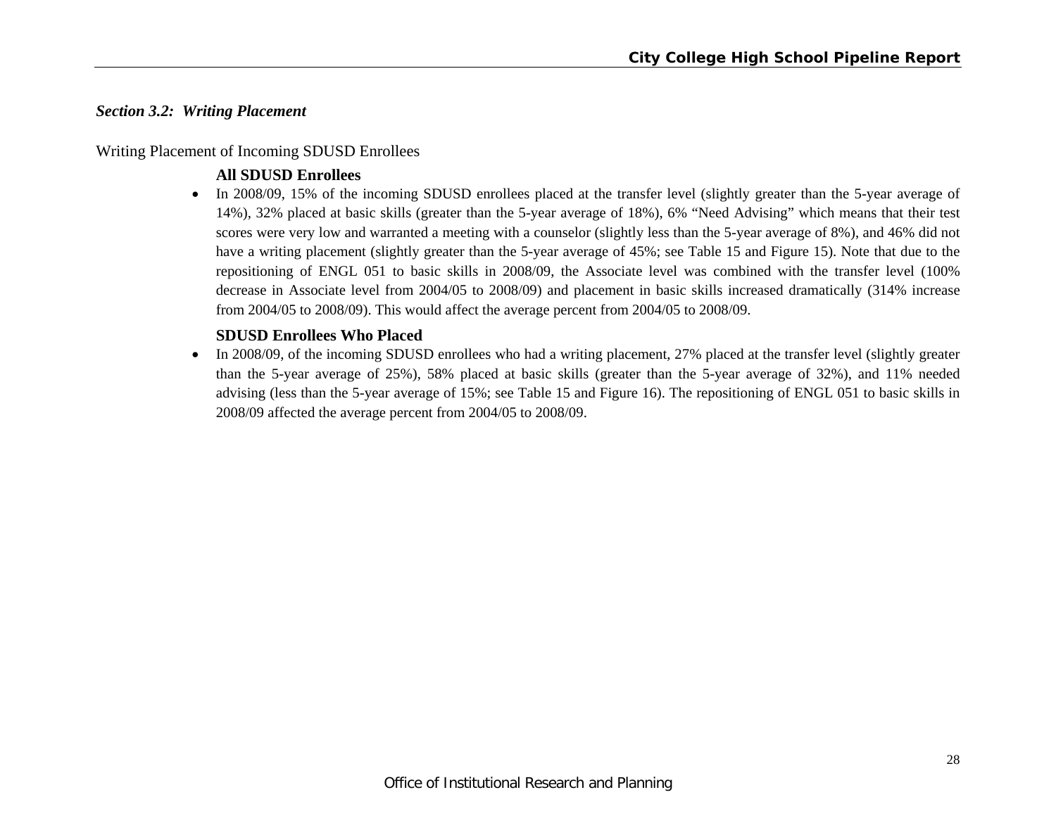### *Section 3.2: Writing Placement*

Writing Placement of Incoming SDUSD Enrollees

**All SDUSD Enrollees**

- In 2008/09, 15% of the incoming SDUSD enrollees placed at the transfer level (slightly greater than the 5-year average of 14%), 32% placed at basic skills (greater than the 5-year average of 18%), 6% "Need Advising" which means that their test scores were very low and warranted a meeting with a counselor (slightly less than the 5-year average of 8%), and 46% did not have a writing placement (slightly greater than the 5-year average of 45%; see Table 15 and Figure 15). Note that due to the repositioning of ENGL 051 to basic skills in 2008/09, the Associate level was combined with the transfer level (100% decrease in Associate level from 2004/05 to 2008/09) and placement in basic skills increased dramatically (314% increase from 2004/05 to 2008/09). This would affect the average percent from 2004/05 to 2008/09.

**SDUSD Enrollees Who Placed**

- In 2008/09, of the incoming SDUSD enrollees who had a writing placement, 27% placed at the transfer level (slightly greater than the 5-year average of 25%), 58% placed at basic skills (greater than the 5-year average of 32%), and 11% needed advising (less than the 5-year average of 15%; see Table 15 and Figure 16). The repositioning of ENGL 051 to basic skills in 2008/09 affected the average percent from 2004/05 to 2008/09.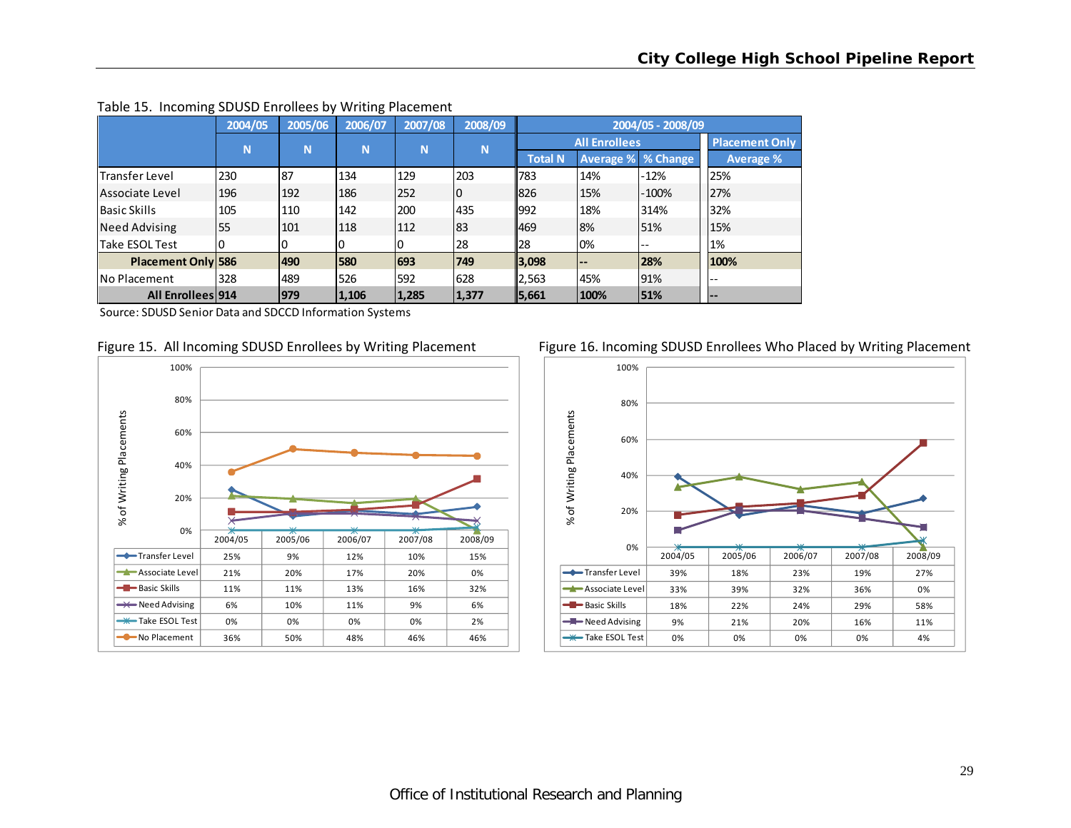Table 15. Incoming SDUSD Enrollees by Writing Placement

| | 2004/05 | 2005/06 | 2006/07 | 2007/08 | 2008/09 | 2004/05 - 2008/09 | | | |
|---|---|---|---|---|---|---|---|---|---|
| | | | | | | All Enrollees | | | Placement Only |
| | N | N | N | N | N | Total N | Average % | % Change | Average % |
| Transfer Level | 230 | 87 | 134 | 129 | 203 | 783 | 14% | -12% | 25% |
| Associate Level | 196 | 192 | 186 | 252 | 0 | 826 | 15% | -100% | 27% |
| Basic Skills | 105 | 110 | 142 | 200 | 435 | 992 | 18% | 314% | 32% |
| Need Advising | 55 | 101 | 118 | 112 | 83 | 469 | 8% | 51% | 15% |
| Take ESOL Test | 0 | 0 | 0 | 0 | 28 | 28 | 0% | -- | 1% |
| **Placement Only** | **586** | **490** | **580** | **693** | **749** | **3,098** | **--** | **28%** | **100%** |
| No Placement | 328 | 489 | 526 | 592 | 628 | 2,563 | 45% | 91% | -- |
| **All Enrollees** | **914** | **979** | **1,106** | **1,285** | **1,377** | **5,661** | **100%** | **51%** | **--** |

Source: SDUSD Senior Data and SDCCD Information Systems

Figure 15. All Incoming SDUSD Enrollees by Writing Placement

| | 2004/05 | 2005/06 | 2006/07 | 2007/08 | 2008/09 |
|---|---|---|---|---|---|
| Transfer Level | 25% | 9% | 12% | 10% | 15% |
| Associate Level | 21% | 20% | 17% | 20% | 0% |
| Basic Skills | 11% | 11% | 13% | 16% | 32% |
| Need Advising | 6% | 10% | 11% | 9% | 6% |
| Take ESOL Test | 0% | 0% | 0% | 0% | 2% |
| No Placement | 36% | 50% | 48% | 46% | 46% |

Figure 16. Incoming SDUSD Enrollees Who Placed by Writing Placement

| | 2004/05 | 2005/06 | 2006/07 | 2007/08 | 2008/09 |
|---|---|---|---|---|---|
| Transfer Level | 39% | 18% | 23% | 19% | 27% |
| Associate Level | 33% | 39% | 32% | 36% | 0% |
| Basic Skills | 18% | 22% | 24% | 29% | 58% |
| Need Advising | 9% | 21% | 20% | 16% | 11% |
| Take ESOL Test | 0% | 0% | 0% | 0% | 4% |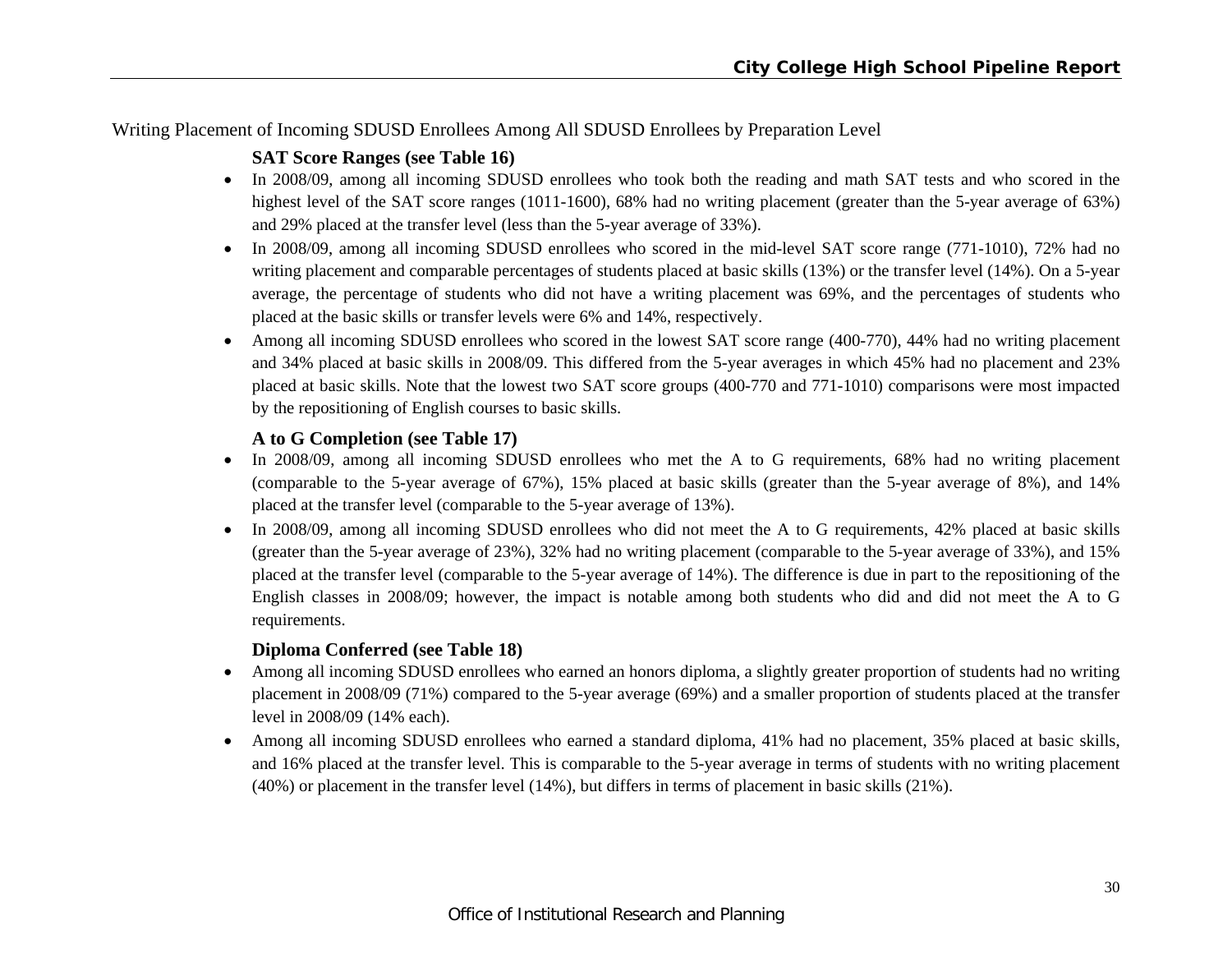Writing Placement of Incoming SDUSD Enrollees Among All SDUSD Enrollees by Preparation Level

### SAT Score Ranges (see Table 16)

- In 2008/09, among all incoming SDUSD enrollees who took both the reading and math SAT tests and who scored in the highest level of the SAT score ranges (1011-1600), 68% had no writing placement (greater than the 5-year average of 63%) and 29% placed at the transfer level (less than the 5-year average of 33%).
- In 2008/09, among all incoming SDUSD enrollees who scored in the mid-level SAT score range (771-1010), 72% had no writing placement and comparable percentages of students placed at basic skills (13%) or the transfer level (14%). On a 5-year average, the percentage of students who did not have a writing placement was 69%, and the percentages of students who placed at the basic skills or transfer levels were 6% and 14%, respectively.
- Among all incoming SDUSD enrollees who scored in the lowest SAT score range (400-770), 44% had no writing placement and 34% placed at basic skills in 2008/09. This differed from the 5-year averages in which 45% had no placement and 23% placed at basic skills. Note that the lowest two SAT score groups (400-770 and 771-1010) comparisons were most impacted by the repositioning of English courses to basic skills.

### A to G Completion (see Table 17)

- In 2008/09, among all incoming SDUSD enrollees who met the A to G requirements, 68% had no writing placement (comparable to the 5-year average of 67%), 15% placed at basic skills (greater than the 5-year average of 8%), and 14% placed at the transfer level (comparable to the 5-year average of 13%).
- In 2008/09, among all incoming SDUSD enrollees who did not meet the A to G requirements, 42% placed at basic skills (greater than the 5-year average of 23%), 32% had no writing placement (comparable to the 5-year average of 33%), and 15% placed at the transfer level (comparable to the 5-year average of 14%). The difference is due in part to the repositioning of the English classes in 2008/09; however, the impact is notable among both students who did and did not meet the A to G requirements.

### Diploma Conferred (see Table 18)

- Among all incoming SDUSD enrollees who earned an honors diploma, a slightly greater proportion of students had no writing placement in 2008/09 (71%) compared to the 5-year average (69%) and a smaller proportion of students placed at the transfer level in 2008/09 (14% each).
- Among all incoming SDUSD enrollees who earned a standard diploma, 41% had no placement, 35% placed at basic skills, and 16% placed at the transfer level. This is comparable to the 5-year average in terms of students with no writing placement (40%) or placement in the transfer level (14%), but differs in terms of placement in basic skills (21%).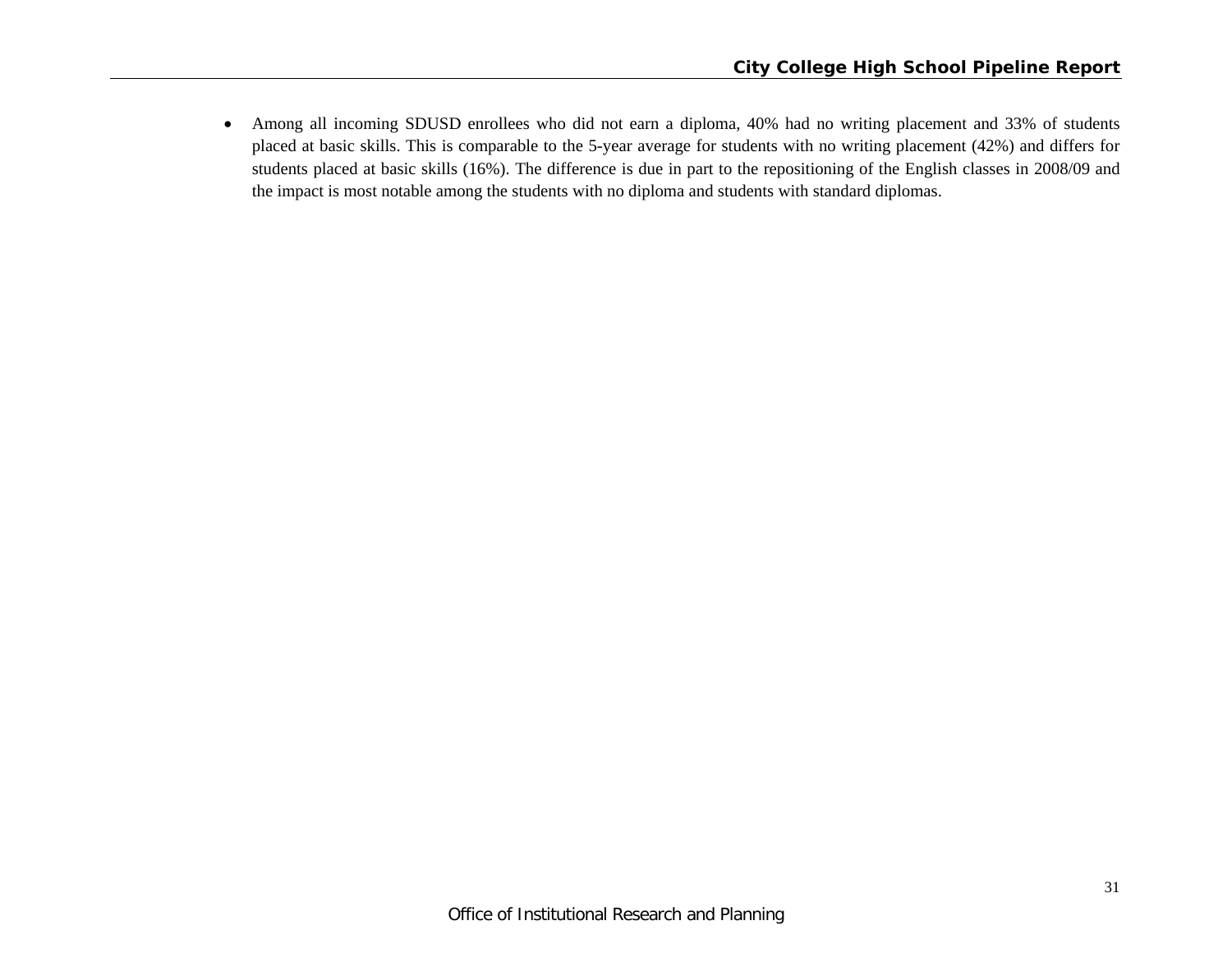- Among all incoming SDUSD enrollees who did not earn a diploma, 40% had no writing placement and 33% of students placed at basic skills. This is comparable to the 5-year average for students with no writing placement (42%) and differs for students placed at basic skills (16%). The difference is due in part to the repositioning of the English classes in 2008/09 and the impact is most notable among the students with no diploma and students with standard diplomas.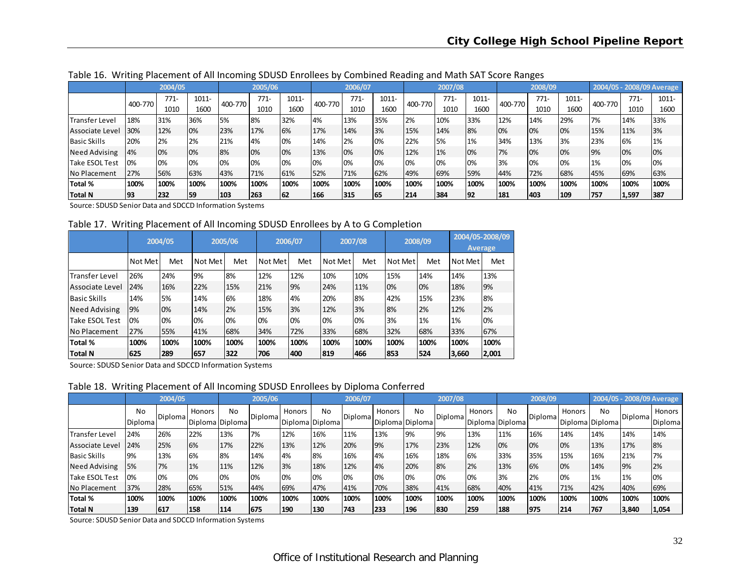Table 16. Writing Placement of All Incoming SDUSD Enrollees by Combined Reading and Math SAT Score Ranges

| | 2004/05 | | | 2005/06 | | | 2006/07 | | | 2007/08 | | | 2008/09 | | | 2004/05 - 2008/09 Average | | |
|---|---|---|---|---|---|---|---|---|---|---|---|---|---|---|---|---|---|---|
| | 400-770 | 771-1010 | 1011-1600 | 400-770 | 771-1010 | 1011-1600 | 400-770 | 771-1010 | 1011-1600 | 400-770 | 771-1010 | 1011-1600 | 400-770 | 771-1010 | 1011-1600 | 400-770 | 771-1010 | 1011-1600 |
| Transfer Level | 18% | 31% | 36% | 5% | 8% | 32% | 4% | 13% | 35% | 2% | 10% | 33% | 12% | 14% | 29% | 7% | 14% | 33% |
| Associate Level | 30% | 12% | 0% | 23% | 17% | 6% | 17% | 14% | 3% | 15% | 14% | 8% | 0% | 0% | 0% | 15% | 11% | 3% |
| Basic Skills | 20% | 2% | 2% | 21% | 4% | 0% | 14% | 2% | 0% | 22% | 5% | 1% | 34% | 13% | 3% | 23% | 6% | 1% |
| Need Advising | 4% | 0% | 0% | 8% | 0% | 0% | 13% | 0% | 0% | 12% | 1% | 0% | 7% | 0% | 0% | 9% | 0% | 0% |
| Take ESOL Test | 0% | 0% | 0% | 0% | 0% | 0% | 0% | 0% | 0% | 0% | 0% | 0% | 3% | 0% | 0% | 1% | 0% | 0% |
| No Placement | 27% | 56% | 63% | 43% | 71% | 61% | 52% | 71% | 62% | 49% | 69% | 59% | 44% | 72% | 68% | 45% | 69% | 63% |
| **Total %** | **100%** | **100%** | **100%** | **100%** | **100%** | **100%** | **100%** | **100%** | **100%** | **100%** | **100%** | **100%** | **100%** | **100%** | **100%** | **100%** | **100%** | **100%** |
| **Total N** | **93** | **232** | **59** | **103** | **263** | **62** | **166** | **315** | **65** | **214** | **384** | **92** | **181** | **403** | **109** | **757** | **1,597** | **387** |

Source: SDUSD Senior Data and SDCCD Information Systems

Table 17. Writing Placement of All Incoming SDUSD Enrollees by A to G Completion

| | 2004/05 | | 2005/06 | | 2006/07 | | 2007/08 | | 2008/09 | | 2004/05-2008/09 Average | |
|---|---|---|---|---|---|---|---|---|---|---|---|---|
| | Not Met | Met | Not Met | Met | Not Met | Met | Not Met | Met | Not Met | Met | Not Met | Met |
| Transfer Level | 26% | 24% | 9% | 8% | 12% | 12% | 10% | 10% | 15% | 14% | 14% | 13% |
| Associate Level | 24% | 16% | 22% | 15% | 21% | 9% | 24% | 11% | 0% | 0% | 18% | 9% |
| Basic Skills | 14% | 5% | 14% | 6% | 18% | 4% | 20% | 8% | 42% | 15% | 23% | 8% |
| Need Advising | 9% | 0% | 14% | 2% | 15% | 3% | 12% | 3% | 8% | 2% | 12% | 2% |
| Take ESOL Test | 0% | 0% | 0% | 0% | 0% | 0% | 0% | 0% | 3% | 1% | 1% | 0% |
| No Placement | 27% | 55% | 41% | 68% | 34% | 72% | 33% | 68% | 32% | 68% | 33% | 67% |
| **Total %** | **100%** | **100%** | **100%** | **100%** | **100%** | **100%** | **100%** | **100%** | **100%** | **100%** | **100%** | **100%** |
| **Total N** | **625** | **289** | **657** | **322** | **706** | **400** | **819** | **466** | **853** | **524** | **3,660** | **2,001** |

Source: SDUSD Senior Data and SDCCD Information Systems

Table 18. Writing Placement of All Incoming SDUSD Enrollees by Diploma Conferred

| | 2004/05 | | | 2005/06 | | | 2006/07 | | | 2007/08 | | | 2008/09 | | | 2004/05 - 2008/09 Average | | |
|---|---|---|---|---|---|---|---|---|---|---|---|---|---|---|---|---|---|---|
| | No Diploma | Diploma | Honors Diploma | No Diploma | Diploma | Honors Diploma | No Diploma | Diploma | Honors Diploma | No Diploma | Diploma | Honors Diploma | No Diploma | Diploma | Honors Diploma | No Diploma | Diploma | Honors Diploma |
| Transfer Level | 24% | 26% | 22% | 13% | 7% | 12% | 16% | 11% | 13% | 9% | 9% | 13% | 11% | 16% | 14% | 14% | 14% | 14% |
| Associate Level | 24% | 25% | 6% | 17% | 22% | 13% | 12% | 20% | 9% | 17% | 23% | 12% | 0% | 0% | 0% | 13% | 17% | 8% |
| Basic Skills | 9% | 13% | 6% | 8% | 14% | 4% | 8% | 16% | 4% | 16% | 18% | 6% | 33% | 35% | 15% | 16% | 21% | 7% |
| Need Advising | 5% | 7% | 1% | 11% | 12% | 3% | 18% | 12% | 4% | 20% | 8% | 2% | 13% | 6% | 0% | 14% | 9% | 2% |
| Take ESOL Test | 0% | 0% | 0% | 0% | 0% | 0% | 0% | 0% | 0% | 0% | 0% | 0% | 3% | 2% | 0% | 1% | 1% | 0% |
| No Placement | 37% | 28% | 65% | 51% | 44% | 69% | 47% | 41% | 70% | 38% | 41% | 68% | 40% | 41% | 71% | 42% | 40% | 69% |
| **Total %** | **100%** | **100%** | **100%** | **100%** | **100%** | **100%** | **100%** | **100%** | **100%** | **100%** | **100%** | **100%** | **100%** | **100%** | **100%** | **100%** | **100%** | **100%** |
| **Total N** | **139** | **617** | **158** | **114** | **675** | **190** | **130** | **743** | **233** | **196** | **830** | **259** | **188** | **975** | **214** | **767** | **3,840** | **1,054** |

Source: SDUSD Senior Data and SDCCD Information Systems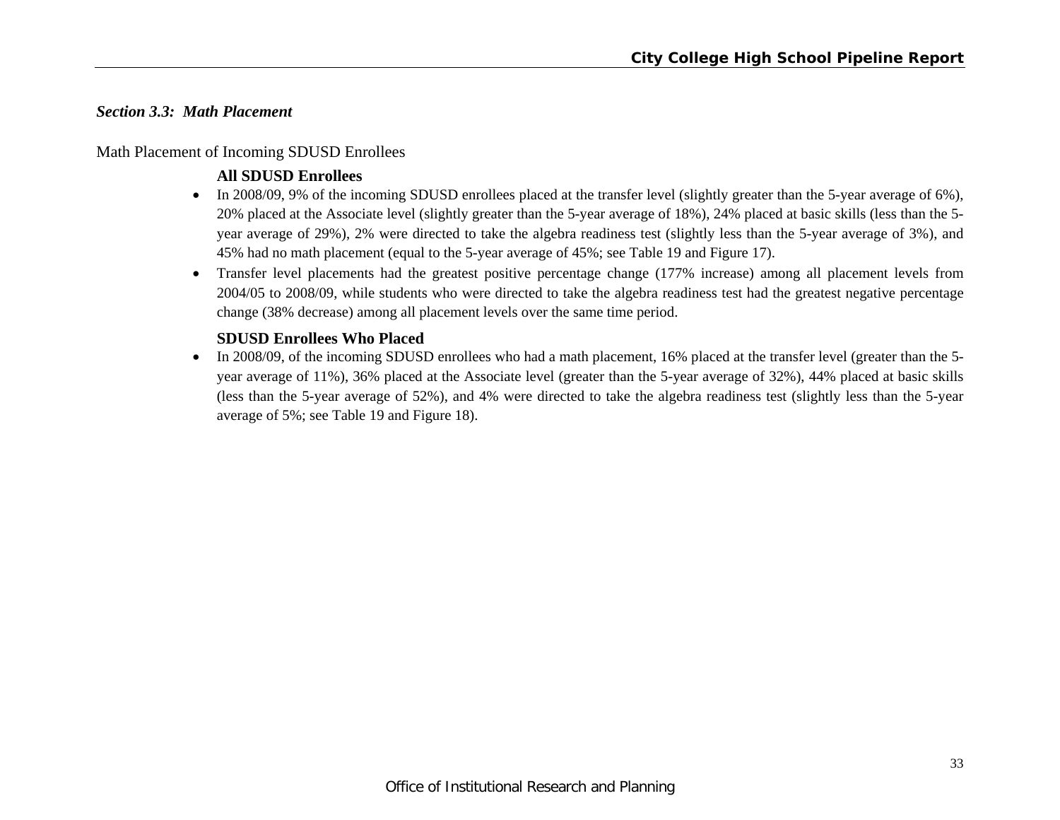### *Section 3.3: Math Placement*

Math Placement of Incoming SDUSD Enrollees

**All SDUSD Enrollees**

- In 2008/09, 9% of the incoming SDUSD enrollees placed at the transfer level (slightly greater than the 5-year average of 6%), 20% placed at the Associate level (slightly greater than the 5-year average of 18%), 24% placed at basic skills (less than the 5-year average of 29%), 2% were directed to take the algebra readiness test (slightly less than the 5-year average of 3%), and 45% had no math placement (equal to the 5-year average of 45%; see Table 19 and Figure 17).
- Transfer level placements had the greatest positive percentage change (177% increase) among all placement levels from 2004/05 to 2008/09, while students who were directed to take the algebra readiness test had the greatest negative percentage change (38% decrease) among all placement levels over the same time period.

**SDUSD Enrollees Who Placed**

- In 2008/09, of the incoming SDUSD enrollees who had a math placement, 16% placed at the transfer level (greater than the 5-year average of 11%), 36% placed at the Associate level (greater than the 5-year average of 32%), 44% placed at basic skills (less than the 5-year average of 52%), and 4% were directed to take the algebra readiness test (slightly less than the 5-year average of 5%; see Table 19 and Figure 18).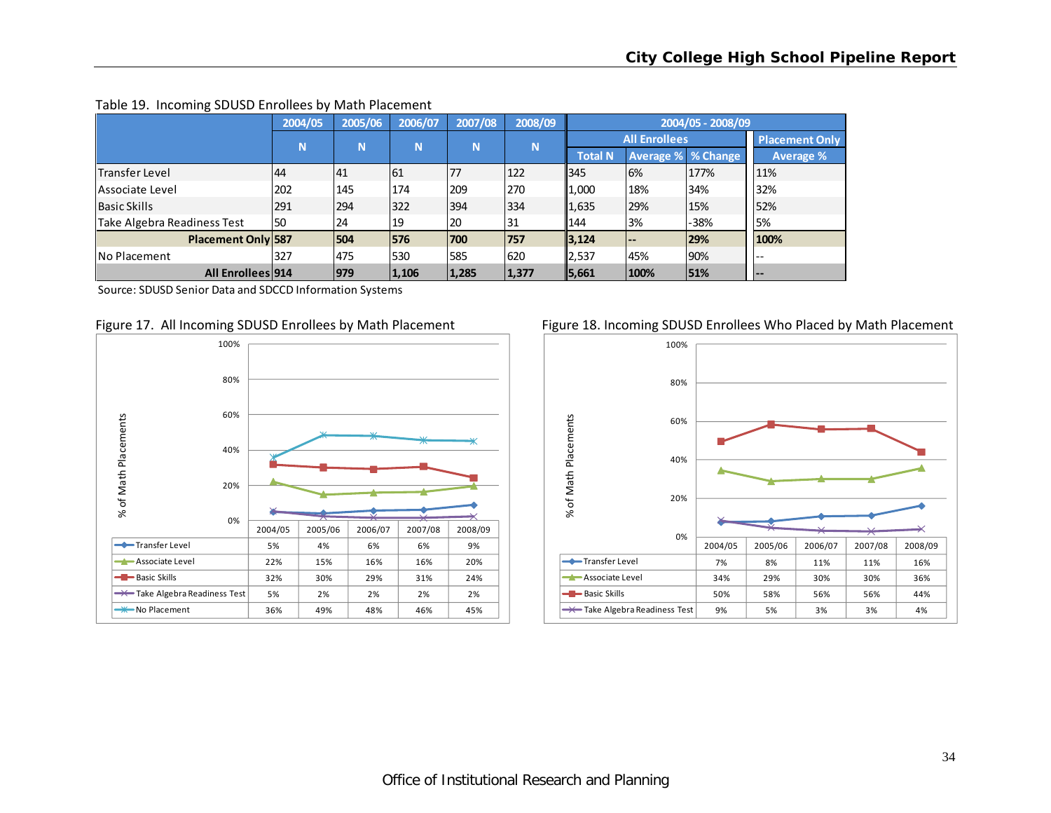Table 19. Incoming SDUSD Enrollees by Math Placement

| | 2004/05 | 2005/06 | 2006/07 | 2007/08 | 2008/09 | 2004/05 - 2008/09 | | | |
|---|---|---|---|---|---|---|---|---|---|
| | | | | | | All Enrollees | | | Placement Only |
| | N | N | N | N | N | Total N | Average % | % Change | Average % |
| Transfer Level | 44 | 41 | 61 | 77 | 122 | 345 | 6% | 177% | 11% |
| Associate Level | 202 | 145 | 174 | 209 | 270 | 1,000 | 18% | 34% | 32% |
| Basic Skills | 291 | 294 | 322 | 394 | 334 | 1,635 | 29% | 15% | 52% |
| Take Algebra Readiness Test | 50 | 24 | 19 | 20 | 31 | 144 | 3% | -38% | 5% |
| **Placement Only** | **587** | **504** | **576** | **700** | **757** | **3,124** | **--** | **29%** | **100%** |
| No Placement | 327 | 475 | 530 | 585 | 620 | 2,537 | 45% | 90% | -- |
| **All Enrollees** | **914** | **979** | **1,106** | **1,285** | **1,377** | **5,661** | **100%** | **51%** | **--** |

Source: SDUSD Senior Data and SDCCD Information Systems

Figure 17. All Incoming SDUSD Enrollees by Math Placement

| % of Math Placements | 2004/05 | 2005/06 | 2006/07 | 2007/08 | 2008/09 |
|---|---|---|---|---|---|
| Transfer Level | 5% | 4% | 6% | 6% | 9% |
| Associate Level | 22% | 15% | 16% | 16% | 20% |
| Basic Skills | 32% | 30% | 29% | 31% | 24% |
| Take Algebra Readiness Test | 5% | 2% | 2% | 2% | 2% |
| No Placement | 36% | 49% | 48% | 46% | 45% |

Figure 18. Incoming SDUSD Enrollees Who Placed by Math Placement

| % of Math Placements | 2004/05 | 2005/06 | 2006/07 | 2007/08 | 2008/09 |
|---|---|---|---|---|---|
| Transfer Level | 7% | 8% | 11% | 11% | 16% |
| Associate Level | 34% | 29% | 30% | 30% | 36% |
| Basic Skills | 50% | 58% | 56% | 56% | 44% |
| Take Algebra Readiness Test | 9% | 5% | 3% | 3% | 4% |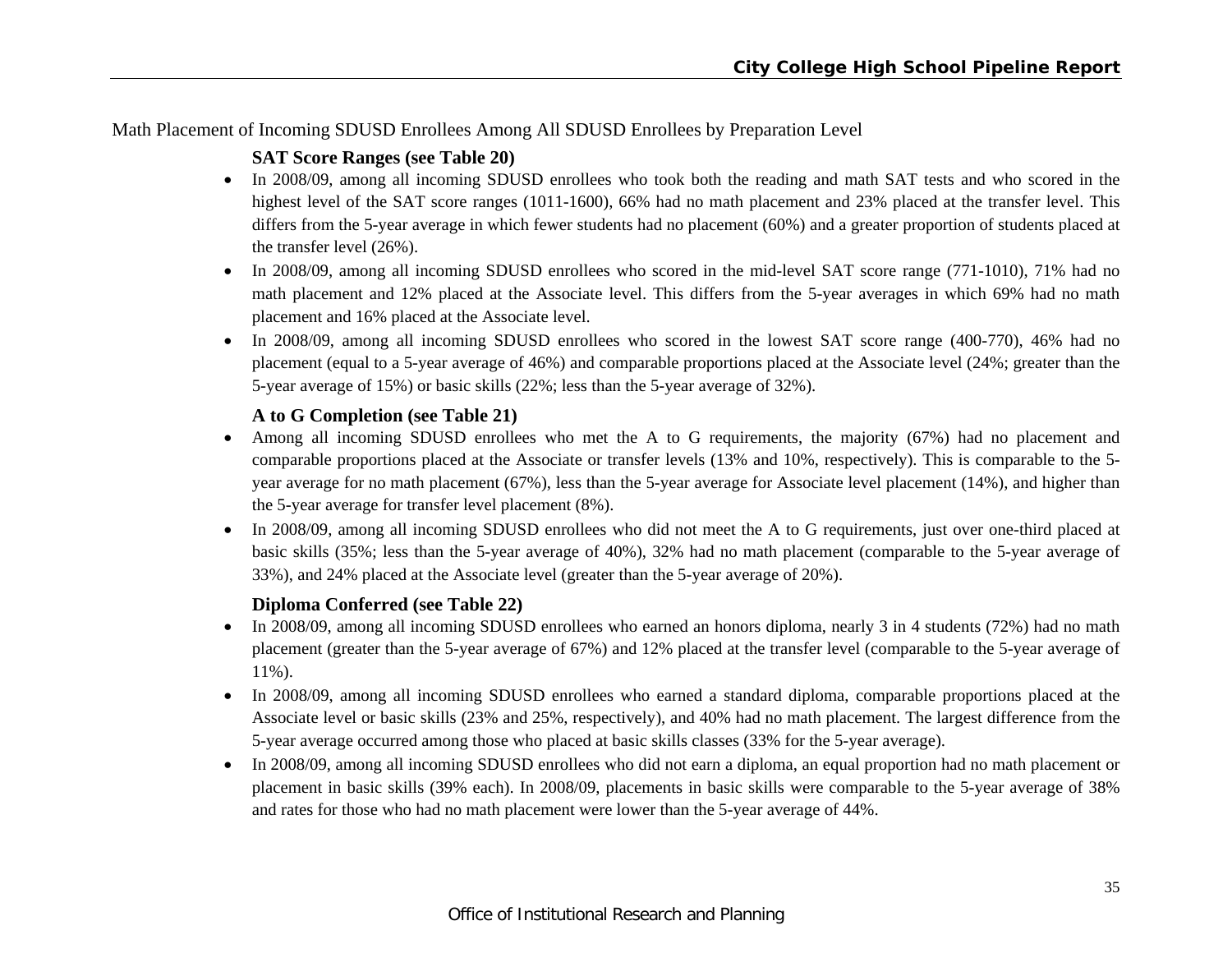Math Placement of Incoming SDUSD Enrollees Among All SDUSD Enrollees by Preparation Level

### SAT Score Ranges (see Table 20)

- In 2008/09, among all incoming SDUSD enrollees who took both the reading and math SAT tests and who scored in the highest level of the SAT score ranges (1011-1600), 66% had no math placement and 23% placed at the transfer level. This differs from the 5-year average in which fewer students had no placement (60%) and a greater proportion of students placed at the transfer level (26%).
- In 2008/09, among all incoming SDUSD enrollees who scored in the mid-level SAT score range (771-1010), 71% had no math placement and 12% placed at the Associate level. This differs from the 5-year averages in which 69% had no math placement and 16% placed at the Associate level.
- In 2008/09, among all incoming SDUSD enrollees who scored in the lowest SAT score range (400-770), 46% had no placement (equal to a 5-year average of 46%) and comparable proportions placed at the Associate level (24%; greater than the 5-year average of 15%) or basic skills (22%; less than the 5-year average of 32%).

### A to G Completion (see Table 21)

- Among all incoming SDUSD enrollees who met the A to G requirements, the majority (67%) had no placement and comparable proportions placed at the Associate or transfer levels (13% and 10%, respectively). This is comparable to the 5-year average for no math placement (67%), less than the 5-year average for Associate level placement (14%), and higher than the 5-year average for transfer level placement (8%).
- In 2008/09, among all incoming SDUSD enrollees who did not meet the A to G requirements, just over one-third placed at basic skills (35%; less than the 5-year average of 40%), 32% had no math placement (comparable to the 5-year average of 33%), and 24% placed at the Associate level (greater than the 5-year average of 20%).

### Diploma Conferred (see Table 22)

- In 2008/09, among all incoming SDUSD enrollees who earned an honors diploma, nearly 3 in 4 students (72%) had no math placement (greater than the 5-year average of 67%) and 12% placed at the transfer level (comparable to the 5-year average of 11%).
- In 2008/09, among all incoming SDUSD enrollees who earned a standard diploma, comparable proportions placed at the Associate level or basic skills (23% and 25%, respectively), and 40% had no math placement. The largest difference from the 5-year average occurred among those who placed at basic skills classes (33% for the 5-year average).
- In 2008/09, among all incoming SDUSD enrollees who did not earn a diploma, an equal proportion had no math placement or placement in basic skills (39% each). In 2008/09, placements in basic skills were comparable to the 5-year average of 38% and rates for those who had no math placement were lower than the 5-year average of 44%.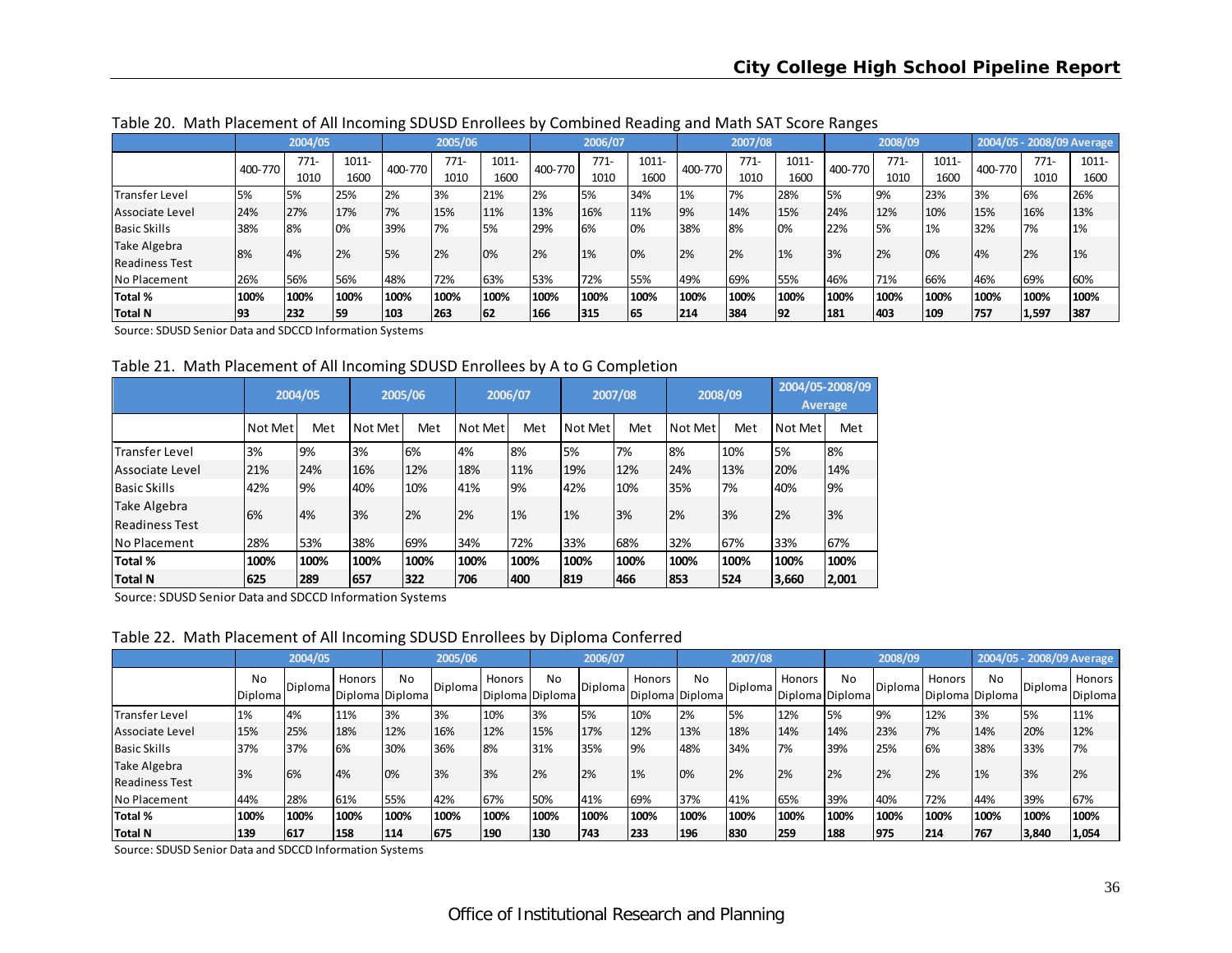Table 20. Math Placement of All Incoming SDUSD Enrollees by Combined Reading and Math SAT Score Ranges

| | 2004/05 | | | 2005/06 | | | 2006/07 | | | 2007/08 | | | 2008/09 | | | 2004/05 - 2008/09 Average | | |
|---|---|---|---|---|---|---|---|---|---|---|---|---|---|---|---|---|---|---|
| | 400-770 | 771-1010 | 1011-1600 | 400-770 | 771-1010 | 1011-1600 | 400-770 | 771-1010 | 1011-1600 | 400-770 | 771-1010 | 1011-1600 | 400-770 | 771-1010 | 1011-1600 | 400-770 | 771-1010 | 1011-1600 |
| Transfer Level | 5% | 5% | 25% | 2% | 3% | 21% | 2% | 5% | 34% | 1% | 7% | 28% | 5% | 9% | 23% | 3% | 6% | 26% |
| Associate Level | 24% | 27% | 17% | 7% | 15% | 11% | 13% | 16% | 11% | 9% | 14% | 15% | 24% | 12% | 10% | 15% | 16% | 13% |
| Basic Skills | 38% | 8% | 0% | 39% | 7% | 5% | 29% | 6% | 0% | 38% | 8% | 0% | 22% | 5% | 1% | 32% | 7% | 1% |
| Take Algebra Readiness Test | 8% | 4% | 2% | 5% | 2% | 0% | 2% | 1% | 0% | 2% | 2% | 1% | 3% | 2% | 0% | 4% | 2% | 1% |
| No Placement | 26% | 56% | 56% | 48% | 72% | 63% | 53% | 72% | 55% | 49% | 69% | 55% | 46% | 71% | 66% | 46% | 69% | 60% |
| **Total %** | **100%** | **100%** | **100%** | **100%** | **100%** | **100%** | **100%** | **100%** | **100%** | **100%** | **100%** | **100%** | **100%** | **100%** | **100%** | **100%** | **100%** | **100%** |
| **Total N** | **93** | **232** | **59** | **103** | **263** | **62** | **166** | **315** | **65** | **214** | **384** | **92** | **181** | **403** | **109** | **757** | **1,597** | **387** |

Source: SDUSD Senior Data and SDCCD Information Systems

Table 21. Math Placement of All Incoming SDUSD Enrollees by A to G Completion

| | 2004/05 | | 2005/06 | | 2006/07 | | 2007/08 | | 2008/09 | | 2004/05-2008/09 Average | |
|---|---|---|---|---|---|---|---|---|---|---|---|---|
| | Not Met | Met | Not Met | Met | Not Met | Met | Not Met | Met | Not Met | Met | Not Met | Met |
| Transfer Level | 3% | 9% | 3% | 6% | 4% | 8% | 5% | 7% | 8% | 10% | 5% | 8% |
| Associate Level | 21% | 24% | 16% | 12% | 18% | 11% | 19% | 12% | 24% | 13% | 20% | 14% |
| Basic Skills | 42% | 9% | 40% | 10% | 41% | 9% | 42% | 10% | 35% | 7% | 40% | 9% |
| Take Algebra Readiness Test | 6% | 4% | 3% | 2% | 2% | 1% | 1% | 3% | 2% | 3% | 2% | 3% |
| No Placement | 28% | 53% | 38% | 69% | 34% | 72% | 33% | 68% | 32% | 67% | 33% | 67% |
| **Total %** | **100%** | **100%** | **100%** | **100%** | **100%** | **100%** | **100%** | **100%** | **100%** | **100%** | **100%** | **100%** |
| **Total N** | **625** | **289** | **657** | **322** | **706** | **400** | **819** | **466** | **853** | **524** | **3,660** | **2,001** |

Source: SDUSD Senior Data and SDCCD Information Systems

Table 22. Math Placement of All Incoming SDUSD Enrollees by Diploma Conferred

| | 2004/05 | | | 2005/06 | | | 2006/07 | | | 2007/08 | | | 2008/09 | | | 2004/05 - 2008/09 Average | | |
|---|---|---|---|---|---|---|---|---|---|---|---|---|---|---|---|---|---|---|
| | No Diploma | Diploma | Honors Diploma | No Diploma | Diploma | Honors Diploma | No Diploma | Diploma | Honors Diploma | No Diploma | Diploma | Honors Diploma | No Diploma | Diploma | Honors Diploma | No Diploma | Diploma | Honors Diploma |
| Transfer Level | 1% | 4% | 11% | 3% | 3% | 10% | 3% | 5% | 10% | 2% | 5% | 12% | 5% | 9% | 12% | 3% | 5% | 11% |
| Associate Level | 15% | 25% | 18% | 12% | 16% | 12% | 15% | 17% | 12% | 13% | 18% | 14% | 14% | 23% | 7% | 14% | 20% | 12% |
| Basic Skills | 37% | 37% | 6% | 30% | 36% | 8% | 31% | 35% | 9% | 48% | 34% | 7% | 39% | 25% | 6% | 38% | 33% | 7% |
| Take Algebra Readiness Test | 3% | 6% | 4% | 0% | 3% | 3% | 2% | 2% | 1% | 0% | 2% | 2% | 2% | 2% | 2% | 1% | 3% | 2% |
| No Placement | 44% | 28% | 61% | 55% | 42% | 67% | 50% | 41% | 69% | 37% | 41% | 65% | 39% | 40% | 72% | 44% | 39% | 67% |
| **Total %** | **100%** | **100%** | **100%** | **100%** | **100%** | **100%** | **100%** | **100%** | **100%** | **100%** | **100%** | **100%** | **100%** | **100%** | **100%** | **100%** | **100%** | **100%** |
| **Total N** | **139** | **617** | **158** | **114** | **675** | **190** | **130** | **743** | **233** | **196** | **830** | **259** | **188** | **975** | **214** | **767** | **3,840** | **1,054** |

Source: SDUSD Senior Data and SDCCD Information Systems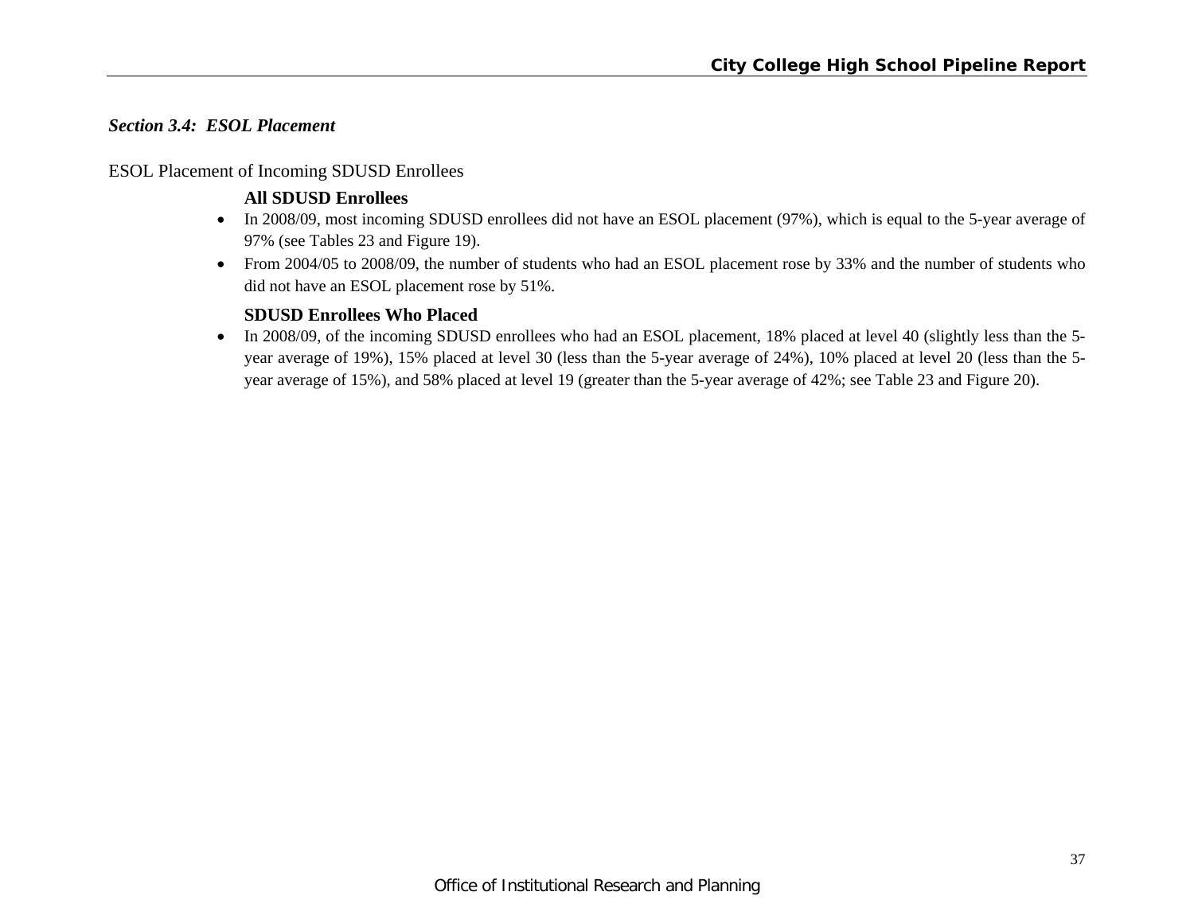### *Section 3.4: ESOL Placement*

ESOL Placement of Incoming SDUSD Enrollees

**All SDUSD Enrollees**

- In 2008/09, most incoming SDUSD enrollees did not have an ESOL placement (97%), which is equal to the 5-year average of 97% (see Tables 23 and Figure 19).
- From 2004/05 to 2008/09, the number of students who had an ESOL placement rose by 33% and the number of students who did not have an ESOL placement rose by 51%.

**SDUSD Enrollees Who Placed**

- In 2008/09, of the incoming SDUSD enrollees who had an ESOL placement, 18% placed at level 40 (slightly less than the 5-year average of 19%), 15% placed at level 30 (less than the 5-year average of 24%), 10% placed at level 20 (less than the 5-year average of 15%), and 58% placed at level 19 (greater than the 5-year average of 42%; see Table 23 and Figure 20).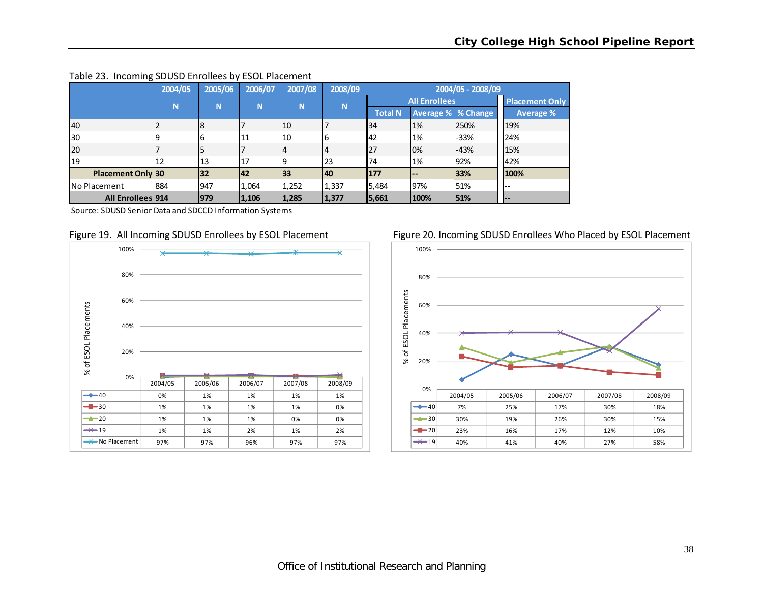Table 23. Incoming SDUSD Enrollees by ESOL Placement

| | 2004/05 | 2005/06 | 2006/07 | 2007/08 | 2008/09 | 2004/05 - 2008/09 | | | |
|---|---|---|---|---|---|---|---|---|---|
| | | | | | | All Enrollees | | | Placement Only |
| | N | N | N | N | N | Total N | Average % | % Change | Average % |
| 40 | 2 | 8 | 7 | 10 | 7 | 34 | 1% | 250% | 19% |
| 30 | 9 | 6 | 11 | 10 | 6 | 42 | 1% | -33% | 24% |
| 20 | 7 | 5 | 7 | 4 | 4 | 27 | 0% | -43% | 15% |
| 19 | 12 | 13 | 17 | 9 | 23 | 74 | 1% | 92% | 42% |
| **Placement Only** | **30** | **32** | **42** | **33** | **40** | **177** | **--** | **33%** | **100%** |
| No Placement | 884 | 947 | 1,064 | 1,252 | 1,337 | 5,484 | 97% | 51% | -- |
| **All Enrollees** | **914** | **979** | **1,106** | **1,285** | **1,377** | **5,661** | **100%** | **51%** | **--** |

Source: SDUSD Senior Data and SDCCD Information Systems

Figure 19. All Incoming SDUSD Enrollees by ESOL Placement

| | 2004/05 | 2005/06 | 2006/07 | 2007/08 | 2008/09 |
|---|---|---|---|---|---|
| 40 | 0% | 1% | 1% | 1% | 1% |
| 30 | 1% | 1% | 1% | 1% | 0% |
| 20 | 1% | 1% | 1% | 0% | 0% |
| 19 | 1% | 1% | 2% | 1% | 2% |
| No Placement | 97% | 97% | 96% | 97% | 97% |

Figure 20. Incoming SDUSD Enrollees Who Placed by ESOL Placement

| | 2004/05 | 2005/06 | 2006/07 | 2007/08 | 2008/09 |
|---|---|---|---|---|---|
| 40 | 7% | 25% | 17% | 30% | 18% |
| 30 | 30% | 19% | 26% | 30% | 15% |
| 20 | 23% | 16% | 17% | 12% | 10% |
| 19 | 40% | 41% | 40% | 27% | 58% |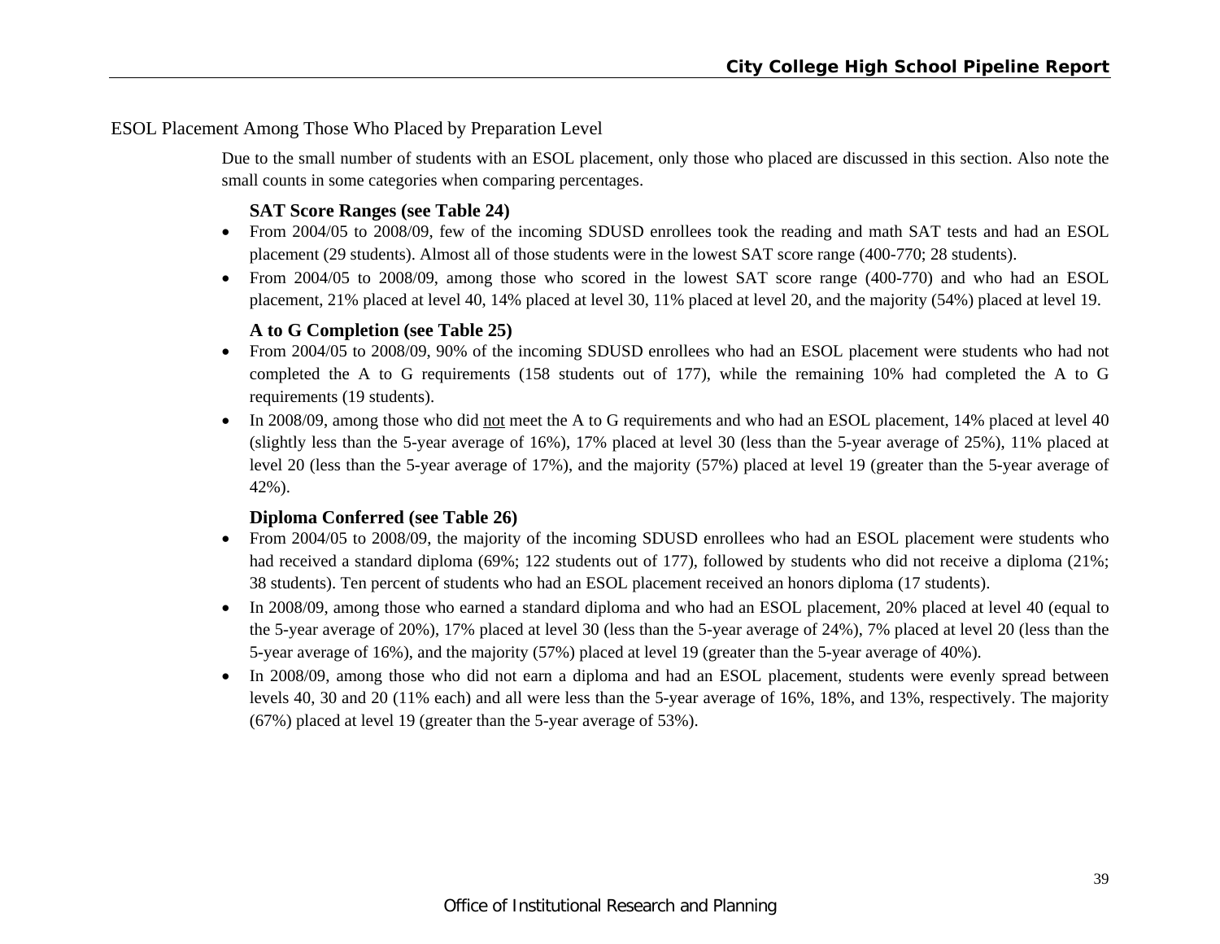## ESOL Placement Among Those Who Placed by Preparation Level

Due to the small number of students with an ESOL placement, only those who placed are discussed in this section. Also note the small counts in some categories when comparing percentages.

### SAT Score Ranges (see Table 24)

- From 2004/05 to 2008/09, few of the incoming SDUSD enrollees took the reading and math SAT tests and had an ESOL placement (29 students). Almost all of those students were in the lowest SAT score range (400-770; 28 students).
- From 2004/05 to 2008/09, among those who scored in the lowest SAT score range (400-770) and who had an ESOL placement, 21% placed at level 40, 14% placed at level 30, 11% placed at level 20, and the majority (54%) placed at level 19.

### A to G Completion (see Table 25)

- From 2004/05 to 2008/09, 90% of the incoming SDUSD enrollees who had an ESOL placement were students who had not completed the A to G requirements (158 students out of 177), while the remaining 10% had completed the A to G requirements (19 students).
- In 2008/09, among those who did not meet the A to G requirements and who had an ESOL placement, 14% placed at level 40 (slightly less than the 5-year average of 16%), 17% placed at level 30 (less than the 5-year average of 25%), 11% placed at level 20 (less than the 5-year average of 17%), and the majority (57%) placed at level 19 (greater than the 5-year average of 42%).

### Diploma Conferred (see Table 26)

- From 2004/05 to 2008/09, the majority of the incoming SDUSD enrollees who had an ESOL placement were students who had received a standard diploma (69%; 122 students out of 177), followed by students who did not receive a diploma (21%; 38 students). Ten percent of students who had an ESOL placement received an honors diploma (17 students).
- In 2008/09, among those who earned a standard diploma and who had an ESOL placement, 20% placed at level 40 (equal to the 5-year average of 20%), 17% placed at level 30 (less than the 5-year average of 24%), 7% placed at level 20 (less than the 5-year average of 16%), and the majority (57%) placed at level 19 (greater than the 5-year average of 40%).
- In 2008/09, among those who did not earn a diploma and had an ESOL placement, students were evenly spread between levels 40, 30 and 20 (11% each) and all were less than the 5-year average of 16%, 18%, and 13%, respectively. The majority (67%) placed at level 19 (greater than the 5-year average of 53%).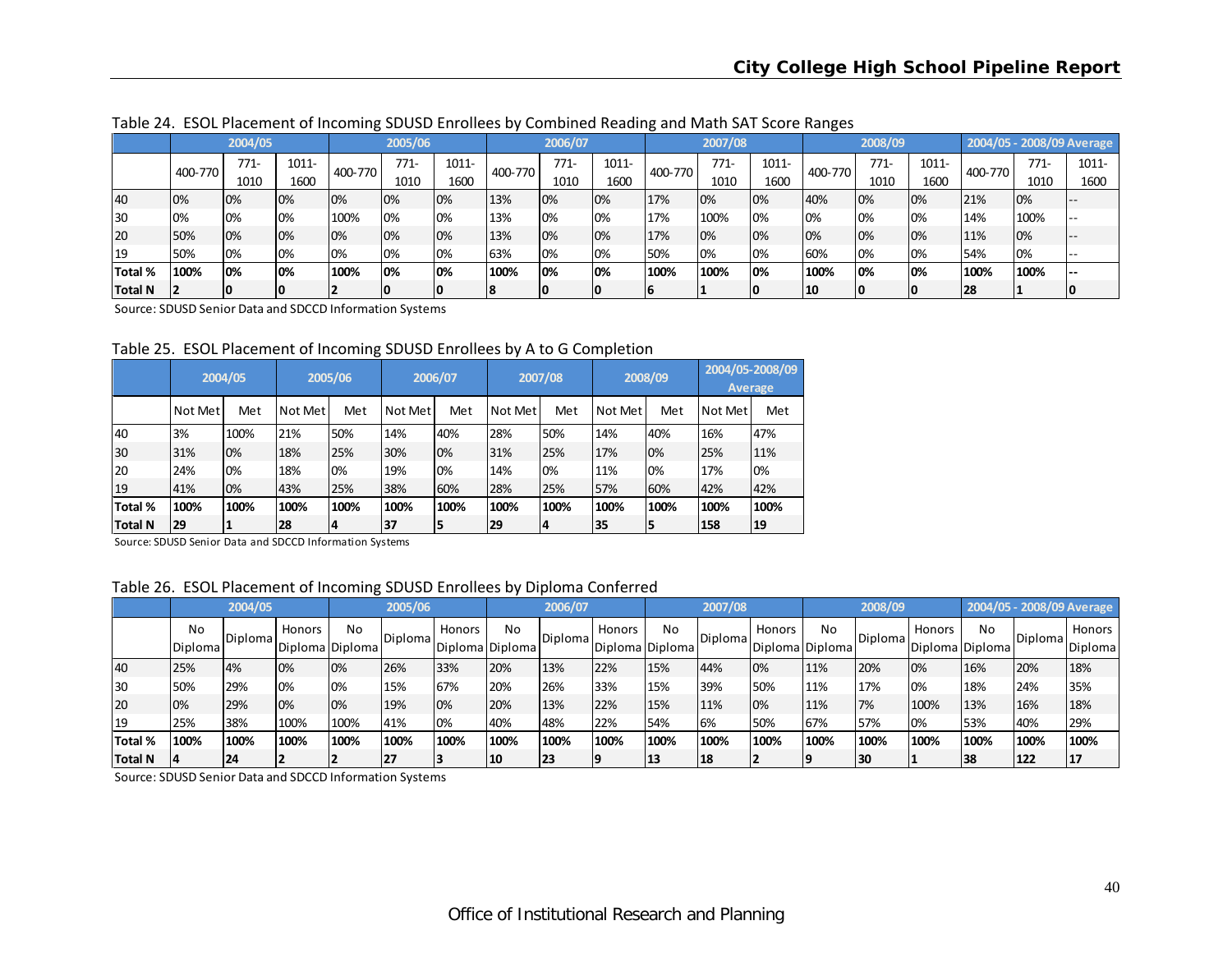Table 24. ESOL Placement of Incoming SDUSD Enrollees by Combined Reading and Math SAT Score Ranges

| | 2004/05 | | | 2005/06 | | | 2006/07 | | | 2007/08 | | | 2008/09 | | | 2004/05 - 2008/09 Average | | |
|---|---|---|---|---|---|---|---|---|---|---|---|---|---|---|---|---|---|---|
| | 400-770 | 771-1010 | 1011-1600 | 400-770 | 771-1010 | 1011-1600 | 400-770 | 771-1010 | 1011-1600 | 400-770 | 771-1010 | 1011-1600 | 400-770 | 771-1010 | 1011-1600 | 400-770 | 771-1010 | 1011-1600 |
| 40 | 0% | 0% | 0% | 0% | 0% | 0% | 13% | 0% | 0% | 17% | 0% | 0% | 40% | 0% | 0% | 21% | 0% | -- |
| 30 | 0% | 0% | 0% | 100% | 0% | 0% | 13% | 0% | 0% | 17% | 100% | 0% | 0% | 0% | 0% | 14% | 100% | -- |
| 20 | 50% | 0% | 0% | 0% | 0% | 0% | 13% | 0% | 0% | 17% | 0% | 0% | 0% | 0% | 0% | 11% | 0% | -- |
| 19 | 50% | 0% | 0% | 0% | 0% | 0% | 63% | 0% | 0% | 50% | 0% | 0% | 60% | 0% | 0% | 54% | 0% | -- |
| **Total %** | **100%** | **0%** | **0%** | **100%** | **0%** | **0%** | **100%** | **0%** | **0%** | **100%** | **100%** | **0%** | **100%** | **0%** | **0%** | **100%** | **100%** | **--** |
| **Total N** | **2** | **0** | **0** | **2** | **0** | **0** | **8** | **0** | **0** | **6** | **1** | **0** | **10** | **0** | **0** | **28** | **1** | **0** |

Source: SDUSD Senior Data and SDCCD Information Systems

Table 25. ESOL Placement of Incoming SDUSD Enrollees by A to G Completion

| | 2004/05 | | 2005/06 | | 2006/07 | | 2007/08 | | 2008/09 | | 2004/05-2008/09 Average | |
|---|---|---|---|---|---|---|---|---|---|---|---|---|
| | Not Met | Met | Not Met | Met | Not Met | Met | Not Met | Met | Not Met | Met | Not Met | Met |
| 40 | 3% | 100% | 21% | 50% | 14% | 40% | 28% | 50% | 14% | 40% | 16% | 47% |
| 30 | 31% | 0% | 18% | 25% | 30% | 0% | 31% | 25% | 17% | 0% | 25% | 11% |
| 20 | 24% | 0% | 18% | 0% | 19% | 0% | 14% | 0% | 11% | 0% | 17% | 0% |
| 19 | 41% | 0% | 43% | 25% | 38% | 60% | 28% | 25% | 57% | 60% | 42% | 42% |
| **Total %** | **100%** | **100%** | **100%** | **100%** | **100%** | **100%** | **100%** | **100%** | **100%** | **100%** | **100%** | **100%** |
| **Total N** | **29** | **1** | **28** | **4** | **37** | **5** | **29** | **4** | **35** | **5** | **158** | **19** |

Source: SDUSD Senior Data and SDCCD Information Systems

Table 26. ESOL Placement of Incoming SDUSD Enrollees by Diploma Conferred

| | 2004/05 | | | 2005/06 | | | 2006/07 | | | 2007/08 | | | 2008/09 | | | 2004/05 - 2008/09 Average | | |
|---|---|---|---|---|---|---|---|---|---|---|---|---|---|---|---|---|---|---|
| | No Diploma | Diploma | Honors Diploma | No Diploma | Diploma | Honors Diploma | No Diploma | Diploma | Honors Diploma | No Diploma | Diploma | Honors Diploma | No Diploma | Diploma | Honors Diploma | No Diploma | Diploma | Honors Diploma |
| 40 | 25% | 4% | 0% | 0% | 26% | 33% | 20% | 13% | 22% | 15% | 44% | 0% | 11% | 20% | 0% | 16% | 20% | 18% |
| 30 | 50% | 29% | 0% | 0% | 15% | 67% | 20% | 26% | 33% | 15% | 39% | 50% | 11% | 17% | 0% | 18% | 24% | 35% |
| 20 | 0% | 29% | 0% | 0% | 19% | 0% | 20% | 13% | 22% | 15% | 11% | 0% | 11% | 7% | 100% | 13% | 16% | 18% |
| 19 | 25% | 38% | 100% | 100% | 41% | 0% | 40% | 48% | 22% | 54% | 6% | 50% | 67% | 57% | 0% | 53% | 40% | 29% |
| **Total %** | **100%** | **100%** | **100%** | **100%** | **100%** | **100%** | **100%** | **100%** | **100%** | **100%** | **100%** | **100%** | **100%** | **100%** | **100%** | **100%** | **100%** | **100%** |
| **Total N** | **4** | **24** | **2** | **2** | **27** | **3** | **10** | **23** | **9** | **13** | **18** | **2** | **9** | **30** | **1** | **38** | **122** | **17** |

Source: SDUSD Senior Data and SDCCD Information Systems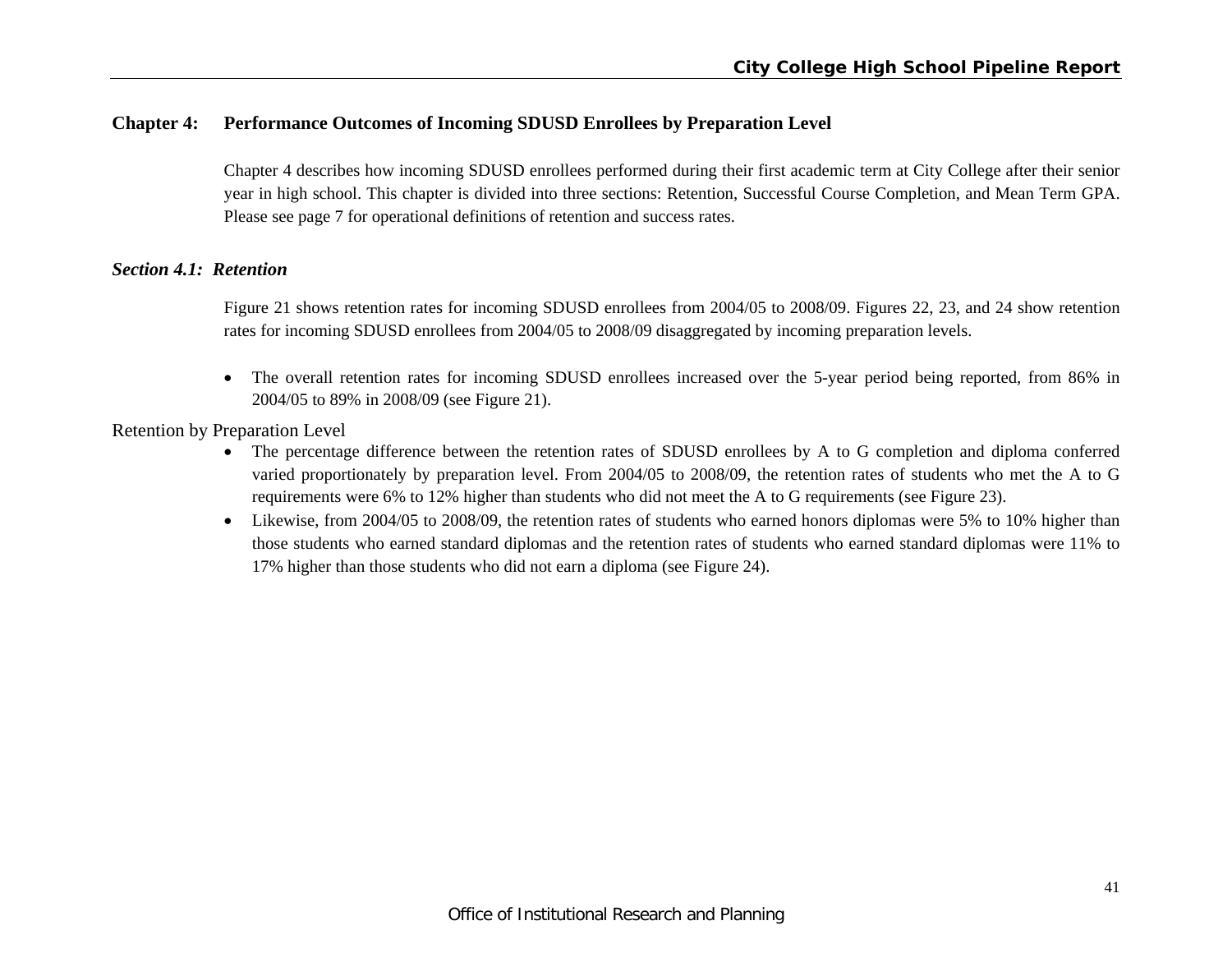## Chapter 4: Performance Outcomes of Incoming SDUSD Enrollees by Preparation Level

Chapter 4 describes how incoming SDUSD enrollees performed during their first academic term at City College after their senior year in high school. This chapter is divided into three sections: Retention, Successful Course Completion, and Mean Term GPA. Please see page 7 for operational definitions of retention and success rates.

### *Section 4.1: Retention*

Figure 21 shows retention rates for incoming SDUSD enrollees from 2004/05 to 2008/09. Figures 22, 23, and 24 show retention rates for incoming SDUSD enrollees from 2004/05 to 2008/09 disaggregated by incoming preparation levels.

- The overall retention rates for incoming SDUSD enrollees increased over the 5-year period being reported, from 86% in 2004/05 to 89% in 2008/09 (see Figure 21).

Retention by Preparation Level

- The percentage difference between the retention rates of SDUSD enrollees by A to G completion and diploma conferred varied proportionately by preparation level. From 2004/05 to 2008/09, the retention rates of students who met the A to G requirements were 6% to 12% higher than students who did not meet the A to G requirements (see Figure 23).
- Likewise, from 2004/05 to 2008/09, the retention rates of students who earned honors diplomas were 5% to 10% higher than those students who earned standard diplomas and the retention rates of students who earned standard diplomas were 11% to 17% higher than those students who did not earn a diploma (see Figure 24).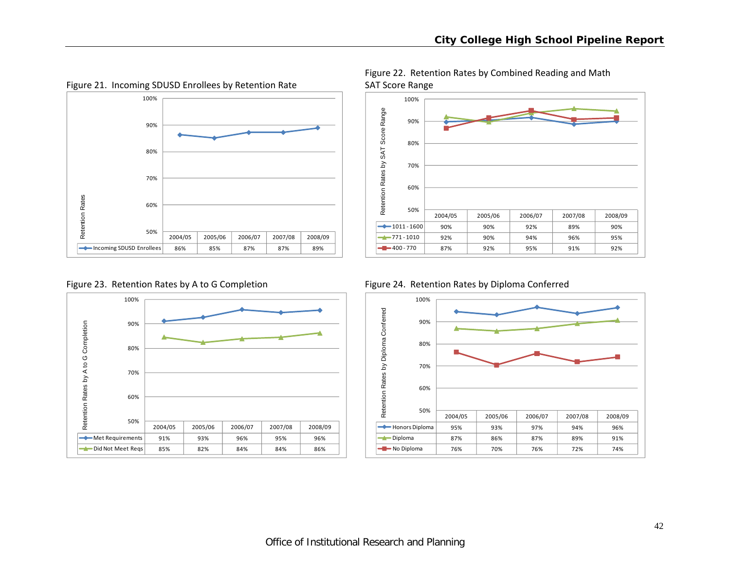Figure 21. Incoming SDUSD Enrollees by Retention Rate

| | 2004/05 | 2005/06 | 2006/07 | 2007/08 | 2008/09 |
|---|---|---|---|---|---|
| Incoming SDUSD Enrollees | 86% | 85% | 87% | 87% | 89% |

Figure 22. Retention Rates by Combined Reading and Math SAT Score Range

| | 2004/05 | 2005/06 | 2006/07 | 2007/08 | 2008/09 |
|---|---|---|---|---|---|
| 1011 - 1600 | 90% | 90% | 92% | 89% | 90% |
| 771 - 1010 | 92% | 90% | 94% | 96% | 95% |
| 400 - 770 | 87% | 92% | 95% | 91% | 92% |

Figure 23. Retention Rates by A to G Completion

| | 2004/05 | 2005/06 | 2006/07 | 2007/08 | 2008/09 |
|---|---|---|---|---|---|
| Met Requirements | 91% | 93% | 96% | 95% | 96% |
| Did Not Meet Reqs | 85% | 82% | 84% | 84% | 86% |

Figure 24. Retention Rates by Diploma Conferred

| | 2004/05 | 2005/06 | 2006/07 | 2007/08 | 2008/09 |
|---|---|---|---|---|---|
| Honors Diploma | 95% | 93% | 97% | 94% | 96% |
| Diploma | 87% | 86% | 87% | 89% | 91% |
| No Diploma | 76% | 70% | 76% | 72% | 74% |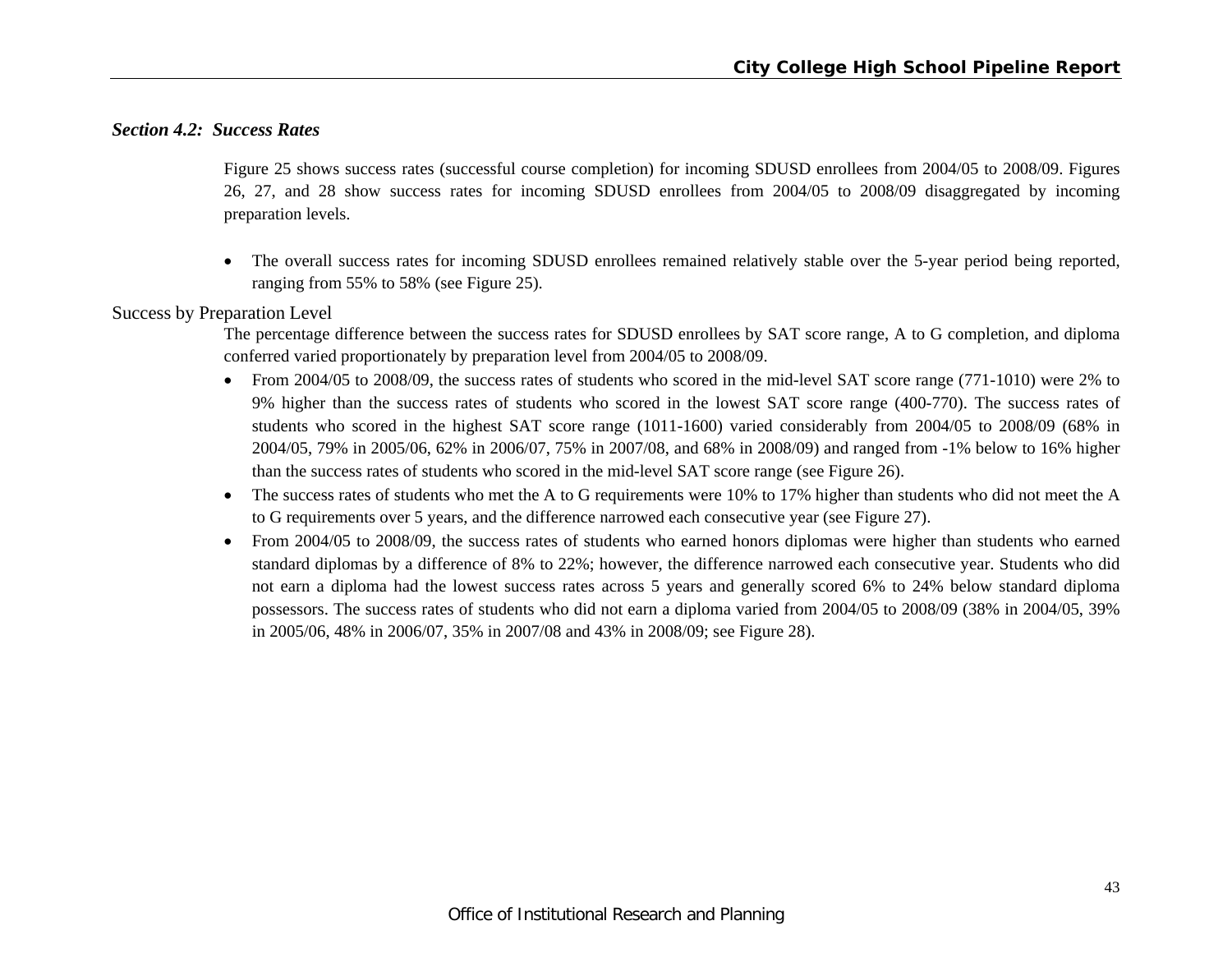### *Section 4.2: Success Rates*

Figure 25 shows success rates (successful course completion) for incoming SDUSD enrollees from 2004/05 to 2008/09. Figures 26, 27, and 28 show success rates for incoming SDUSD enrollees from 2004/05 to 2008/09 disaggregated by incoming preparation levels.

- The overall success rates for incoming SDUSD enrollees remained relatively stable over the 5-year period being reported, ranging from 55% to 58% (see Figure 25).

#### Success by Preparation Level

The percentage difference between the success rates for SDUSD enrollees by SAT score range, A to G completion, and diploma conferred varied proportionately by preparation level from 2004/05 to 2008/09.

- From 2004/05 to 2008/09, the success rates of students who scored in the mid-level SAT score range (771-1010) were 2% to 9% higher than the success rates of students who scored in the lowest SAT score range (400-770). The success rates of students who scored in the highest SAT score range (1011-1600) varied considerably from 2004/05 to 2008/09 (68% in 2004/05, 79% in 2005/06, 62% in 2006/07, 75% in 2007/08, and 68% in 2008/09) and ranged from -1% below to 16% higher than the success rates of students who scored in the mid-level SAT score range (see Figure 26).
- The success rates of students who met the A to G requirements were 10% to 17% higher than students who did not meet the A to G requirements over 5 years, and the difference narrowed each consecutive year (see Figure 27).
- From 2004/05 to 2008/09, the success rates of students who earned honors diplomas were higher than students who earned standard diplomas by a difference of 8% to 22%; however, the difference narrowed each consecutive year. Students who did not earn a diploma had the lowest success rates across 5 years and generally scored 6% to 24% below standard diploma possessors. The success rates of students who did not earn a diploma varied from 2004/05 to 2008/09 (38% in 2004/05, 39% in 2005/06, 48% in 2006/07, 35% in 2007/08 and 43% in 2008/09; see Figure 28).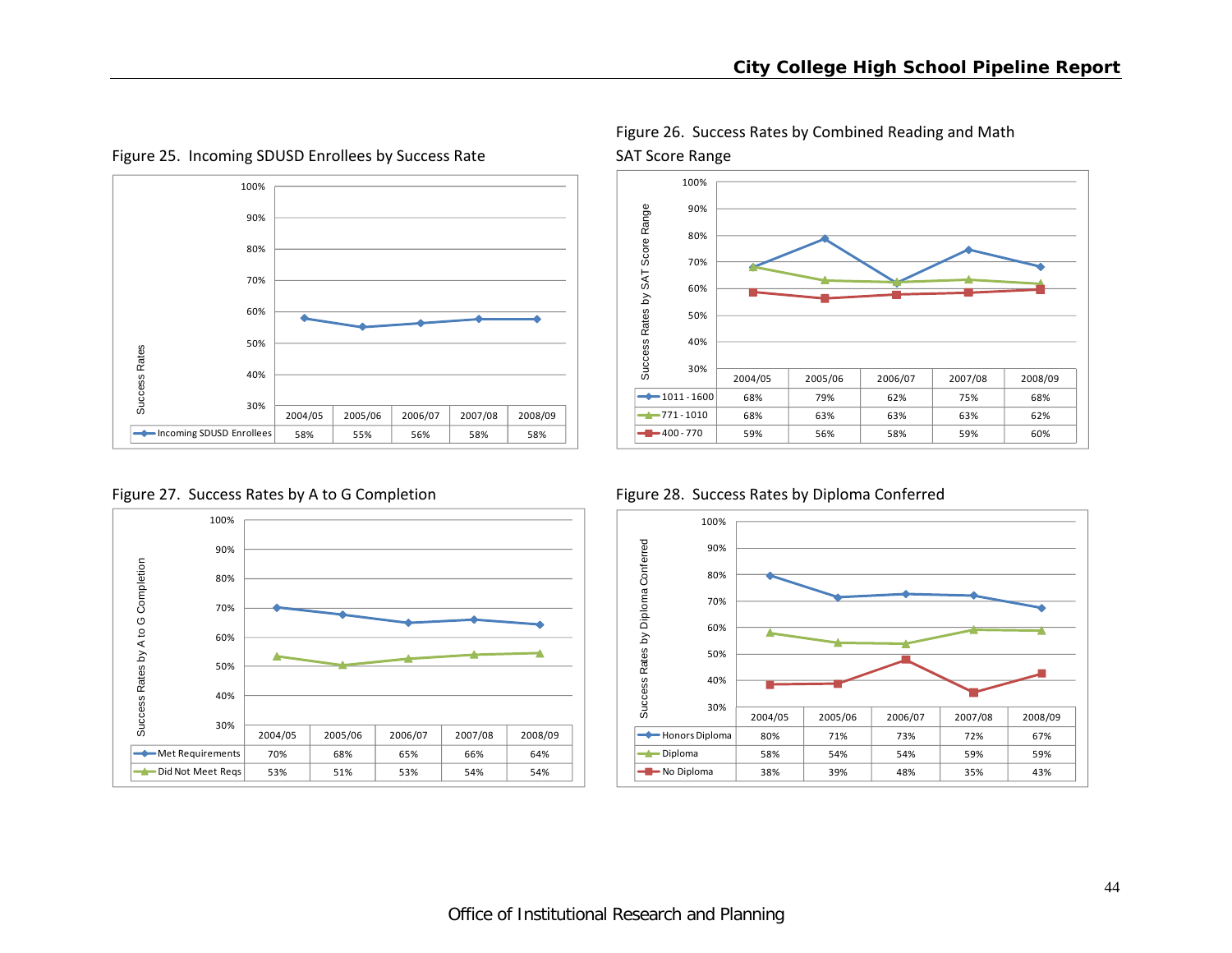Figure 25. Incoming SDUSD Enrollees by Success Rate

| | 2004/05 | 2005/06 | 2006/07 | 2007/08 | 2008/09 |
|---|---|---|---|---|---|
| Incoming SDUSD Enrollees | 58% | 55% | 56% | 58% | 58% |

Figure 26. Success Rates by Combined Reading and Math SAT Score Range

| | 2004/05 | 2005/06 | 2006/07 | 2007/08 | 2008/09 |
|---|---|---|---|---|---|
| 1011 - 1600 | 68% | 79% | 62% | 75% | 68% |
| 771 - 1010 | 68% | 63% | 63% | 63% | 62% |
| 400 - 770 | 59% | 56% | 58% | 59% | 60% |

Figure 27. Success Rates by A to G Completion

| | 2004/05 | 2005/06 | 2006/07 | 2007/08 | 2008/09 |
|---|---|---|---|---|---|
| Met Requirements | 70% | 68% | 65% | 66% | 64% |
| Did Not Meet Reqs | 53% | 51% | 53% | 54% | 54% |

Figure 28. Success Rates by Diploma Conferred

| | 2004/05 | 2005/06 | 2006/07 | 2007/08 | 2008/09 |
|---|---|---|---|---|---|
| Honors Diploma | 80% | 71% | 73% | 72% | 67% |
| Diploma | 58% | 54% | 54% | 59% | 59% |
| No Diploma | 38% | 39% | 48% | 35% | 43% |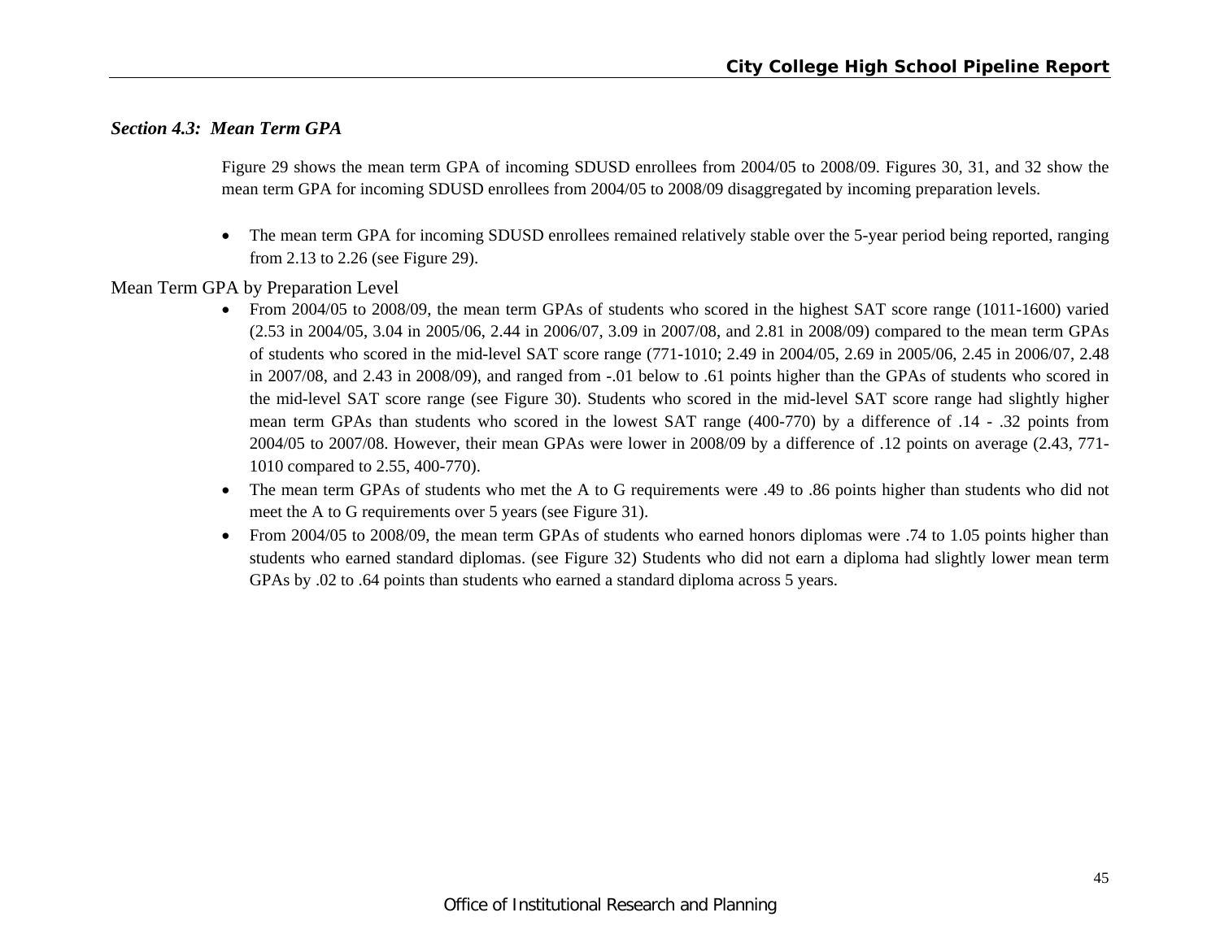### *Section 4.3: Mean Term GPA*

Figure 29 shows the mean term GPA of incoming SDUSD enrollees from 2004/05 to 2008/09. Figures 30, 31, and 32 show the mean term GPA for incoming SDUSD enrollees from 2004/05 to 2008/09 disaggregated by incoming preparation levels.

- The mean term GPA for incoming SDUSD enrollees remained relatively stable over the 5-year period being reported, ranging from 2.13 to 2.26 (see Figure 29).

Mean Term GPA by Preparation Level

- From 2004/05 to 2008/09, the mean term GPAs of students who scored in the highest SAT score range (1011-1600) varied (2.53 in 2004/05, 3.04 in 2005/06, 2.44 in 2006/07, 3.09 in 2007/08, and 2.81 in 2008/09) compared to the mean term GPAs of students who scored in the mid-level SAT score range (771-1010; 2.49 in 2004/05, 2.69 in 2005/06, 2.45 in 2006/07, 2.48 in 2007/08, and 2.43 in 2008/09), and ranged from -.01 below to .61 points higher than the GPAs of students who scored in the mid-level SAT score range (see Figure 30). Students who scored in the mid-level SAT score range had slightly higher mean term GPAs than students who scored in the lowest SAT range (400-770) by a difference of .14 - .32 points from 2004/05 to 2007/08. However, their mean GPAs were lower in 2008/09 by a difference of .12 points on average (2.43, 771-1010 compared to 2.55, 400-770).
- The mean term GPAs of students who met the A to G requirements were .49 to .86 points higher than students who did not meet the A to G requirements over 5 years (see Figure 31).
- From 2004/05 to 2008/09, the mean term GPAs of students who earned honors diplomas were .74 to 1.05 points higher than students who earned standard diplomas. (see Figure 32) Students who did not earn a diploma had slightly lower mean term GPAs by .02 to .64 points than students who earned a standard diploma across 5 years.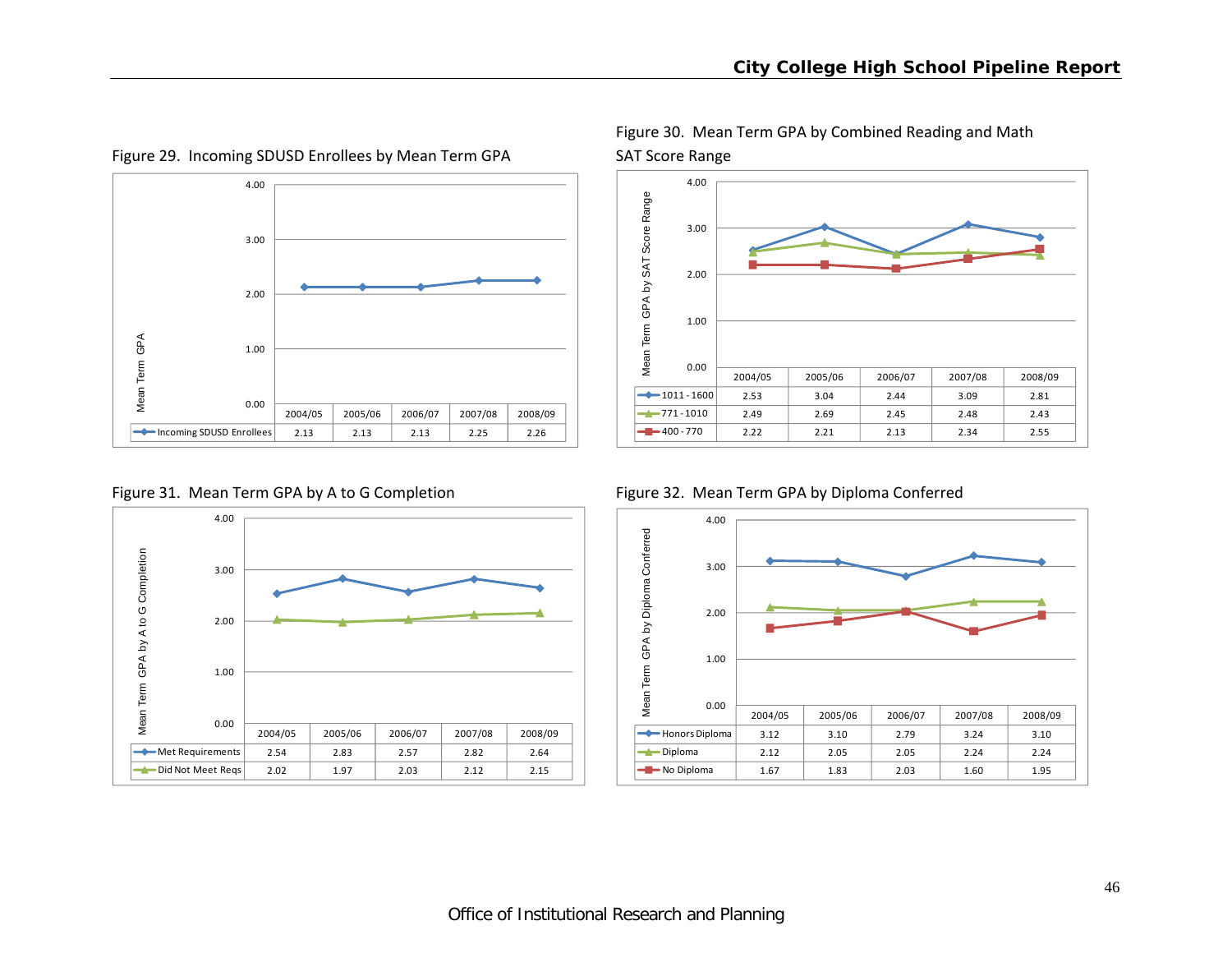Figure 29. Incoming SDUSD Enrollees by Mean Term GPA

| | 2004/05 | 2005/06 | 2006/07 | 2007/08 | 2008/09 |
|---|---|---|---|---|---|
| Incoming SDUSD Enrollees | 2.13 | 2.13 | 2.13 | 2.25 | 2.26 |

Figure 30. Mean Term GPA by Combined Reading and Math SAT Score Range

| | 2004/05 | 2005/06 | 2006/07 | 2007/08 | 2008/09 |
|---|---|---|---|---|---|
| 1011 - 1600 | 2.53 | 3.04 | 2.44 | 3.09 | 2.81 |
| 771 - 1010 | 2.49 | 2.69 | 2.45 | 2.48 | 2.43 |
| 400 - 770 | 2.22 | 2.21 | 2.13 | 2.34 | 2.55 |

Figure 31. Mean Term GPA by A to G Completion

| | 2004/05 | 2005/06 | 2006/07 | 2007/08 | 2008/09 |
|---|---|---|---|---|---|
| Met Requirements | 2.54 | 2.83 | 2.57 | 2.82 | 2.64 |
| Did Not Meet Reqs | 2.02 | 1.97 | 2.03 | 2.12 | 2.15 |

Figure 32. Mean Term GPA by Diploma Conferred

| | 2004/05 | 2005/06 | 2006/07 | 2007/08 | 2008/09 |
|---|---|---|---|---|---|
| Honors Diploma | 3.12 | 3.10 | 2.79 | 3.24 | 3.10 |
| Diploma | 2.12 | 2.05 | 2.05 | 2.24 | 2.24 |
| No Diploma | 1.67 | 1.83 | 2.03 | 1.60 | 1.95 |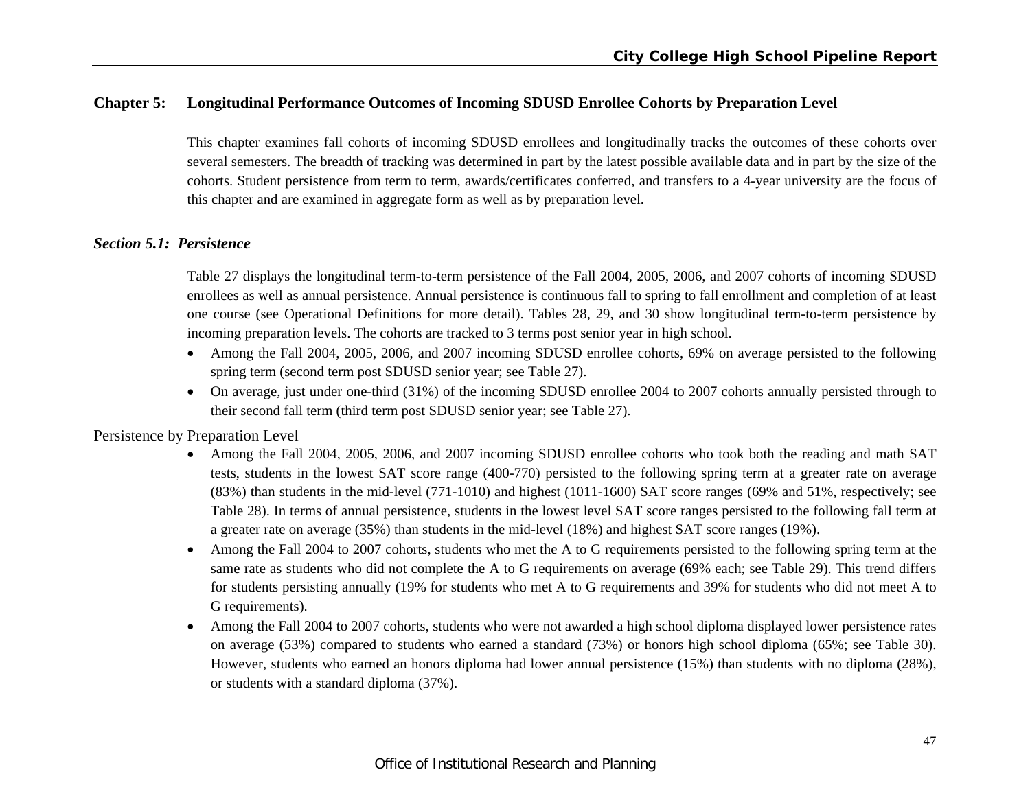## Chapter 5: Longitudinal Performance Outcomes of Incoming SDUSD Enrollee Cohorts by Preparation Level

This chapter examines fall cohorts of incoming SDUSD enrollees and longitudinally tracks the outcomes of these cohorts over several semesters. The breadth of tracking was determined in part by the latest possible available data and in part by the size of the cohorts. Student persistence from term to term, awards/certificates conferred, and transfers to a 4-year university are the focus of this chapter and are examined in aggregate form as well as by preparation level.

### *Section 5.1: Persistence*

Table 27 displays the longitudinal term-to-term persistence of the Fall 2004, 2005, 2006, and 2007 cohorts of incoming SDUSD enrollees as well as annual persistence. Annual persistence is continuous fall to spring to fall enrollment and completion of at least one course (see Operational Definitions for more detail). Tables 28, 29, and 30 show longitudinal term-to-term persistence by incoming preparation levels. The cohorts are tracked to 3 terms post senior year in high school.

- Among the Fall 2004, 2005, 2006, and 2007 incoming SDUSD enrollee cohorts, 69% on average persisted to the following spring term (second term post SDUSD senior year; see Table 27).
- On average, just under one-third (31%) of the incoming SDUSD enrollee 2004 to 2007 cohorts annually persisted through to their second fall term (third term post SDUSD senior year; see Table 27).

Persistence by Preparation Level

- Among the Fall 2004, 2005, 2006, and 2007 incoming SDUSD enrollee cohorts who took both the reading and math SAT tests, students in the lowest SAT score range (400-770) persisted to the following spring term at a greater rate on average (83%) than students in the mid-level (771-1010) and highest (1011-1600) SAT score ranges (69% and 51%, respectively; see Table 28). In terms of annual persistence, students in the lowest level SAT score ranges persisted to the following fall term at a greater rate on average (35%) than students in the mid-level (18%) and highest SAT score ranges (19%).
- Among the Fall 2004 to 2007 cohorts, students who met the A to G requirements persisted to the following spring term at the same rate as students who did not complete the A to G requirements on average (69% each; see Table 29). This trend differs for students persisting annually (19% for students who met A to G requirements and 39% for students who did not meet A to G requirements).
- Among the Fall 2004 to 2007 cohorts, students who were not awarded a high school diploma displayed lower persistence rates on average (53%) compared to students who earned a standard (73%) or honors high school diploma (65%; see Table 30). However, students who earned an honors diploma had lower annual persistence (15%) than students with no diploma (28%), or students with a standard diploma (37%).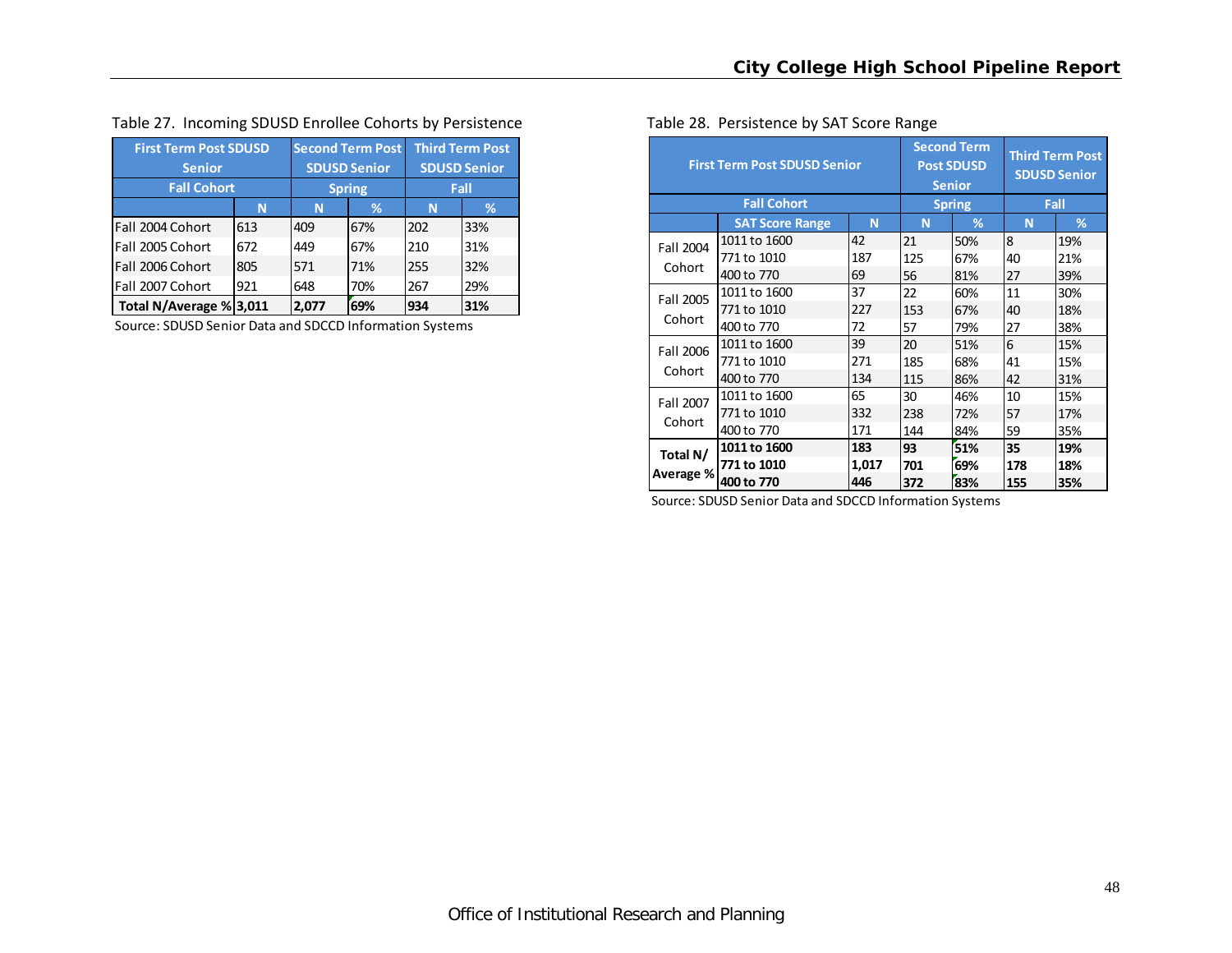Table 27. Incoming SDUSD Enrollee Cohorts by Persistence

| First Term Post SDUSD Senior | | Second Term Post SDUSD Senior | | Third Term Post SDUSD Senior | |
|---|---|---|---|---|---|
| Fall Cohort | | Spring | | Fall | |
| | N | N | % | N | % |
| Fall 2004 Cohort | 613 | 409 | 67% | 202 | 33% |
| Fall 2005 Cohort | 672 | 449 | 67% | 210 | 31% |
| Fall 2006 Cohort | 805 | 571 | 71% | 255 | 32% |
| Fall 2007 Cohort | 921 | 648 | 70% | 267 | 29% |
| **Total N/Average %** | **3,011** | **2,077** | **69%** | **934** | **31%** |

Source: SDUSD Senior Data and SDCCD Information Systems

Table 28. Persistence by SAT Score Range

| First Term Post SDUSD Senior | | | Second Term Post SDUSD Senior | | Third Term Post SDUSD Senior | |
|---|---|---|---|---|---|---|
| Fall Cohort | | | Spring | | Fall | |
| | SAT Score Range | N | N | % | N | % |
| Fall 2004 Cohort | 1011 to 1600 | 42 | 21 | 50% | 8 | 19% |
| | 771 to 1010 | 187 | 125 | 67% | 40 | 21% |
| | 400 to 770 | 69 | 56 | 81% | 27 | 39% |
| Fall 2005 Cohort | 1011 to 1600 | 37 | 22 | 60% | 11 | 30% |
| | 771 to 1010 | 227 | 153 | 67% | 40 | 18% |
| | 400 to 770 | 72 | 57 | 79% | 27 | 38% |
| Fall 2006 Cohort | 1011 to 1600 | 39 | 20 | 51% | 6 | 15% |
| | 771 to 1010 | 271 | 185 | 68% | 41 | 15% |
| | 400 to 770 | 134 | 115 | 86% | 42 | 31% |
| Fall 2007 Cohort | 1011 to 1600 | 65 | 30 | 46% | 10 | 15% |
| | 771 to 1010 | 332 | 238 | 72% | 57 | 17% |
| | 400 to 770 | 171 | 144 | 84% | 59 | 35% |
| **Total N/ Average %** | **1011 to 1600** | **183** | **93** | **51%** | **35** | **19%** |
| | **771 to 1010** | **1,017** | **701** | **69%** | **178** | **18%** |
| | **400 to 770** | **446** | **372** | **83%** | **155** | **35%** |

Source: SDUSD Senior Data and SDCCD Information Systems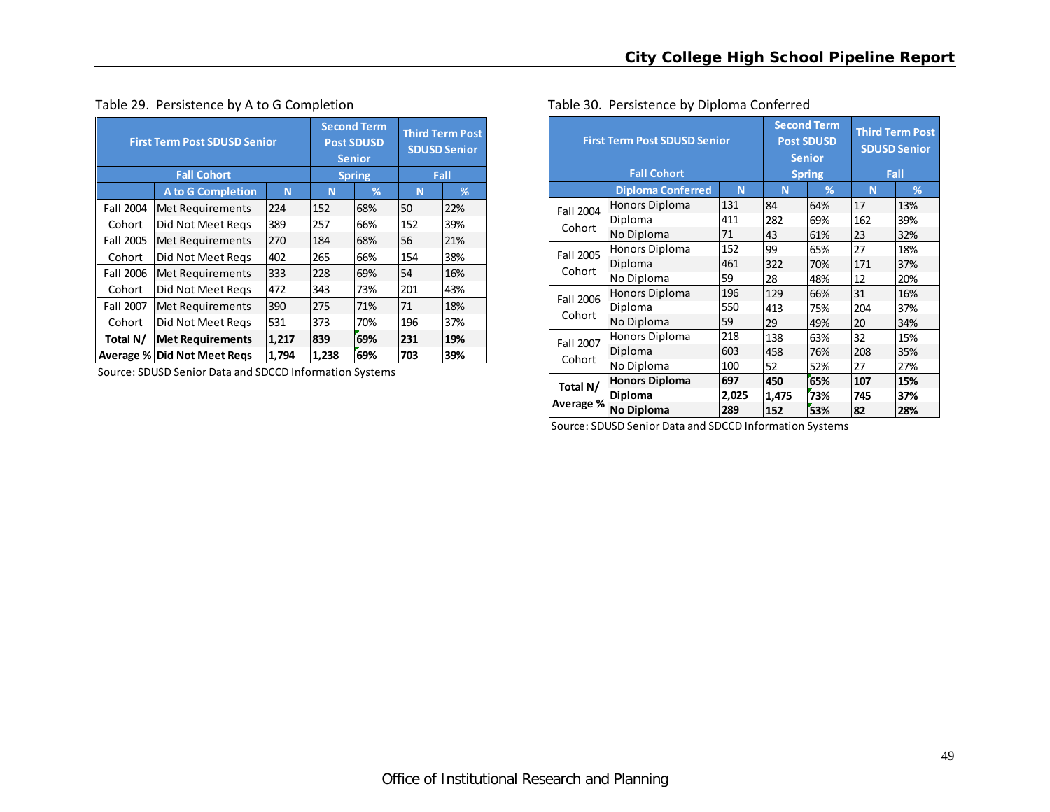Table 29. Persistence by A to G Completion

| First Term Post SDUSD Senior | | | Second Term Post SDUSD Senior | | Third Term Post SDUSD Senior | |
|---|---|---|---|---|---|---|
| Fall Cohort | | | Spring | | Fall | |
| | A to G Completion | N | N | % | N | % |
| Fall 2004 Cohort | Met Requirements | 224 | 152 | 68% | 50 | 22% |
| | Did Not Meet Reqs | 389 | 257 | 66% | 152 | 39% |
| Fall 2005 Cohort | Met Requirements | 270 | 184 | 68% | 56 | 21% |
| | Did Not Meet Reqs | 402 | 265 | 66% | 154 | 38% |
| Fall 2006 Cohort | Met Requirements | 333 | 228 | 69% | 54 | 16% |
| | Did Not Meet Reqs | 472 | 343 | 73% | 201 | 43% |
| Fall 2007 Cohort | Met Requirements | 390 | 275 | 71% | 71 | 18% |
| | Did Not Meet Reqs | 531 | 373 | 70% | 196 | 37% |
| **Total N/ Average %** | **Met Requirements** | **1,217** | **839** | **69%** | **231** | **19%** |
| | **Did Not Meet Reqs** | **1,794** | **1,238** | **69%** | **703** | **39%** |

Source: SDUSD Senior Data and SDCCD Information Systems

Table 30. Persistence by Diploma Conferred

| First Term Post SDUSD Senior | | | Second Term Post SDUSD Senior | | Third Term Post SDUSD Senior | |
|---|---|---|---|---|---|---|
| Fall Cohort | | | Spring | | Fall | |
| | Diploma Conferred | N | N | % | N | % |
| Fall 2004 Cohort | Honors Diploma | 131 | 84 | 64% | 17 | 13% |
| | Diploma | 411 | 282 | 69% | 162 | 39% |
| | No Diploma | 71 | 43 | 61% | 23 | 32% |
| Fall 2005 Cohort | Honors Diploma | 152 | 99 | 65% | 27 | 18% |
| | Diploma | 461 | 322 | 70% | 171 | 37% |
| | No Diploma | 59 | 28 | 48% | 12 | 20% |
| Fall 2006 Cohort | Honors Diploma | 196 | 129 | 66% | 31 | 16% |
| | Diploma | 550 | 413 | 75% | 204 | 37% |
| | No Diploma | 59 | 29 | 49% | 20 | 34% |
| Fall 2007 Cohort | Honors Diploma | 218 | 138 | 63% | 32 | 15% |
| | Diploma | 603 | 458 | 76% | 208 | 35% |
| | No Diploma | 100 | 52 | 52% | 27 | 27% |
| **Total N/ Average %** | **Honors Diploma** | **697** | **450** | **65%** | **107** | **15%** |
| | **Diploma** | **2,025** | **1,475** | **73%** | **745** | **37%** |
| | **No Diploma** | **289** | **152** | **53%** | **82** | **28%** |

Source: SDUSD Senior Data and SDCCD Information Systems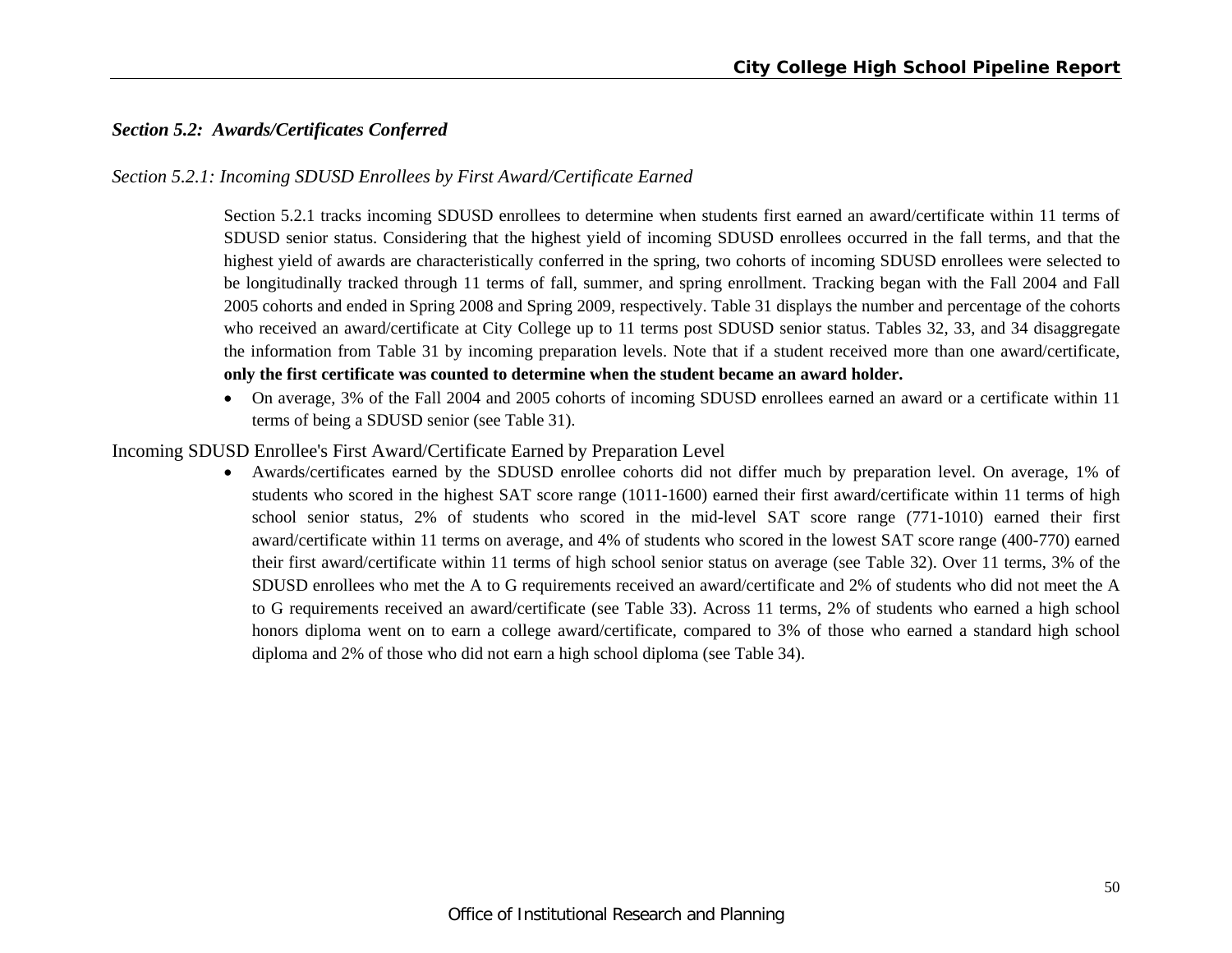### *Section 5.2: Awards/Certificates Conferred*

#### *Section 5.2.1: Incoming SDUSD Enrollees by First Award/Certificate Earned*

Section 5.2.1 tracks incoming SDUSD enrollees to determine when students first earned an award/certificate within 11 terms of SDUSD senior status. Considering that the highest yield of incoming SDUSD enrollees occurred in the fall terms, and that the highest yield of awards are characteristically conferred in the spring, two cohorts of incoming SDUSD enrollees were selected to be longitudinally tracked through 11 terms of fall, summer, and spring enrollment. Tracking began with the Fall 2004 and Fall 2005 cohorts and ended in Spring 2008 and Spring 2009, respectively. Table 31 displays the number and percentage of the cohorts who received an award/certificate at City College up to 11 terms post SDUSD senior status. Tables 32, 33, and 34 disaggregate the information from Table 31 by incoming preparation levels. Note that if a student received more than one award/certificate, **only the first certificate was counted to determine when the student became an award holder.**

- On average, 3% of the Fall 2004 and 2005 cohorts of incoming SDUSD enrollees earned an award or a certificate within 11 terms of being a SDUSD senior (see Table 31).

Incoming SDUSD Enrollee's First Award/Certificate Earned by Preparation Level

- Awards/certificates earned by the SDUSD enrollee cohorts did not differ much by preparation level. On average, 1% of students who scored in the highest SAT score range (1011-1600) earned their first award/certificate within 11 terms of high school senior status, 2% of students who scored in the mid-level SAT score range (771-1010) earned their first award/certificate within 11 terms on average, and 4% of students who scored in the lowest SAT score range (400-770) earned their first award/certificate within 11 terms of high school senior status on average (see Table 32). Over 11 terms, 3% of the SDUSD enrollees who met the A to G requirements received an award/certificate and 2% of students who did not meet the A to G requirements received an award/certificate (see Table 33). Across 11 terms, 2% of students who earned a high school honors diploma went on to earn a college award/certificate, compared to 3% of those who earned a standard high school diploma and 2% of those who did not earn a high school diploma (see Table 34).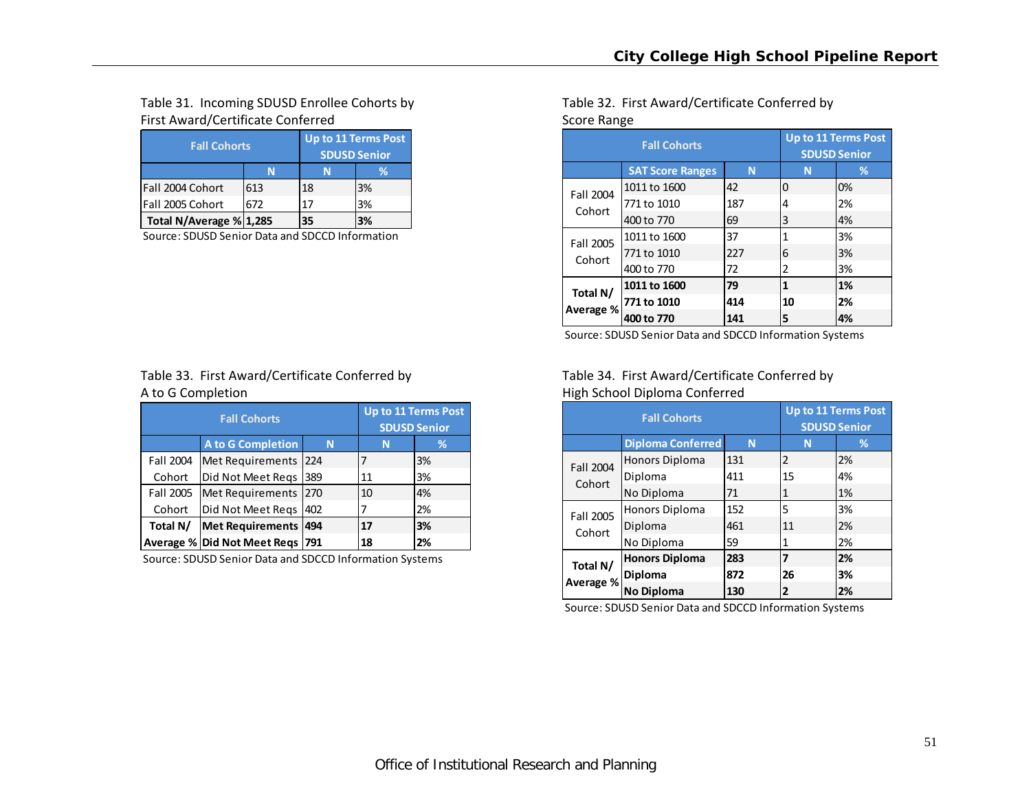Table 31. Incoming SDUSD Enrollee Cohorts by First Award/Certificate Conferred

| Fall Cohorts | | Up to 11 Terms Post SDUSD Senior | |
|---|---|---|---|
| | N | N | % |
| Fall 2004 Cohort | 613 | 18 | 3% |
| Fall 2005 Cohort | 672 | 17 | 3% |
| **Total N/Average %** | **1,285** | **35** | **3%** |

Source: SDUSD Senior Data and SDCCD Information

Table 32. First Award/Certificate Conferred by Score Range

| Fall Cohorts | | | Up to 11 Terms Post SDUSD Senior | |
|---|---|---|---|---|
| | SAT Score Ranges | N | N | % |
| Fall 2004 Cohort | 1011 to 1600 | 42 | 0 | 0% |
| | 771 to 1010 | 187 | 4 | 2% |
| | 400 to 770 | 69 | 3 | 4% |
| Fall 2005 Cohort | 1011 to 1600 | 37 | 1 | 3% |
| | 771 to 1010 | 227 | 6 | 3% |
| | 400 to 770 | 72 | 2 | 3% |
| **Total N/ Average %** | **1011 to 1600** | **79** | **1** | **1%** |
| | **771 to 1010** | **414** | **10** | **2%** |
| | **400 to 770** | **141** | **5** | **4%** |

Source: SDUSD Senior Data and SDCCD Information Systems

Table 33. First Award/Certificate Conferred by A to G Completion

| Fall Cohorts | | | Up to 11 Terms Post SDUSD Senior | |
|---|---|---|---|---|
| | A to G Completion | N | N | % |
| Fall 2004 Cohort | Met Requirements | 224 | 7 | 3% |
| | Did Not Meet Reqs | 389 | 11 | 3% |
| Fall 2005 Cohort | Met Requirements | 270 | 10 | 4% |
| | Did Not Meet Reqs | 402 | 7 | 2% |
| **Total N/ Average %** | **Met Requirements** | **494** | **17** | **3%** |
| | **Did Not Meet Reqs** | **791** | **18** | **2%** |

Source: SDUSD Senior Data and SDCCD Information Systems

Table 34. First Award/Certificate Conferred by High School Diploma Conferred

| Fall Cohorts | | | Up to 11 Terms Post SDUSD Senior | |
|---|---|---|---|---|
| | Diploma Conferred | N | N | % |
| Fall 2004 Cohort | Honors Diploma | 131 | 2 | 2% |
| | Diploma | 411 | 15 | 4% |
| | No Diploma | 71 | 1 | 1% |
| Fall 2005 Cohort | Honors Diploma | 152 | 5 | 3% |
| | Diploma | 461 | 11 | 2% |
| | No Diploma | 59 | 1 | 2% |
| **Total N/ Average %** | **Honors Diploma** | **283** | **7** | **2%** |
| | **Diploma** | **872** | **26** | **3%** |
| | **No Diploma** | **130** | **2** | **2%** |

Source: SDUSD Senior Data and SDCCD Information Systems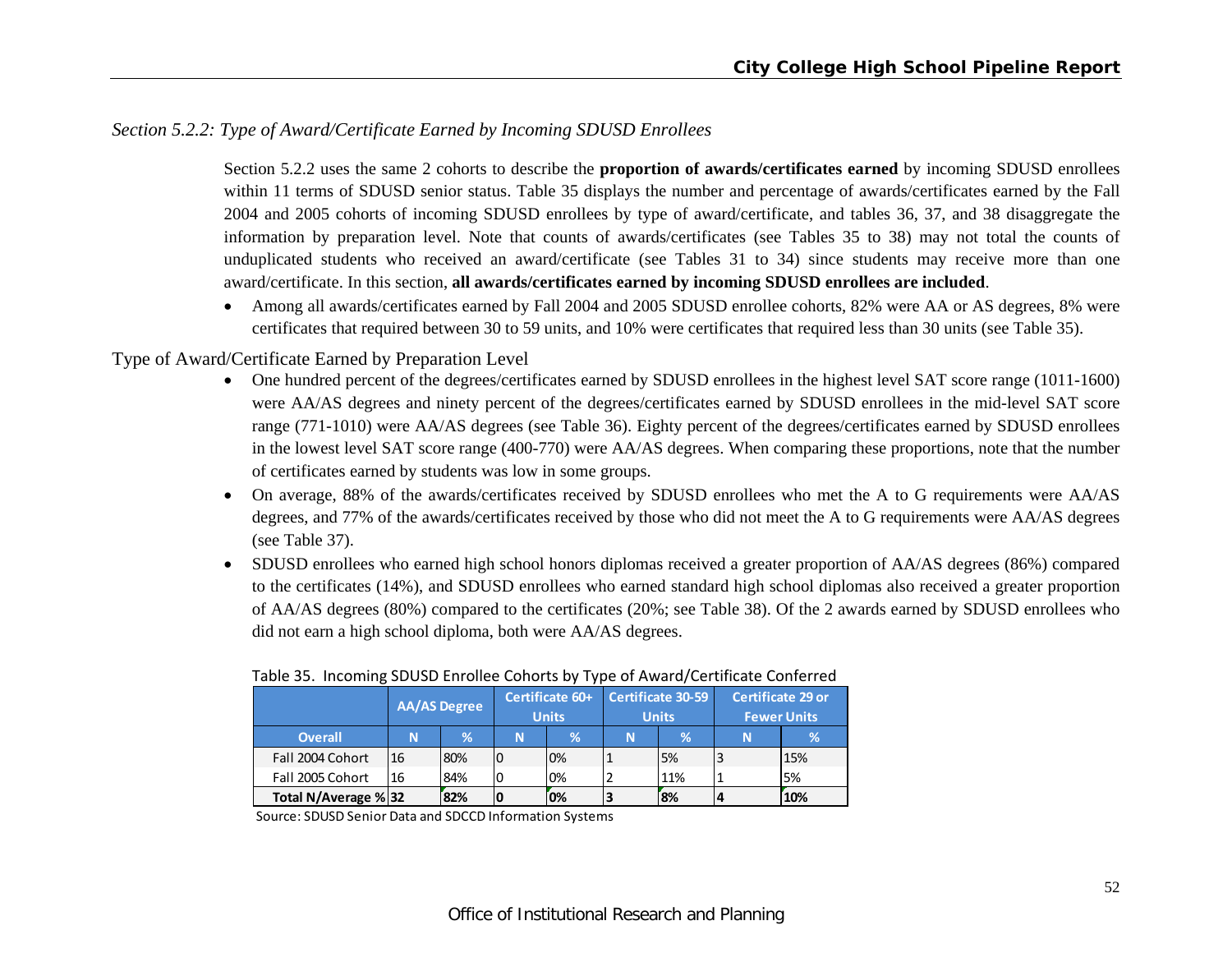### *Section 5.2.2: Type of Award/Certificate Earned by Incoming SDUSD Enrollees*

Section 5.2.2 uses the same 2 cohorts to describe the **proportion of awards/certificates earned** by incoming SDUSD enrollees within 11 terms of SDUSD senior status. Table 35 displays the number and percentage of awards/certificates earned by the Fall 2004 and 2005 cohorts of incoming SDUSD enrollees by type of award/certificate, and tables 36, 37, and 38 disaggregate the information by preparation level. Note that counts of awards/certificates (see Tables 35 to 38) may not total the counts of unduplicated students who received an award/certificate (see Tables 31 to 34) since students may receive more than one award/certificate. In this section, **all awards/certificates earned by incoming SDUSD enrollees are included**.

- Among all awards/certificates earned by Fall 2004 and 2005 SDUSD enrollee cohorts, 82% were AA or AS degrees, 8% were certificates that required between 30 to 59 units, and 10% were certificates that required less than 30 units (see Table 35).

Type of Award/Certificate Earned by Preparation Level

- One hundred percent of the degrees/certificates earned by SDUSD enrollees in the highest level SAT score range (1011-1600) were AA/AS degrees and ninety percent of the degrees/certificates earned by SDUSD enrollees in the mid-level SAT score range (771-1010) were AA/AS degrees (see Table 36). Eighty percent of the degrees/certificates earned by SDUSD enrollees in the lowest level SAT score range (400-770) were AA/AS degrees. When comparing these proportions, note that the number of certificates earned by students was low in some groups.
- On average, 88% of the awards/certificates received by SDUSD enrollees who met the A to G requirements were AA/AS degrees, and 77% of the awards/certificates received by those who did not meet the A to G requirements were AA/AS degrees (see Table 37).
- SDUSD enrollees who earned high school honors diplomas received a greater proportion of AA/AS degrees (86%) compared to the certificates (14%), and SDUSD enrollees who earned standard high school diplomas also received a greater proportion of AA/AS degrees (80%) compared to the certificates (20%; see Table 38). Of the 2 awards earned by SDUSD enrollees who did not earn a high school diploma, both were AA/AS degrees.

Table 35. Incoming SDUSD Enrollee Cohorts by Type of Award/Certificate Conferred

| | AA/AS Degree | | Certificate 60+ Units | | Certificate 30-59 Units | | Certificate 29 or Fewer Units | |
|---|---|---|---|---|---|---|---|---|
| **Overall** | **N** | **%** | **N** | **%** | **N** | **%** | **N** | **%** |
| Fall 2004 Cohort | 16 | 80% | 0 | 0% | 1 | 5% | 3 | 15% |
| Fall 2005 Cohort | 16 | 84% | 0 | 0% | 2 | 11% | 1 | 5% |
| **Total N/Average %** | **32** | **82%** | **0** | **0%** | **3** | **8%** | **4** | **10%** |

Source: SDUSD Senior Data and SDCCD Information Systems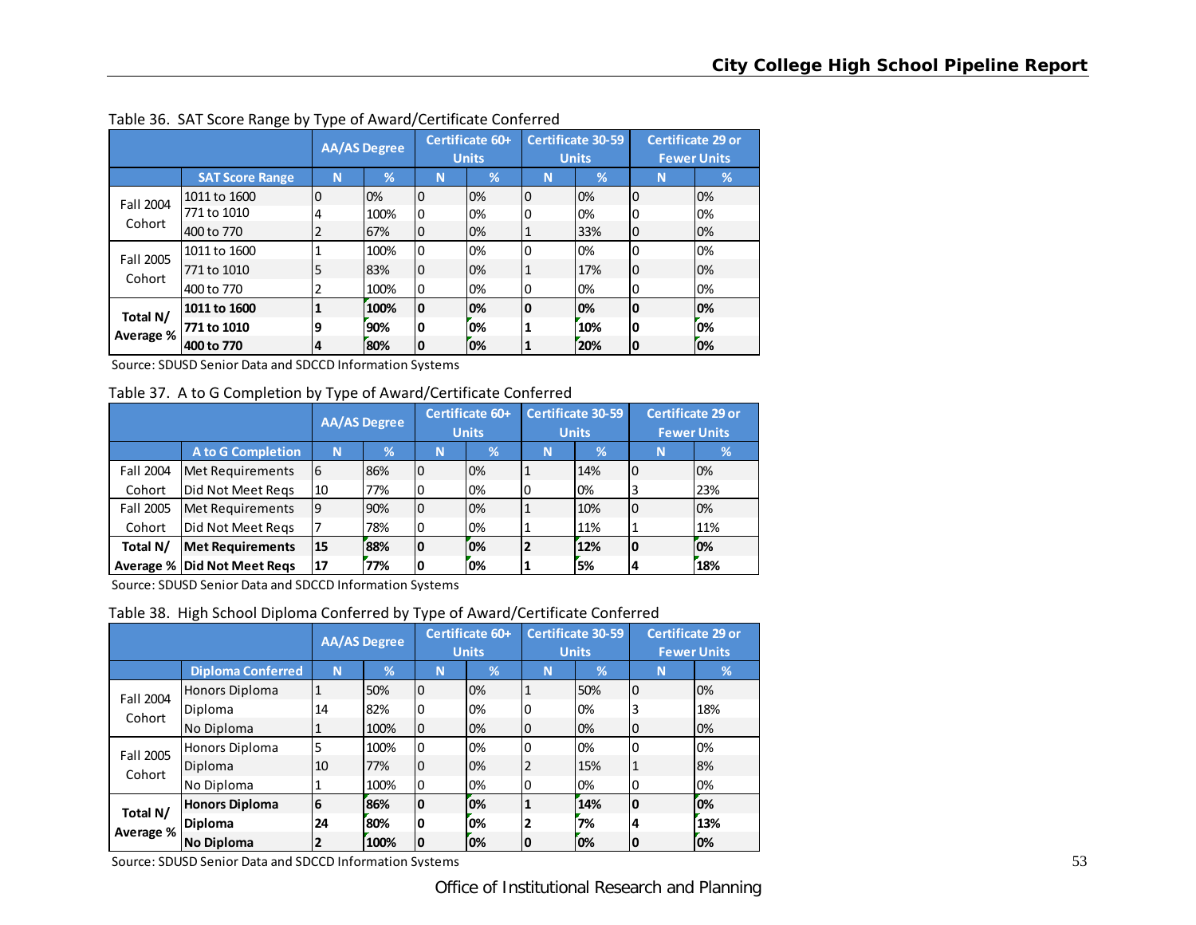Table 36. SAT Score Range by Type of Award/Certificate Conferred

| | | AA/AS Degree | | Certificate 60+ Units | | Certificate 30-59 Units | | Certificate 29 or Fewer Units | |
|---|---|---|---|---|---|---|---|---|---|
| | **SAT Score Range** | **N** | **%** | **N** | **%** | **N** | **%** | **N** | **%** |
| Fall 2004 Cohort | 1011 to 1600 | 0 | 0% | 0 | 0% | 0 | 0% | 0 | 0% |
| | 771 to 1010 | 4 | 100% | 0 | 0% | 0 | 0% | 0 | 0% |
| | 400 to 770 | 2 | 67% | 0 | 0% | 1 | 33% | 0 | 0% |
| Fall 2005 Cohort | 1011 to 1600 | 1 | 100% | 0 | 0% | 0 | 0% | 0 | 0% |
| | 771 to 1010 | 5 | 83% | 0 | 0% | 1 | 17% | 0 | 0% |
| | 400 to 770 | 2 | 100% | 0 | 0% | 0 | 0% | 0 | 0% |
| **Total N/ Average %** | **1011 to 1600** | **1** | **100%** | **0** | **0%** | **0** | **0%** | **0** | **0%** |
| | **771 to 1010** | **9** | **90%** | **0** | **0%** | **1** | **10%** | **0** | **0%** |
| | **400 to 770** | **4** | **80%** | **0** | **0%** | **1** | **20%** | **0** | **0%** |

Source: SDUSD Senior Data and SDCCD Information Systems

Table 37. A to G Completion by Type of Award/Certificate Conferred

| | | AA/AS Degree | | Certificate 60+ Units | | Certificate 30-59 Units | | Certificate 29 or Fewer Units | |
|---|---|---|---|---|---|---|---|---|---|
| | **A to G Completion** | **N** | **%** | **N** | **%** | **N** | **%** | **N** | **%** |
| Fall 2004 Cohort | Met Requirements | 6 | 86% | 0 | 0% | 1 | 14% | 0 | 0% |
| | Did Not Meet Reqs | 10 | 77% | 0 | 0% | 0 | 0% | 3 | 23% |
| Fall 2005 Cohort | Met Requirements | 9 | 90% | 0 | 0% | 1 | 10% | 0 | 0% |
| | Did Not Meet Reqs | 7 | 78% | 0 | 0% | 1 | 11% | 1 | 11% |
| **Total N/ Average %** | **Met Requirements** | **15** | **88%** | **0** | **0%** | **2** | **12%** | **0** | **0%** |
| | **Did Not Meet Reqs** | **17** | **77%** | **0** | **0%** | **1** | **5%** | **4** | **18%** |

Source: SDUSD Senior Data and SDCCD Information Systems

Table 38. High School Diploma Conferred by Type of Award/Certificate Conferred

| | | AA/AS Degree | | Certificate 60+ Units | | Certificate 30-59 Units | | Certificate 29 or Fewer Units | |
|---|---|---|---|---|---|---|---|---|---|
| | **Diploma Conferred** | **N** | **%** | **N** | **%** | **N** | **%** | **N** | **%** |
| Fall 2004 Cohort | Honors Diploma | 1 | 50% | 0 | 0% | 1 | 50% | 0 | 0% |
| | Diploma | 14 | 82% | 0 | 0% | 0 | 0% | 3 | 18% |
| | No Diploma | 1 | 100% | 0 | 0% | 0 | 0% | 0 | 0% |
| Fall 2005 Cohort | Honors Diploma | 5 | 100% | 0 | 0% | 0 | 0% | 0 | 0% |
| | Diploma | 10 | 77% | 0 | 0% | 2 | 15% | 1 | 8% |
| | No Diploma | 1 | 100% | 0 | 0% | 0 | 0% | 0 | 0% |
| **Total N/ Average %** | **Honors Diploma** | **6** | **86%** | **0** | **0%** | **1** | **14%** | **0** | **0%** |
| | **Diploma** | **24** | **80%** | **0** | **0%** | **2** | **7%** | **4** | **13%** |
| | **No Diploma** | **2** | **100%** | **0** | **0%** | **0** | **0%** | **0** | **0%** |

Source: SDUSD Senior Data and SDCCD Information Systems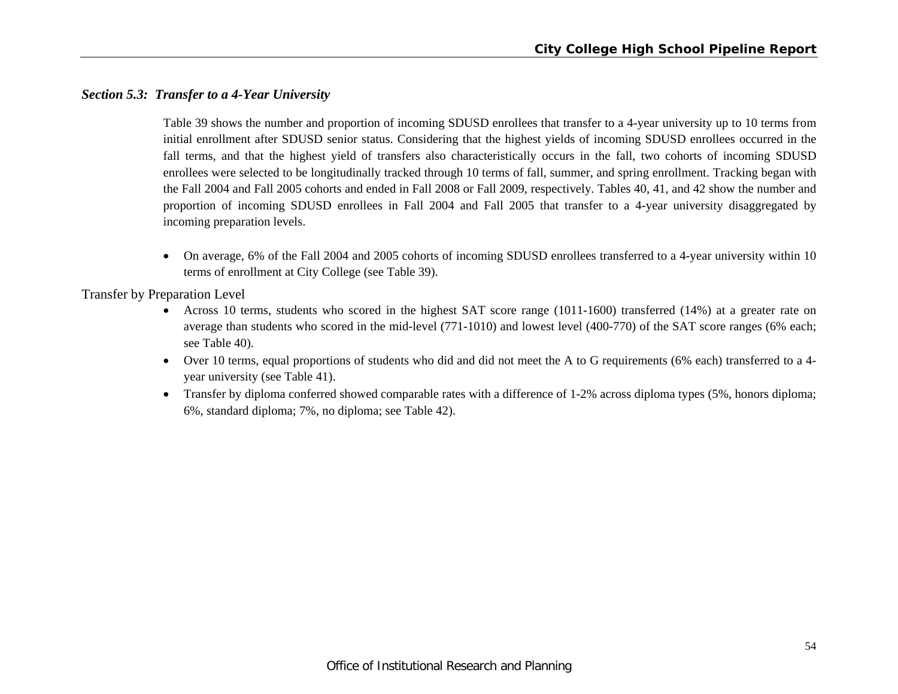### *Section 5.3: Transfer to a 4-Year University*

Table 39 shows the number and proportion of incoming SDUSD enrollees that transfer to a 4-year university up to 10 terms from initial enrollment after SDUSD senior status. Considering that the highest yields of incoming SDUSD enrollees occurred in the fall terms, and that the highest yield of transfers also characteristically occurs in the fall, two cohorts of incoming SDUSD enrollees were selected to be longitudinally tracked through 10 terms of fall, summer, and spring enrollment. Tracking began with the Fall 2004 and Fall 2005 cohorts and ended in Fall 2008 or Fall 2009, respectively. Tables 40, 41, and 42 show the number and proportion of incoming SDUSD enrollees in Fall 2004 and Fall 2005 that transfer to a 4-year university disaggregated by incoming preparation levels.

- On average, 6% of the Fall 2004 and 2005 cohorts of incoming SDUSD enrollees transferred to a 4-year university within 10 terms of enrollment at City College (see Table 39).

Transfer by Preparation Level

- Across 10 terms, students who scored in the highest SAT score range (1011-1600) transferred (14%) at a greater rate on average than students who scored in the mid-level (771-1010) and lowest level (400-770) of the SAT score ranges (6% each; see Table 40).
- Over 10 terms, equal proportions of students who did and did not meet the A to G requirements (6% each) transferred to a 4-year university (see Table 41).
- Transfer by diploma conferred showed comparable rates with a difference of 1-2% across diploma types (5%, honors diploma; 6%, standard diploma; 7%, no diploma; see Table 42).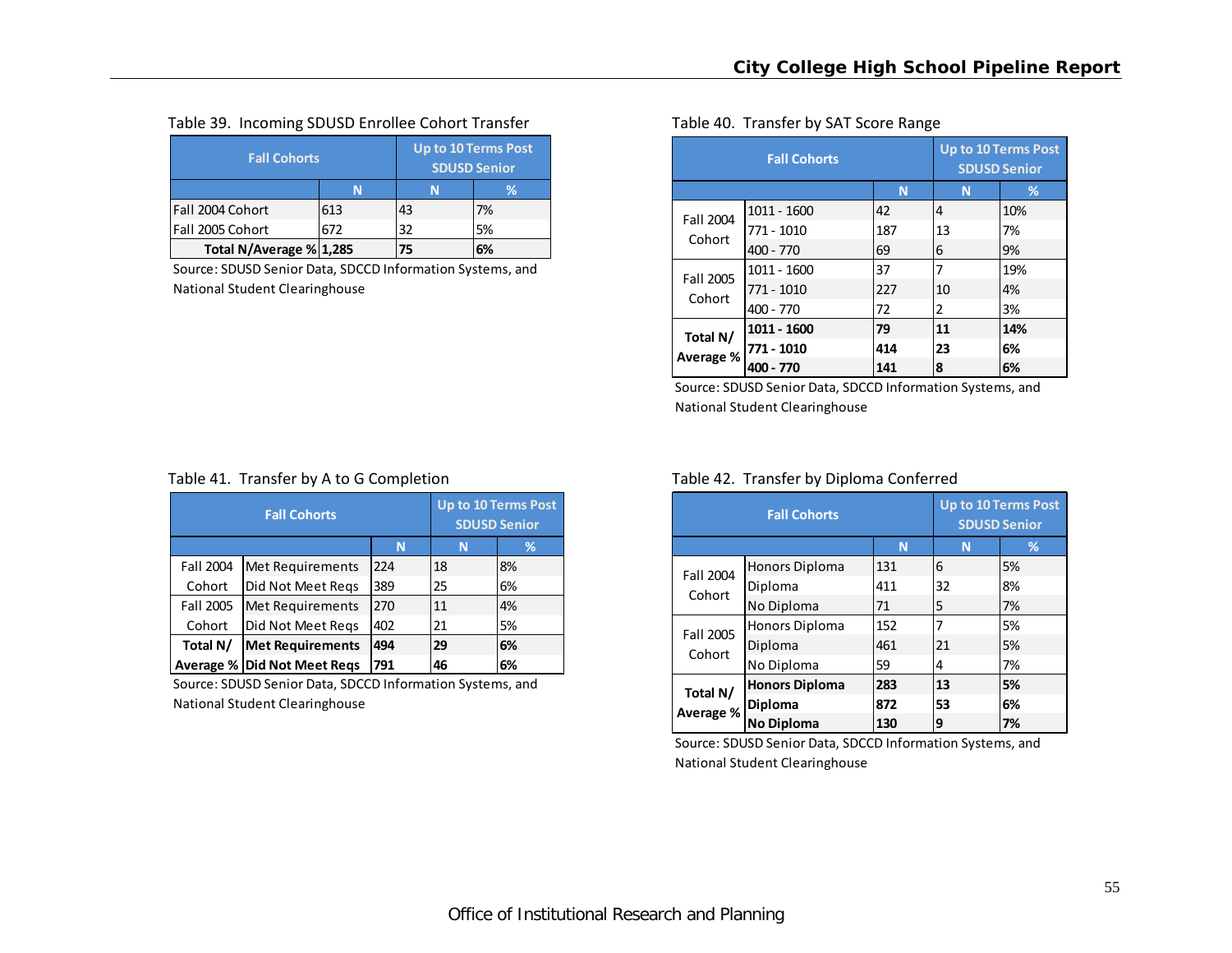Table 39. Incoming SDUSD Enrollee Cohort Transfer

| Fall Cohorts | | Up to 10 Terms Post SDUSD Senior | |
|---|---|---|---|
| | N | N | % |
| Fall 2004 Cohort | 613 | 43 | 7% |
| Fall 2005 Cohort | 672 | 32 | 5% |
| **Total N/Average %** | **1,285** | **75** | **6%** |

Source: SDUSD Senior Data, SDCCD Information Systems, and National Student Clearinghouse

Table 40. Transfer by SAT Score Range

| Fall Cohorts | | | Up to 10 Terms Post SDUSD Senior | |
|---|---|---|---|---|
| | | N | N | % |
| Fall 2004 Cohort | 1011 - 1600 | 42 | 4 | 10% |
| | 771 - 1010 | 187 | 13 | 7% |
| | 400 - 770 | 69 | 6 | 9% |
| Fall 2005 Cohort | 1011 - 1600 | 37 | 7 | 19% |
| | 771 - 1010 | 227 | 10 | 4% |
| | 400 - 770 | 72 | 2 | 3% |
| **Total N/ Average %** | **1011 - 1600** | **79** | **11** | **14%** |
| | **771 - 1010** | **414** | **23** | **6%** |
| | **400 - 770** | **141** | **8** | **6%** |

Source: SDUSD Senior Data, SDCCD Information Systems, and National Student Clearinghouse

Table 41. Transfer by A to G Completion

| Fall Cohorts | | | Up to 10 Terms Post SDUSD Senior | |
|---|---|---|---|---|
| | | N | N | % |
| Fall 2004 Cohort | Met Requirements | 224 | 18 | 8% |
| | Did Not Meet Reqs | 389 | 25 | 6% |
| Fall 2005 Cohort | Met Requirements | 270 | 11 | 4% |
| | Did Not Meet Reqs | 402 | 21 | 5% |
| **Total N/ Average %** | **Met Requirements** | **494** | **29** | **6%** |
| | **Did Not Meet Reqs** | **791** | **46** | **6%** |

Source: SDUSD Senior Data, SDCCD Information Systems, and National Student Clearinghouse

Table 42. Transfer by Diploma Conferred

| Fall Cohorts | | | Up to 10 Terms Post SDUSD Senior | |
|---|---|---|---|---|
| | | N | N | % |
| Fall 2004 Cohort | Honors Diploma | 131 | 6 | 5% |
| | Diploma | 411 | 32 | 8% |
| | No Diploma | 71 | 5 | 7% |
| Fall 2005 Cohort | Honors Diploma | 152 | 7 | 5% |
| | Diploma | 461 | 21 | 5% |
| | No Diploma | 59 | 4 | 7% |
| **Total N/ Average %** | **Honors Diploma** | **283** | **13** | **5%** |
| | **Diploma** | **872** | **53** | **6%** |
| | **No Diploma** | **130** | **9** | **7%** |

Source: SDUSD Senior Data, SDCCD Information Systems, and National Student Clearinghouse